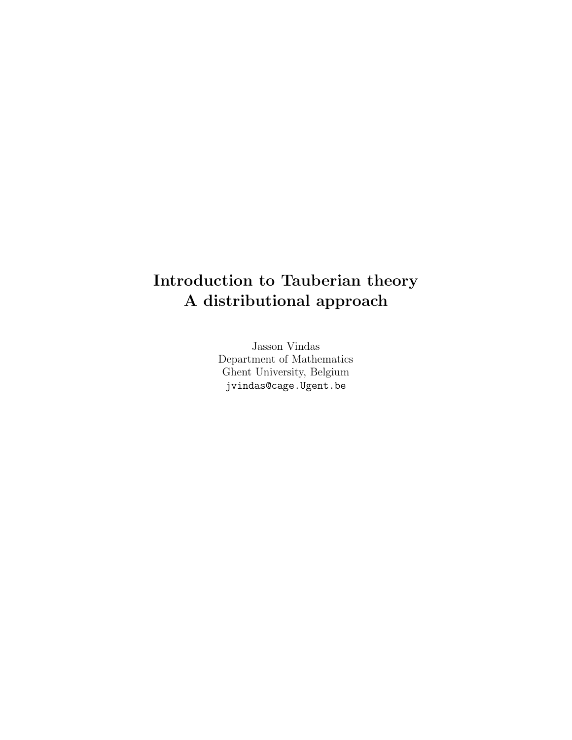# Introduction to Tauberian theory
# A distributional approach

Jasson Vindas
Department of Mathematics
Ghent University, Belgium
jvindas@cage.Ugent.be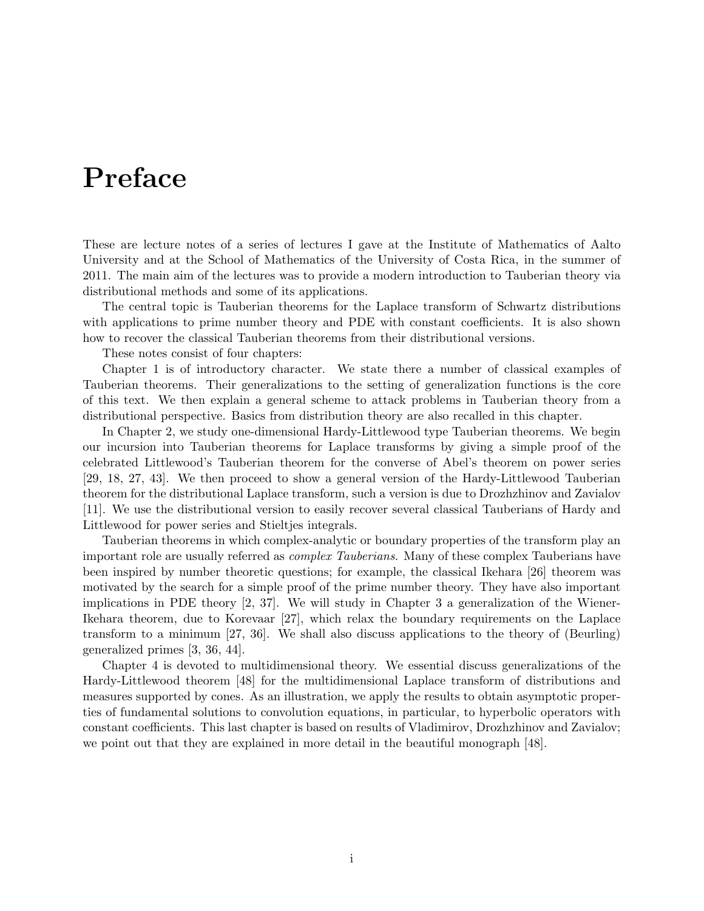# Preface

These are lecture notes of a series of lectures I gave at the Institute of Mathematics of Aalto University and at the School of Mathematics of the University of Costa Rica, in the summer of 2011. The main aim of the lectures was to provide a modern introduction to Tauberian theory via distributional methods and some of its applications.

The central topic is Tauberian theorems for the Laplace transform of Schwartz distributions with applications to prime number theory and PDE with constant coefficients. It is also shown how to recover the classical Tauberian theorems from their distributional versions.

These notes consist of four chapters:

Chapter 1 is of introductory character. We state there a number of classical examples of Tauberian theorems. Their generalizations to the setting of generalization functions is the core of this text. We then explain a general scheme to attack problems in Tauberian theory from a distributional perspective. Basics from distribution theory are also recalled in this chapter.

In Chapter 2, we study one-dimensional Hardy-Littlewood type Tauberian theorems. We begin our incursion into Tauberian theorems for Laplace transforms by giving a simple proof of the celebrated Littlewood's Tauberian theorem for the converse of Abel's theorem on power series [29, 18, 27, 43]. We then proceed to show a general version of the Hardy-Littlewood Tauberian theorem for the distributional Laplace transform, such a version is due to Drozhzhinov and Zavialov [11]. We use the distributional version to easily recover several classical Tauberians of Hardy and Littlewood for power series and Stieltjes integrals.

Tauberian theorems in which complex-analytic or boundary properties of the transform play an important role are usually referred as *complex Tauberians*. Many of these complex Tauberians have been inspired by number theoretic questions; for example, the classical Ikehara [26] theorem was motivated by the search for a simple proof of the prime number theory. They have also important implications in PDE theory [2, 37]. We will study in Chapter 3 a generalization of the Wiener-Ikehara theorem, due to Korevaar [27], which relax the boundary requirements on the Laplace transform to a minimum [27, 36]. We shall also discuss applications to the theory of (Beurling) generalized primes [3, 36, 44].

Chapter 4 is devoted to multidimensional theory. We essential discuss generalizations of the Hardy-Littlewood theorem [48] for the multidimensional Laplace transform of distributions and measures supported by cones. As an illustration, we apply the results to obtain asymptotic properties of fundamental solutions to convolution equations, in particular, to hyperbolic operators with constant coefficients. This last chapter is based on results of Vladimirov, Drozhzhinov and Zavialov; we point out that they are explained in more detail in the beautiful monograph [48].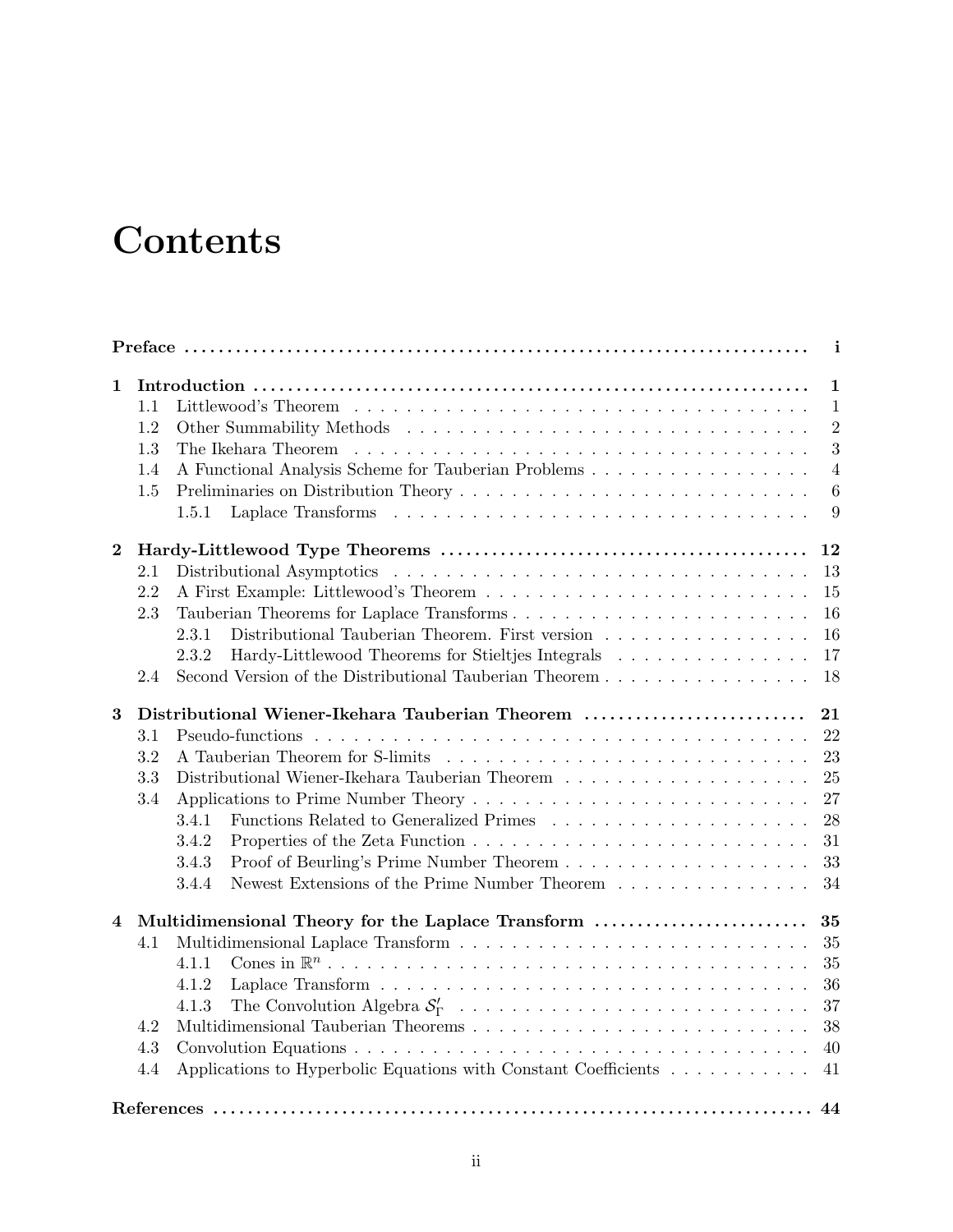# Contents

**Preface** ..... i

**1 Introduction** ..... 1
- 1.1 Littlewood's Theorem ..... 1
- 1.2 Other Summability Methods ..... 2
- 1.3 The Ikehara Theorem ..... 3
- 1.4 A Functional Analysis Scheme for Tauberian Problems ..... 4
- 1.5 Preliminaries on Distribution Theory ..... 6
  - 1.5.1 Laplace Transforms ..... 9

**2 Hardy-Littlewood Type Theorems** ..... 12
- 2.1 Distributional Asymptotics ..... 13
- 2.2 A First Example: Littlewood's Theorem ..... 15
- 2.3 Tauberian Theorems for Laplace Transforms ..... 16
  - 2.3.1 Distributional Tauberian Theorem. First version ..... 16
  - 2.3.2 Hardy-Littlewood Theorems for Stieltjes Integrals ..... 17
- 2.4 Second Version of the Distributional Tauberian Theorem ..... 18

**3 Distributional Wiener-Ikehara Tauberian Theorem** ..... 21
- 3.1 Pseudo-functions ..... 22
- 3.2 A Tauberian Theorem for S-limits ..... 23
- 3.3 Distributional Wiener-Ikehara Tauberian Theorem ..... 25
- 3.4 Applications to Prime Number Theory ..... 27
  - 3.4.1 Functions Related to Generalized Primes ..... 28
  - 3.4.2 Properties of the Zeta Function ..... 31
  - 3.4.3 Proof of Beurling's Prime Number Theorem ..... 33
  - 3.4.4 Newest Extensions of the Prime Number Theorem ..... 34

**4 Multidimensional Theory for the Laplace Transform** ..... 35
- 4.1 Multidimensional Laplace Transform ..... 35
  - 4.1.1 Cones in $\mathbb{R}^n$ ..... 35
  - 4.1.2 Laplace Transform ..... 36
  - 4.1.3 The Convolution Algebra $\mathcal{S}'_\Gamma$ ..... 37
- 4.2 Multidimensional Tauberian Theorems ..... 38
- 4.3 Convolution Equations ..... 40
- 4.4 Applications to Hyperbolic Equations with Constant Coefficients ..... 41

**References** ..... 44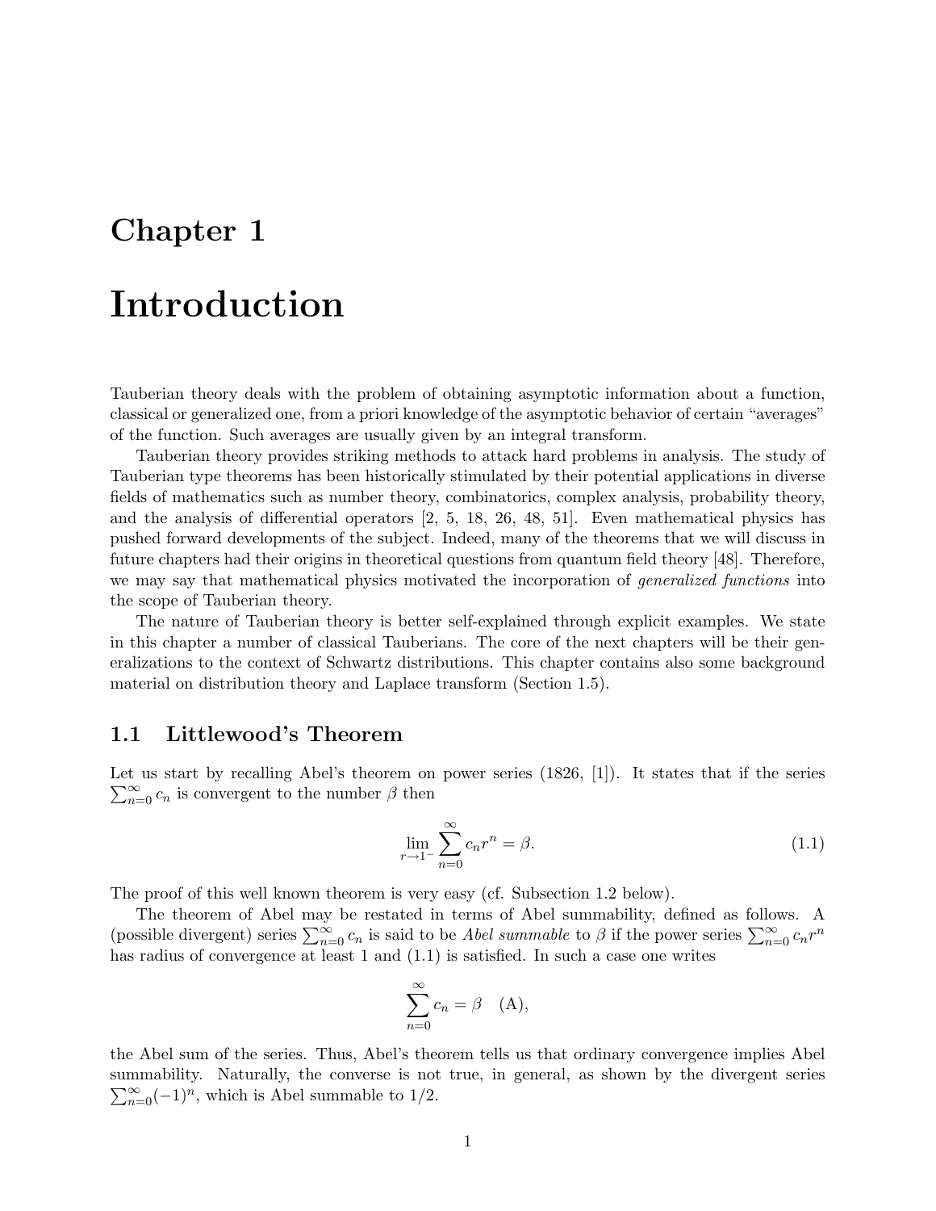# Chapter 1

# Introduction

Tauberian theory deals with the problem of obtaining asymptotic information about a function, classical or generalized one, from a priori knowledge of the asymptotic behavior of certain "averages" of the function. Such averages are usually given by an integral transform.

Tauberian theory provides striking methods to attack hard problems in analysis. The study of Tauberian type theorems has been historically stimulated by their potential applications in diverse fields of mathematics such as number theory, combinatorics, complex analysis, probability theory, and the analysis of differential operators [2, 5, 18, 26, 48, 51]. Even mathematical physics has pushed forward developments of the subject. Indeed, many of the theorems that we will discuss in future chapters had their origins in theoretical questions from quantum field theory [48]. Therefore, we may say that mathematical physics motivated the incorporation of *generalized functions* into the scope of Tauberian theory.

The nature of Tauberian theory is better self-explained through explicit examples. We state in this chapter a number of classical Tauberians. The core of the next chapters will be their generalizations to the context of Schwartz distributions. This chapter contains also some background material on distribution theory and Laplace transform (Section 1.5).

## 1.1 Littlewood's Theorem

Let us start by recalling Abel's theorem on power series (1826, [1]). It states that if the series $\sum_{n=0}^{\infty} c_n$ is convergent to the number $\beta$ then

$$\lim_{r \to 1^-} \sum_{n=0}^{\infty} c_n r^n = \beta. \tag{1.1}$$

The proof of this well known theorem is very easy (cf. Subsection 1.2 below).

The theorem of Abel may be restated in terms of Abel summability, defined as follows. A (possible divergent) series $\sum_{n=0}^{\infty} c_n$ is said to be *Abel summable* to $\beta$ if the power series $\sum_{n=0}^{\infty} c_n r^n$ has radius of convergence at least 1 and (1.1) is satisfied. In such a case one writes

$$\sum_{n=0}^{\infty} c_n = \beta \quad \text{(A)},$$

the Abel sum of the series. Thus, Abel's theorem tells us that ordinary convergence implies Abel summability. Naturally, the converse is not true, in general, as shown by the divergent series $\sum_{n=0}^{\infty} (-1)^n$, which is Abel summable to $1/2$.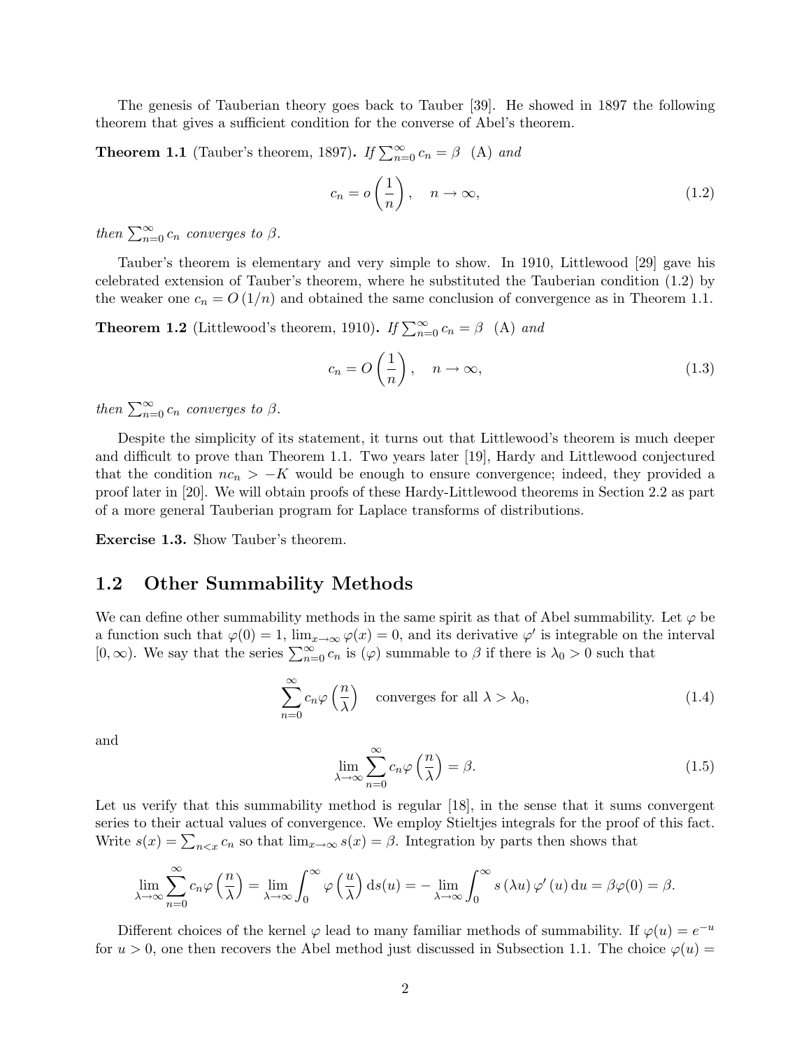The genesis of Tauberian theory goes back to Tauber [39]. He showed in 1897 the following theorem that gives a sufficient condition for the converse of Abel's theorem.

**Theorem 1.1** (Tauber's theorem, 1897)**.** *If* $\sum_{n=0}^{\infty} c_n = \beta$ (A) *and*

$$c_n = o\left(\frac{1}{n}\right), \quad n \to \infty, \tag{1.2}$$

*then* $\sum_{n=0}^{\infty} c_n$ *converges to* $\beta$.

Tauber's theorem is elementary and very simple to show. In 1910, Littlewood [29] gave his celebrated extension of Tauber's theorem, where he substituted the Tauberian condition (1.2) by the weaker one $c_n = O(1/n)$ and obtained the same conclusion of convergence as in Theorem 1.1.

**Theorem 1.2** (Littlewood's theorem, 1910)**.** *If* $\sum_{n=0}^{\infty} c_n = \beta$ (A) *and*

$$c_n = O\left(\frac{1}{n}\right), \quad n \to \infty, \tag{1.3}$$

*then* $\sum_{n=0}^{\infty} c_n$ *converges to* $\beta$.

Despite the simplicity of its statement, it turns out that Littlewood's theorem is much deeper and difficult to prove than Theorem 1.1. Two years later [19], Hardy and Littlewood conjectured that the condition $nc_n > -K$ would be enough to ensure convergence; indeed, they provided a proof later in [20]. We will obtain proofs of these Hardy-Littlewood theorems in Section 2.2 as part of a more general Tauberian program for Laplace transforms of distributions.

**Exercise 1.3.** Show Tauber's theorem.

## 1.2 Other Summability Methods

We can define other summability methods in the same spirit as that of Abel summability. Let $\varphi$ be a function such that $\varphi(0) = 1$, $\lim_{x\to\infty} \varphi(x) = 0$, and its derivative $\varphi'$ is integrable on the interval $[0, \infty)$. We say that the series $\sum_{n=0}^{\infty} c_n$ is $(\varphi)$ summable to $\beta$ if there is $\lambda_0 > 0$ such that

$$\sum_{n=0}^{\infty} c_n \varphi\left(\frac{n}{\lambda}\right) \quad \text{converges for all } \lambda > \lambda_0, \tag{1.4}$$

and

$$\lim_{\lambda\to\infty} \sum_{n=0}^{\infty} c_n \varphi\left(\frac{n}{\lambda}\right) = \beta. \tag{1.5}$$

Let us verify that this summability method is regular [18], in the sense that it sums convergent series to their actual values of convergence. We employ Stieltjes integrals for the proof of this fact. Write $s(x) = \sum_{n<x} c_n$ so that $\lim_{x\to\infty} s(x) = \beta$. Integration by parts then shows that

$$\lim_{\lambda\to\infty} \sum_{n=0}^{\infty} c_n \varphi\left(\frac{n}{\lambda}\right) = \lim_{\lambda\to\infty} \int_0^{\infty} \varphi\left(\frac{u}{\lambda}\right) \mathrm{d}s(u) = -\lim_{\lambda\to\infty} \int_0^{\infty} s(\lambda u)\, \varphi'(u)\, \mathrm{d}u = \beta\varphi(0) = \beta.$$

Different choices of the kernel $\varphi$ lead to many familiar methods of summability. If $\varphi(u) = e^{-u}$ for $u > 0$, one then recovers the Abel method just discussed in Subsection 1.1. The choice $\varphi(u) =$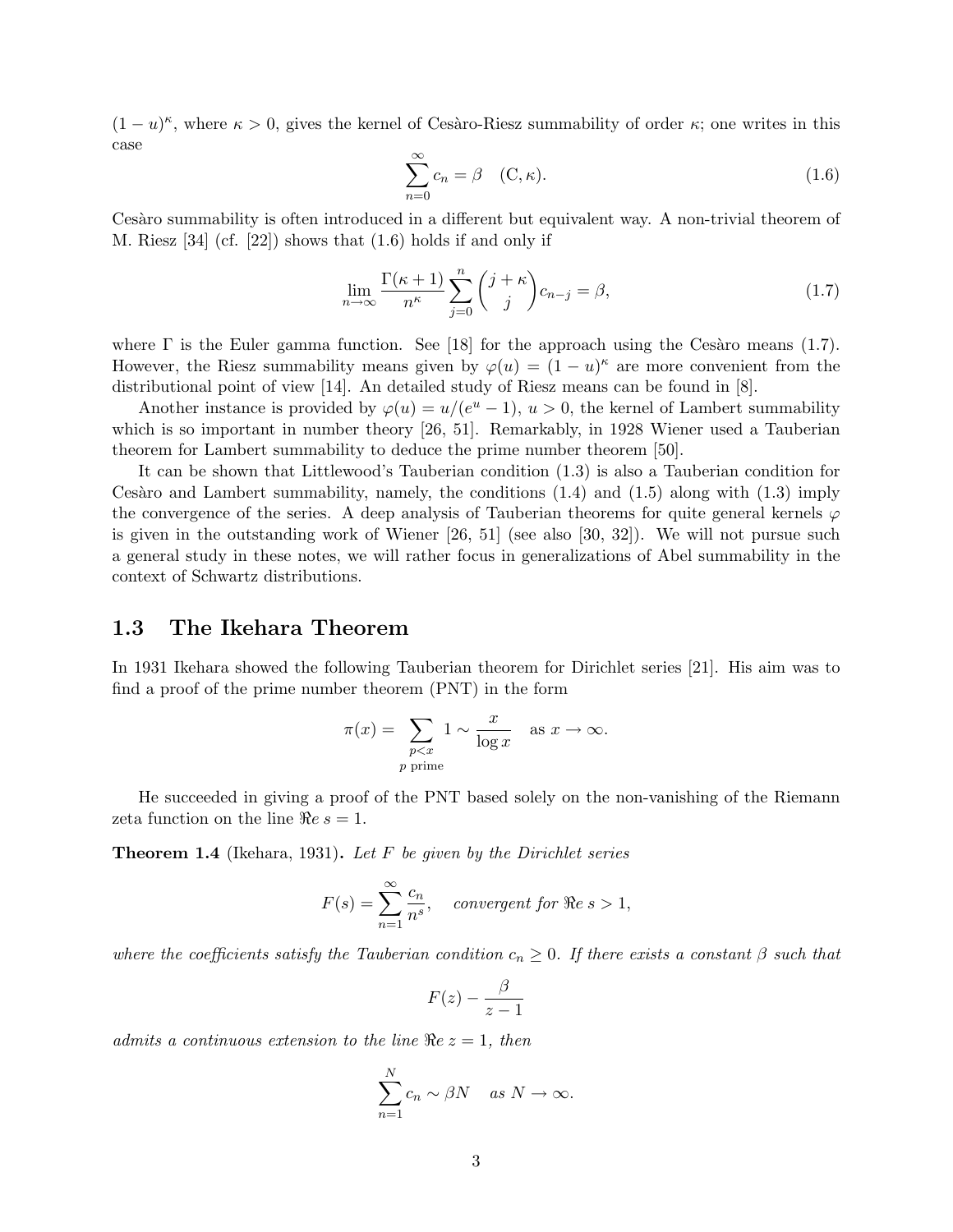$(1-u)^\kappa$, where $\kappa > 0$, gives the kernel of Cesàro-Riesz summability of order $\kappa$; one writes in this case

$$\sum_{n=0}^{\infty} c_n = \beta \quad (\mathrm{C}, \kappa). \tag{1.6}$$

Cesàro summability is often introduced in a different but equivalent way. A non-trivial theorem of M. Riesz [34] (cf. [22]) shows that (1.6) holds if and only if

$$\lim_{n\to\infty} \frac{\Gamma(\kappa+1)}{n^\kappa} \sum_{j=0}^{n} \binom{j+\kappa}{j} c_{n-j} = \beta, \tag{1.7}$$

where $\Gamma$ is the Euler gamma function. See [18] for the approach using the Cesàro means (1.7). However, the Riesz summability means given by $\varphi(u) = (1-u)^\kappa$ are more convenient from the distributional point of view [14]. An detailed study of Riesz means can be found in [8].

Another instance is provided by $\varphi(u) = u/(e^u - 1)$, $u > 0$, the kernel of Lambert summability which is so important in number theory [26, 51]. Remarkably, in 1928 Wiener used a Tauberian theorem for Lambert summability to deduce the prime number theorem [50].

It can be shown that Littlewood's Tauberian condition (1.3) is also a Tauberian condition for Cesàro and Lambert summability, namely, the conditions (1.4) and (1.5) along with (1.3) imply the convergence of the series. A deep analysis of Tauberian theorems for quite general kernels $\varphi$ is given in the outstanding work of Wiener [26, 51] (see also [30, 32]). We will not pursue such a general study in these notes, we will rather focus in generalizations of Abel summability in the context of Schwartz distributions.

## 1.3 The Ikehara Theorem

In 1931 Ikehara showed the following Tauberian theorem for Dirichlet series [21]. His aim was to find a proof of the prime number theorem (PNT) in the form

$$\pi(x) = \sum_{\substack{p<x \\ p \text{ prime}}} 1 \sim \frac{x}{\log x} \quad \text{as } x \to \infty.$$

He succeeded in giving a proof of the PNT based solely on the non-vanishing of the Riemann zeta function on the line $\Re e\, s = 1$.

**Theorem 1.4** (Ikehara, 1931)**.** *Let $F$ be given by the Dirichlet series*

$$F(s) = \sum_{n=1}^{\infty} \frac{c_n}{n^s}, \quad \textit{convergent for } \Re e\, s > 1,$$

*where the coefficients satisfy the Tauberian condition $c_n \geq 0$. If there exists a constant $\beta$ such that*

$$F(z) - \frac{\beta}{z-1}$$

*admits a continuous extension to the line $\Re e\, z = 1$, then*

$$\sum_{n=1}^{N} c_n \sim \beta N \quad \textit{as } N \to \infty.$$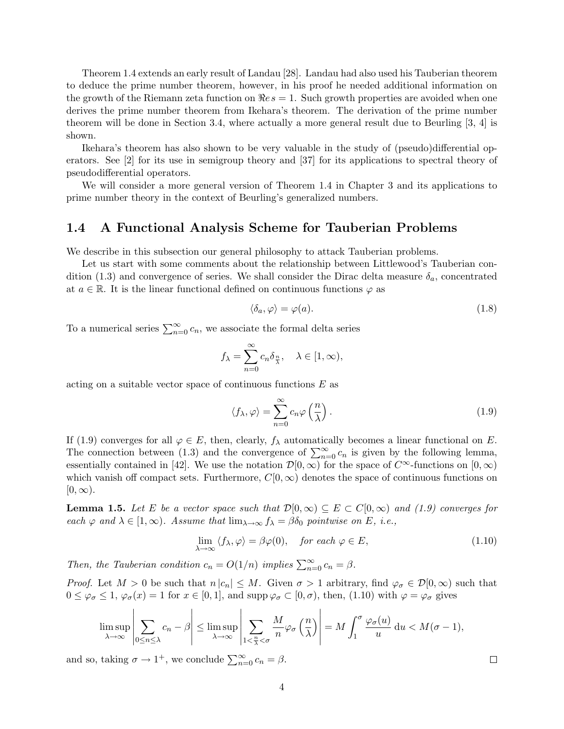Theorem 1.4 extends an early result of Landau [28]. Landau had also used his Tauberian theorem to deduce the prime number theorem, however, in his proof he needed additional information on the growth of the Riemann zeta function on $\Re e\, s = 1$. Such growth properties are avoided when one derives the prime number theorem from Ikehara's theorem. The derivation of the prime number theorem will be done in Section 3.4, where actually a more general result due to Beurling [3, 4] is shown.

Ikehara's theorem has also shown to be very valuable in the study of (pseudo)differential operators. See [2] for its use in semigroup theory and [37] for its applications to spectral theory of pseudodifferential operators.

We will consider a more general version of Theorem 1.4 in Chapter 3 and its applications to prime number theory in the context of Beurling's generalized numbers.

## 1.4 A Functional Analysis Scheme for Tauberian Problems

We describe in this subsection our general philosophy to attack Tauberian problems.

Let us start with some comments about the relationship between Littlewood's Tauberian condition (1.3) and convergence of series. We shall consider the Dirac delta measure $\delta_a$, concentrated at $a \in \mathbb{R}$. It is the linear functional defined on continuous functions $\varphi$ as

$$\langle \delta_a, \varphi \rangle = \varphi(a). \tag{1.8}$$

To a numerical series $\sum_{n=0}^{\infty} c_n$, we associate the formal delta series

$$f_\lambda = \sum_{n=0}^{\infty} c_n \delta_{\frac{n}{\lambda}}, \quad \lambda \in [1, \infty),$$

acting on a suitable vector space of continuous functions $E$ as

$$\langle f_\lambda, \varphi \rangle = \sum_{n=0}^{\infty} c_n \varphi\left(\frac{n}{\lambda}\right). \tag{1.9}$$

If (1.9) converges for all $\varphi \in E$, then, clearly, $f_\lambda$ automatically becomes a linear functional on $E$. The connection between (1.3) and the convergence of $\sum_{n=0}^{\infty} c_n$ is given by the following lemma, essentially contained in [42]. We use the notation $\mathcal{D}[0, \infty)$ for the space of $C^\infty$-functions on $[0, \infty)$ which vanish off compact sets. Furthermore, $C[0, \infty)$ denotes the space of continuous functions on $[0, \infty)$.

**Lemma 1.5.** *Let $E$ be a vector space such that $\mathcal{D}[0, \infty) \subseteq E \subset C[0, \infty)$ and (1.9) converges for each $\varphi$ and $\lambda \in [1, \infty)$. Assume that $\lim_{\lambda \to \infty} f_\lambda = \beta \delta_0$ pointwise on $E$, i.e.,*

$$\lim_{\lambda \to \infty} \langle f_\lambda, \varphi \rangle = \beta \varphi(0), \quad \text{for each } \varphi \in E, \tag{1.10}$$

*Then, the Tauberian condition $c_n = O(1/n)$ implies $\sum_{n=0}^{\infty} c_n = \beta$.*

*Proof.* Let $M > 0$ be such that $n\,|c_n| \leq M$. Given $\sigma > 1$ arbitrary, find $\varphi_\sigma \in \mathcal{D}[0, \infty)$ such that $0 \leq \varphi_\sigma \leq 1$, $\varphi_\sigma(x) = 1$ for $x \in [0, 1]$, and $\operatorname{supp} \varphi_\sigma \subset [0, \sigma)$, then, (1.10) with $\varphi = \varphi_\sigma$ gives

$$\limsup_{\lambda \to \infty} \left| \sum_{0 \leq n \leq \lambda} c_n - \beta \right| \leq \limsup_{\lambda \to \infty} \left| \sum_{1 < \frac{n}{\lambda} < \sigma} \frac{M}{n} \varphi_\sigma\left(\frac{n}{\lambda}\right) \right| = M \int_1^\sigma \frac{\varphi_\sigma(u)}{u}\, \mathrm{d}u < M(\sigma - 1),$$

and so, taking $\sigma \to 1^+$, we conclude $\sum_{n=0}^{\infty} c_n = \beta$. $\square$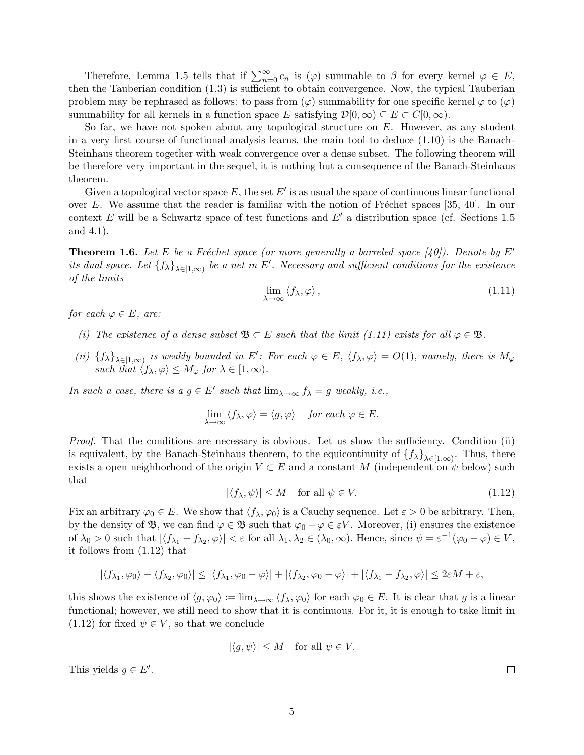Therefore, Lemma 1.5 tells that if $\sum_{n=0}^{\infty} c_n$ is $(\varphi)$ summable to $\beta$ for every kernel $\varphi \in E$, then the Tauberian condition (1.3) is sufficient to obtain convergence. Now, the typical Tauberian problem may be rephrased as follows: to pass from $(\varphi)$ summability for one specific kernel $\varphi$ to $(\varphi)$ summability for all kernels in a function space $E$ satisfying $\mathcal{D}[0,\infty) \subseteq E \subset C[0,\infty)$.

So far, we have not spoken about any topological structure on $E$. However, as any student in a very first course of functional analysis learns, the main tool to deduce (1.10) is the Banach-Steinhaus theorem together with weak convergence over a dense subset. The following theorem will be therefore very important in the sequel, it is nothing but a consequence of the Banach-Steinhaus theorem.

Given a topological vector space $E$, the set $E'$ is as usual the space of continuous linear functional over $E$. We assume that the reader is familiar with the notion of Fréchet spaces [35, 40]. In our context $E$ will be a Schwartz space of test functions and $E'$ a distribution space (cf. Sections 1.5 and 4.1).

**Theorem 1.6.** *Let $E$ be a Fréchet space (or more generally a barreled space [40]). Denote by $E'$ its dual space. Let $\{f_\lambda\}_{\lambda\in[1,\infty)}$ be a net in $E'$. Necessary and sufficient conditions for the existence of the limits*

$$\lim_{\lambda\to\infty} \langle f_\lambda, \varphi\rangle\,, \tag{1.11}$$

*for each $\varphi \in E$, are:*

*(i) The existence of a dense subset $\mathfrak{B} \subset E$ such that the limit (1.11) exists for all $\varphi \in \mathfrak{B}$.*

*(ii) $\{f_\lambda\}_{\lambda\in[1,\infty)}$ is weakly bounded in $E'$: For each $\varphi \in E$, $\langle f_\lambda, \varphi\rangle = O(1)$, namely, there is $M_\varphi$ such that $\langle f_\lambda, \varphi\rangle \leq M_\varphi$ for $\lambda \in [1,\infty)$.*

*In such a case, there is a $g \in E'$ such that $\lim_{\lambda\to\infty} f_\lambda = g$ weakly, i.e.,*

$$\lim_{\lambda\to\infty} \langle f_\lambda, \varphi\rangle = \langle g, \varphi\rangle \quad \textit{for each } \varphi \in E.$$

*Proof.* That the conditions are necessary is obvious. Let us show the sufficiency. Condition (ii) is equivalent, by the Banach-Steinhaus theorem, to the equicontinuity of $\{f_\lambda\}_{\lambda\in[1,\infty)}$. Thus, there exists a open neighborhood of the origin $V \subset E$ and a constant $M$ (independent on $\psi$ below) such that

$$|\langle f_\lambda, \psi\rangle| \leq M \quad \text{for all } \psi \in V. \tag{1.12}$$

Fix an arbitrary $\varphi_0 \in E$. We show that $\langle f_\lambda, \varphi_0\rangle$ is a Cauchy sequence. Let $\varepsilon > 0$ be arbitrary. Then, by the density of $\mathfrak{B}$, we can find $\varphi \in \mathfrak{B}$ such that $\varphi_0 - \varphi \in \varepsilon V$. Moreover, (i) ensures the existence of $\lambda_0 > 0$ such that $|\langle f_{\lambda_1} - f_{\lambda_2}, \varphi\rangle| < \varepsilon$ for all $\lambda_1, \lambda_2 \in (\lambda_0, \infty)$. Hence, since $\psi = \varepsilon^{-1}(\varphi_0 - \varphi) \in V$, it follows from (1.12) that

$$|\langle f_{\lambda_1}, \varphi_0\rangle - \langle f_{\lambda_2}, \varphi_0\rangle| \leq |\langle f_{\lambda_1}, \varphi_0 - \varphi\rangle| + |\langle f_{\lambda_2}, \varphi_0 - \varphi\rangle| + |\langle f_{\lambda_1} - f_{\lambda_2}, \varphi\rangle| \leq 2\varepsilon M + \varepsilon,$$

this shows the existence of $\langle g, \varphi_0\rangle := \lim_{\lambda\to\infty} \langle f_\lambda, \varphi_0\rangle$ for each $\varphi_0 \in E$. It is clear that $g$ is a linear functional; however, we still need to show that it is continuous. For it, it is enough to take limit in (1.12) for fixed $\psi \in V$, so that we conclude

$$|\langle g, \psi\rangle| \leq M \quad \text{for all } \psi \in V.$$

This yields $g \in E'$. $\square$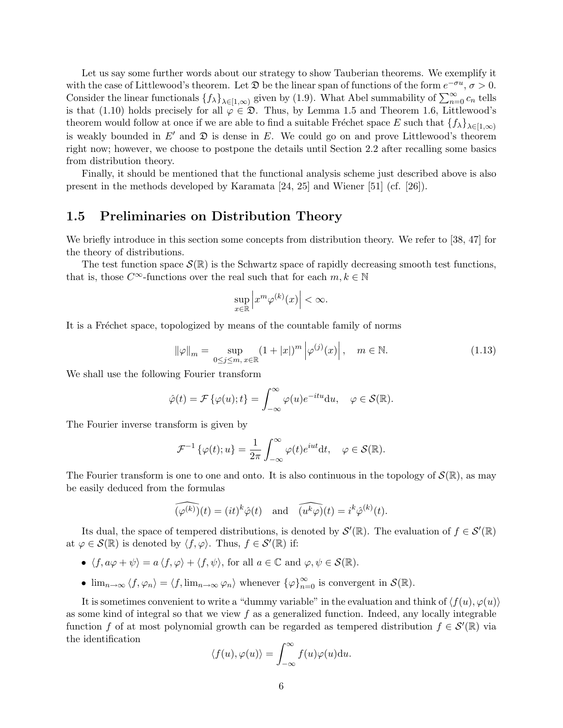Let us say some further words about our strategy to show Tauberian theorems. We exemplify it with the case of Littlewood's theorem. Let $\mathfrak{D}$ be the linear span of functions of the form $e^{-\sigma u}$, $\sigma > 0$. Consider the linear functionals $\{f_\lambda\}_{\lambda \in [1,\infty)}$ given by (1.9). What Abel summability of $\sum_{n=0}^{\infty} c_n$ tells is that (1.10) holds precisely for all $\varphi \in \mathfrak{D}$. Thus, by Lemma 1.5 and Theorem 1.6, Littlewood's theorem would follow at once if we are able to find a suitable Fréchet space $E$ such that $\{f_\lambda\}_{\lambda \in [1,\infty)}$ is weakly bounded in $E'$ and $\mathfrak{D}$ is dense in $E$. We could go on and prove Littlewood's theorem right now; however, we choose to postpone the details until Section 2.2 after recalling some basics from distribution theory.

Finally, it should be mentioned that the functional analysis scheme just described above is also present in the methods developed by Karamata [24, 25] and Wiener [51] (cf. [26]).

## 1.5 Preliminaries on Distribution Theory

We briefly introduce in this section some concepts from distribution theory. We refer to [38, 47] for the theory of distributions.

The test function space $\mathcal{S}(\mathbb{R})$ is the Schwartz space of rapidly decreasing smooth test functions, that is, those $C^\infty$-functions over the real such that for each $m, k \in \mathbb{N}$

$$\sup_{x \in \mathbb{R}} \left| x^m \varphi^{(k)}(x) \right| < \infty.$$

It is a Fréchet space, topologized by means of the countable family of norms

$$\|\varphi\|_m = \sup_{0 \le j \le m,\, x \in \mathbb{R}} (1 + |x|)^m \left| \varphi^{(j)}(x) \right|, \quad m \in \mathbb{N}. \tag{1.13}$$

We shall use the following Fourier transform

$$\hat{\varphi}(t) = \mathcal{F}\{\varphi(u); t\} = \int_{-\infty}^{\infty} \varphi(u) e^{-itu} \mathrm{d}u, \quad \varphi \in \mathcal{S}(\mathbb{R}).$$

The Fourier inverse transform is given by

$$\mathcal{F}^{-1}\{\varphi(t); u\} = \frac{1}{2\pi} \int_{-\infty}^{\infty} \varphi(t) e^{iut} \mathrm{d}t, \quad \varphi \in \mathcal{S}(\mathbb{R}).$$

The Fourier transform is one to one and onto. It is also continuous in the topology of $\mathcal{S}(\mathbb{R})$, as may be easily deduced from the formulas

$$\widehat{(\varphi^{(k)})}(t) = (it)^k \hat{\varphi}(t) \quad \text{and} \quad \widehat{(u^k \varphi)}(t) = i^k \hat{\varphi}^{(k)}(t).$$

Its dual, the space of tempered distributions, is denoted by $\mathcal{S}'(\mathbb{R})$. The evaluation of $f \in \mathcal{S}'(\mathbb{R})$ at $\varphi \in \mathcal{S}(\mathbb{R})$ is denoted by $\langle f, \varphi \rangle$. Thus, $f \in \mathcal{S}'(\mathbb{R})$ if:

- $\langle f, a\varphi + \psi \rangle = a \langle f, \varphi \rangle + \langle f, \psi \rangle$, for all $a \in \mathbb{C}$ and $\varphi, \psi \in \mathcal{S}(\mathbb{R})$.
- $\lim_{n \to \infty} \langle f, \varphi_n \rangle = \langle f, \lim_{n \to \infty} \varphi_n \rangle$ whenever $\{\varphi\}_{n=0}^{\infty}$ is convergent in $\mathcal{S}(\mathbb{R})$.

It is sometimes convenient to write a "dummy variable" in the evaluation and think of $\langle f(u), \varphi(u) \rangle$ as some kind of integral so that we view $f$ as a generalized function. Indeed, any locally integrable function $f$ of at most polynomial growth can be regarded as tempered distribution $f \in \mathcal{S}'(\mathbb{R})$ via the identification

$$\langle f(u), \varphi(u) \rangle = \int_{-\infty}^{\infty} f(u) \varphi(u) \mathrm{d}u.$$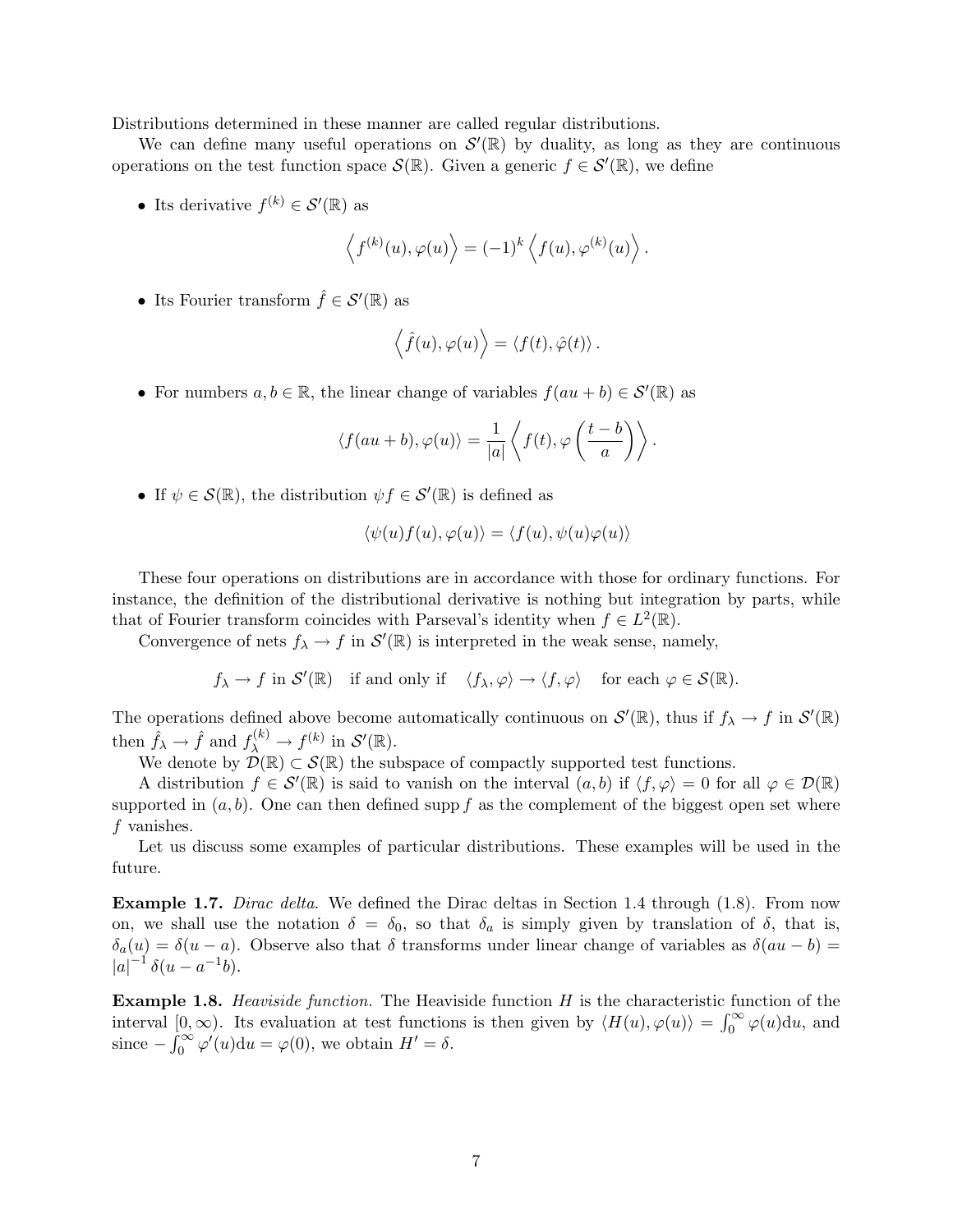Distributions determined in these manner are called regular distributions.

We can define many useful operations on $\mathcal{S}'(\mathbb{R})$ by duality, as long as they are continuous operations on the test function space $\mathcal{S}(\mathbb{R})$. Given a generic $f \in \mathcal{S}'(\mathbb{R})$, we define

- Its derivative $f^{(k)} \in \mathcal{S}'(\mathbb{R})$ as

$$\left\langle f^{(k)}(u), \varphi(u) \right\rangle = (-1)^k \left\langle f(u), \varphi^{(k)}(u) \right\rangle .$$

- Its Fourier transform $\hat{f} \in \mathcal{S}'(\mathbb{R})$ as

$$\left\langle \hat{f}(u), \varphi(u) \right\rangle = \left\langle f(t), \hat{\varphi}(t) \right\rangle .$$

- For numbers $a, b \in \mathbb{R}$, the linear change of variables $f(au + b) \in \mathcal{S}'(\mathbb{R})$ as

$$\left\langle f(au+b), \varphi(u) \right\rangle = \frac{1}{|a|} \left\langle f(t), \varphi\left(\frac{t-b}{a}\right) \right\rangle .$$

- If $\psi \in \mathcal{S}(\mathbb{R})$, the distribution $\psi f \in \mathcal{S}'(\mathbb{R})$ is defined as

$$\left\langle \psi(u) f(u), \varphi(u) \right\rangle = \left\langle f(u), \psi(u)\varphi(u) \right\rangle$$

These four operations on distributions are in accordance with those for ordinary functions. For instance, the definition of the distributional derivative is nothing but integration by parts, while that of Fourier transform coincides with Parseval's identity when $f \in L^2(\mathbb{R})$.

Convergence of nets $f_\lambda \to f$ in $\mathcal{S}'(\mathbb{R})$ is interpreted in the weak sense, namely,

$$f_\lambda \to f \text{ in } \mathcal{S}'(\mathbb{R}) \quad \text{if and only if} \quad \langle f_\lambda, \varphi \rangle \to \langle f, \varphi \rangle \quad \text{for each } \varphi \in \mathcal{S}(\mathbb{R}).$$

The operations defined above become automatically continuous on $\mathcal{S}'(\mathbb{R})$, thus if $f_\lambda \to f$ in $\mathcal{S}'(\mathbb{R})$ then $\hat{f}_\lambda \to \hat{f}$ and $f_\lambda^{(k)} \to f^{(k)}$ in $\mathcal{S}'(\mathbb{R})$.

We denote by $\mathcal{D}(\mathbb{R}) \subset \mathcal{S}(\mathbb{R})$ the subspace of compactly supported test functions.

A distribution $f \in \mathcal{S}'(\mathbb{R})$ is said to vanish on the interval $(a, b)$ if $\langle f, \varphi \rangle = 0$ for all $\varphi \in \mathcal{D}(\mathbb{R})$ supported in $(a, b)$. One can then defined $\operatorname{supp} f$ as the complement of the biggest open set where $f$ vanishes.

Let us discuss some examples of particular distributions. These examples will be used in the future.

**Example 1.7.** *Dirac delta.* We defined the Dirac deltas in Section 1.4 through (1.8). From now on, we shall use the notation $\delta = \delta_0$, so that $\delta_a$ is simply given by translation of $\delta$, that is, $\delta_a(u) = \delta(u - a)$. Observe also that $\delta$ transforms under linear change of variables as $\delta(au - b) = |a|^{-1} \delta(u - a^{-1}b)$.

**Example 1.8.** *Heaviside function.* The Heaviside function $H$ is the characteristic function of the interval $[0, \infty)$. Its evaluation at test functions is then given by $\langle H(u), \varphi(u) \rangle = \int_0^\infty \varphi(u) \mathrm{d}u$, and since $-\int_0^\infty \varphi'(u) \mathrm{d}u = \varphi(0)$, we obtain $H' = \delta$.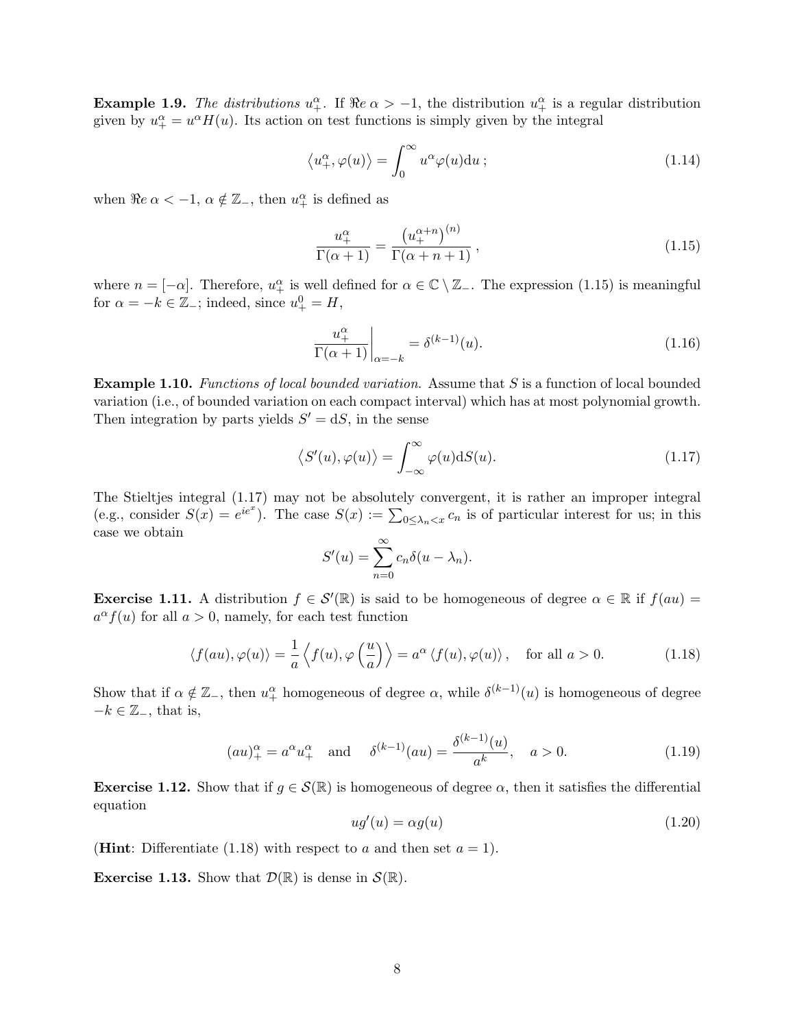**Example 1.9.** *The distributions* $u_+^\alpha$*.* If $\Re e\, \alpha > -1$, the distribution $u_+^\alpha$ is a regular distribution given by $u_+^\alpha = u^\alpha H(u)$. Its action on test functions is simply given by the integral

$$\left\langle u_+^\alpha, \varphi(u) \right\rangle = \int_0^\infty u^\alpha \varphi(u) \mathrm{d}u\,; \tag{1.14}$$

when $\Re e\, \alpha < -1$, $\alpha \notin \mathbb{Z}_-$, then $u_+^\alpha$ is defined as

$$\frac{u_+^\alpha}{\Gamma(\alpha+1)} = \frac{\left(u_+^{\alpha+n}\right)^{(n)}}{\Gamma(\alpha+n+1)}\,, \tag{1.15}$$

where $n = [-\alpha]$. Therefore, $u_+^\alpha$ is well defined for $\alpha \in \mathbb{C} \setminus \mathbb{Z}_-$. The expression (1.15) is meaningful for $\alpha = -k \in \mathbb{Z}_-$; indeed, since $u_+^0 = H$,

$$\left.\frac{u_+^\alpha}{\Gamma(\alpha+1)}\right|_{\alpha=-k} = \delta^{(k-1)}(u). \tag{1.16}$$

**Example 1.10.** *Functions of local bounded variation.* Assume that $S$ is a function of local bounded variation (i.e., of bounded variation on each compact interval) which has at most polynomial growth. Then integration by parts yields $S' = \mathrm{d}S$, in the sense

$$\left\langle S'(u), \varphi(u) \right\rangle = \int_{-\infty}^\infty \varphi(u) \mathrm{d}S(u). \tag{1.17}$$

The Stieltjes integral (1.17) may not be absolutely convergent, it is rather an improper integral (e.g., consider $S(x) = e^{ie^x}$). The case $S(x) := \sum_{0 \le \lambda_n < x} c_n$ is of particular interest for us; in this case we obtain

$$S'(u) = \sum_{n=0}^\infty c_n \delta(u - \lambda_n).$$

**Exercise 1.11.** A distribution $f \in \mathcal{S}'(\mathbb{R})$ is said to be homogeneous of degree $\alpha \in \mathbb{R}$ if $f(au) = a^\alpha f(u)$ for all $a > 0$, namely, for each test function

$$\langle f(au), \varphi(u) \rangle = \frac{1}{a} \left\langle f(u), \varphi\left(\frac{u}{a}\right) \right\rangle = a^\alpha \langle f(u), \varphi(u) \rangle\,, \quad \text{for all } a > 0. \tag{1.18}$$

Show that if $\alpha \notin \mathbb{Z}_-$, then $u_+^\alpha$ homogeneous of degree $\alpha$, while $\delta^{(k-1)}(u)$ is homogeneous of degree $-k \in \mathbb{Z}_-$, that is,

$$(au)_+^\alpha = a^\alpha u_+^\alpha \quad \text{and} \quad \delta^{(k-1)}(au) = \frac{\delta^{(k-1)}(u)}{a^k}, \quad a > 0. \tag{1.19}$$

**Exercise 1.12.** Show that if $g \in \mathcal{S}(\mathbb{R})$ is homogeneous of degree $\alpha$, then it satisfies the differential equation

$$ug'(u) = \alpha g(u) \tag{1.20}$$

(**Hint**: Differentiate (1.18) with respect to $a$ and then set $a = 1$).

**Exercise 1.13.** Show that $\mathcal{D}(\mathbb{R})$ is dense in $\mathcal{S}(\mathbb{R})$.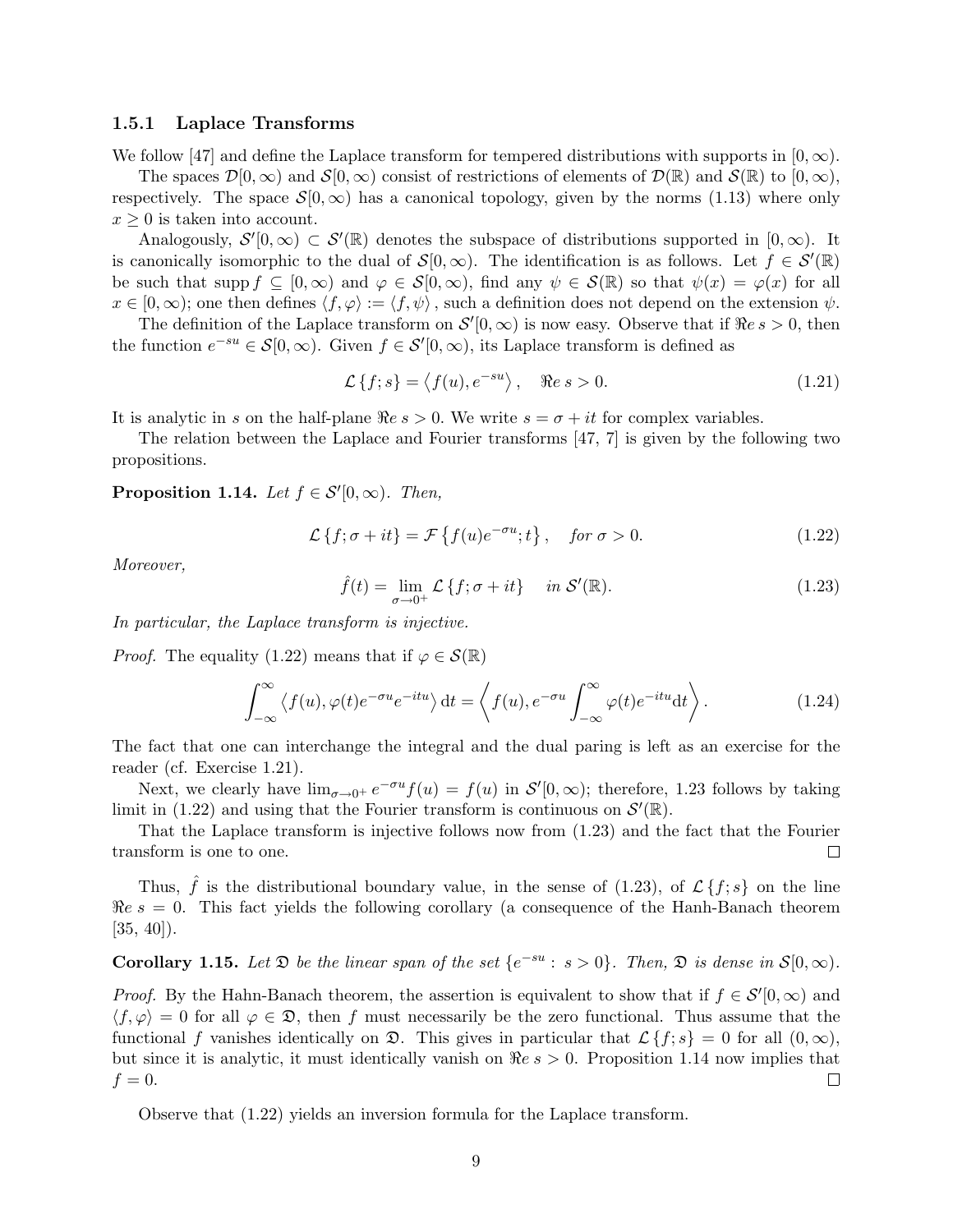### 1.5.1 Laplace Transforms

We follow [47] and define the Laplace transform for tempered distributions with supports in $[0, \infty)$.

The spaces $\mathcal{D}[0, \infty)$ and $\mathcal{S}[0, \infty)$ consist of restrictions of elements of $\mathcal{D}(\mathbb{R})$ and $\mathcal{S}(\mathbb{R})$ to $[0, \infty)$, respectively. The space $\mathcal{S}[0, \infty)$ has a canonical topology, given by the norms (1.13) where only $x \geq 0$ is taken into account.

Analogously, $\mathcal{S}'[0, \infty) \subset \mathcal{S}'(\mathbb{R})$ denotes the subspace of distributions supported in $[0, \infty)$. It is canonically isomorphic to the dual of $\mathcal{S}[0, \infty)$. The identification is as follows. Let $f \in \mathcal{S}'(\mathbb{R})$ be such that $\operatorname{supp} f \subseteq [0, \infty)$ and $\varphi \in \mathcal{S}[0, \infty)$, find any $\psi \in \mathcal{S}(\mathbb{R})$ so that $\psi(x) = \varphi(x)$ for all $x \in [0, \infty)$; one then defines $\langle f, \varphi \rangle := \langle f, \psi \rangle$ , such a definition does not depend on the extension $\psi$.

The definition of the Laplace transform on $\mathcal{S}'[0, \infty)$ is now easy. Observe that if $\Re e\, s > 0$, then the function $e^{-su} \in \mathcal{S}[0, \infty)$. Given $f \in \mathcal{S}'[0, \infty)$, its Laplace transform is defined as

$$\mathcal{L}\{f; s\} = \left\langle f(u), e^{-su} \right\rangle, \quad \Re e\, s > 0. \tag{1.21}$$

It is analytic in $s$ on the half-plane $\Re e\, s > 0$. We write $s = \sigma + it$ for complex variables.

The relation between the Laplace and Fourier transforms [47, 7] is given by the following two propositions.

**Proposition 1.14.** *Let $f \in \mathcal{S}'[0, \infty)$. Then,*

$$\mathcal{L}\{f; \sigma + it\} = \mathcal{F}\left\{f(u)e^{-\sigma u}; t\right\}, \quad \text{for } \sigma > 0. \tag{1.22}$$

*Moreover,*

$$\hat{f}(t) = \lim_{\sigma \to 0^+} \mathcal{L}\{f; \sigma + it\} \quad \text{in } \mathcal{S}'(\mathbb{R}). \tag{1.23}$$

*In particular, the Laplace transform is injective.*

*Proof.* The equality (1.22) means that if $\varphi \in \mathcal{S}(\mathbb{R})$

$$\int_{-\infty}^{\infty} \left\langle f(u), \varphi(t)e^{-\sigma u}e^{-itu} \right\rangle \mathrm{d}t = \left\langle f(u), e^{-\sigma u} \int_{-\infty}^{\infty} \varphi(t)e^{-itu}\mathrm{d}t \right\rangle. \tag{1.24}$$

The fact that one can interchange the integral and the dual paring is left as an exercise for the reader (cf. Exercise 1.21).

Next, we clearly have $\lim_{\sigma \to 0^+} e^{-\sigma u} f(u) = f(u)$ in $\mathcal{S}'[0, \infty)$; therefore, 1.23 follows by taking limit in (1.22) and using that the Fourier transform is continuous on $\mathcal{S}'(\mathbb{R})$.

That the Laplace transform is injective follows now from (1.23) and the fact that the Fourier transform is one to one. ☐

Thus, $\hat{f}$ is the distributional boundary value, in the sense of (1.23), of $\mathcal{L}\{f; s\}$ on the line $\Re e\, s = 0$. This fact yields the following corollary (a consequence of the Hanh-Banach theorem [35, 40]).

**Corollary 1.15.** *Let $\mathfrak{D}$ be the linear span of the set $\{e^{-su} : s > 0\}$. Then, $\mathfrak{D}$ is dense in $\mathcal{S}[0, \infty)$.*

*Proof.* By the Hahn-Banach theorem, the assertion is equivalent to show that if $f \in \mathcal{S}'[0, \infty)$ and $\langle f, \varphi \rangle = 0$ for all $\varphi \in \mathfrak{D}$, then $f$ must necessarily be the zero functional. Thus assume that the functional $f$ vanishes identically on $\mathfrak{D}$. This gives in particular that $\mathcal{L}\{f; s\} = 0$ for all $(0, \infty)$, but since it is analytic, it must identically vanish on $\Re e\, s > 0$. Proposition 1.14 now implies that $f = 0$. ☐

Observe that (1.22) yields an inversion formula for the Laplace transform.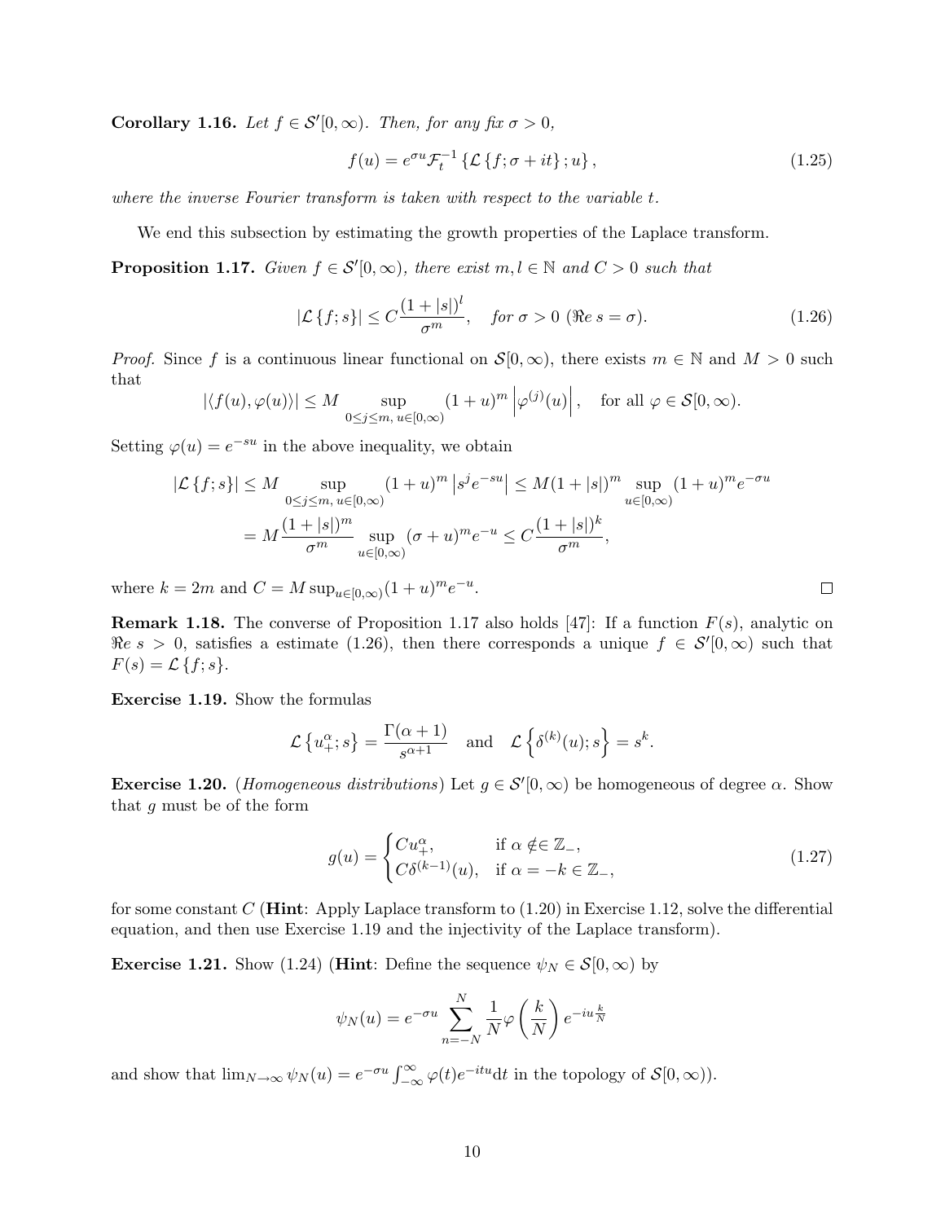**Corollary 1.16.** *Let $f \in \mathcal{S}'[0,\infty)$. Then, for any fix $\sigma > 0$,*

$$f(u) = e^{\sigma u}\mathcal{F}_t^{-1}\left\{\mathcal{L}\left\{f;\sigma+it\right\};u\right\}, \tag{1.25}$$

*where the inverse Fourier transform is taken with respect to the variable $t$.*

We end this subsection by estimating the growth properties of the Laplace transform.

**Proposition 1.17.** *Given $f \in \mathcal{S}'[0,\infty)$, there exist $m, l \in \mathbb{N}$ and $C > 0$ such that*

$$|\mathcal{L}\left\{f;s\right\}| \leq C\frac{(1+|s|)^l}{\sigma^m}, \quad \text{for } \sigma > 0 \ (\Re e\ s = \sigma). \tag{1.26}$$

*Proof.* Since $f$ is a continuous linear functional on $\mathcal{S}[0,\infty)$, there exists $m \in \mathbb{N}$ and $M > 0$ such that

$$|\langle f(u), \varphi(u)\rangle| \leq M \sup_{0\leq j\leq m,\ u\in[0,\infty)} (1+u)^m \left|\varphi^{(j)}(u)\right|, \quad \text{for all } \varphi \in \mathcal{S}[0,\infty).$$

Setting $\varphi(u) = e^{-su}$ in the above inequality, we obtain

$$\begin{aligned}
|\mathcal{L}\left\{f;s\right\}| &\leq M \sup_{0\leq j\leq m,\ u\in[0,\infty)} (1+u)^m \left|s^j e^{-su}\right| \leq M(1+|s|)^m \sup_{u\in[0,\infty)} (1+u)^m e^{-\sigma u} \\
&= M\frac{(1+|s|)^m}{\sigma^m} \sup_{u\in[0,\infty)} (\sigma+u)^m e^{-u} \leq C\frac{(1+|s|)^k}{\sigma^m},
\end{aligned}$$

where $k = 2m$ and $C = M\sup_{u\in[0,\infty)}(1+u)^m e^{-u}$. $\square$

**Remark 1.18.** The converse of Proposition 1.17 also holds [47]: If a function $F(s)$, analytic on $\Re e\ s > 0$, satisfies a estimate (1.26), then there corresponds a unique $f \in \mathcal{S}'[0,\infty)$ such that $F(s) = \mathcal{L}\left\{f;s\right\}$.

**Exercise 1.19.** Show the formulas

$$\mathcal{L}\left\{u_+^{\alpha};s\right\} = \frac{\Gamma(\alpha+1)}{s^{\alpha+1}} \quad \text{and} \quad \mathcal{L}\left\{\delta^{(k)}(u);s\right\} = s^k.$$

**Exercise 1.20.** (*Homogeneous distributions*) Let $g \in \mathcal{S}'[0,\infty)$ be homogeneous of degree $\alpha$. Show that $g$ must be of the form

$$g(u) = \begin{cases} Cu_+^{\alpha}, & \text{if } \alpha \notin\in \mathbb{Z}_-, \\ C\delta^{(k-1)}(u), & \text{if } \alpha = -k \in \mathbb{Z}_-, \end{cases} \tag{1.27}$$

for some constant $C$ (**Hint**: Apply Laplace transform to (1.20) in Exercise 1.12, solve the differential equation, and then use Exercise 1.19 and the injectivity of the Laplace transform).

**Exercise 1.21.** Show (1.24) (**Hint**: Define the sequence $\psi_N \in \mathcal{S}[0,\infty)$ by

$$\psi_N(u) = e^{-\sigma u}\sum_{n=-N}^{N}\frac{1}{N}\varphi\left(\frac{k}{N}\right)e^{-iu\frac{k}{N}}$$

and show that $\lim_{N\to\infty}\psi_N(u) = e^{-\sigma u}\int_{-\infty}^{\infty}\varphi(t)e^{-itu}\mathrm{d}t$ in the topology of $\mathcal{S}[0,\infty)$).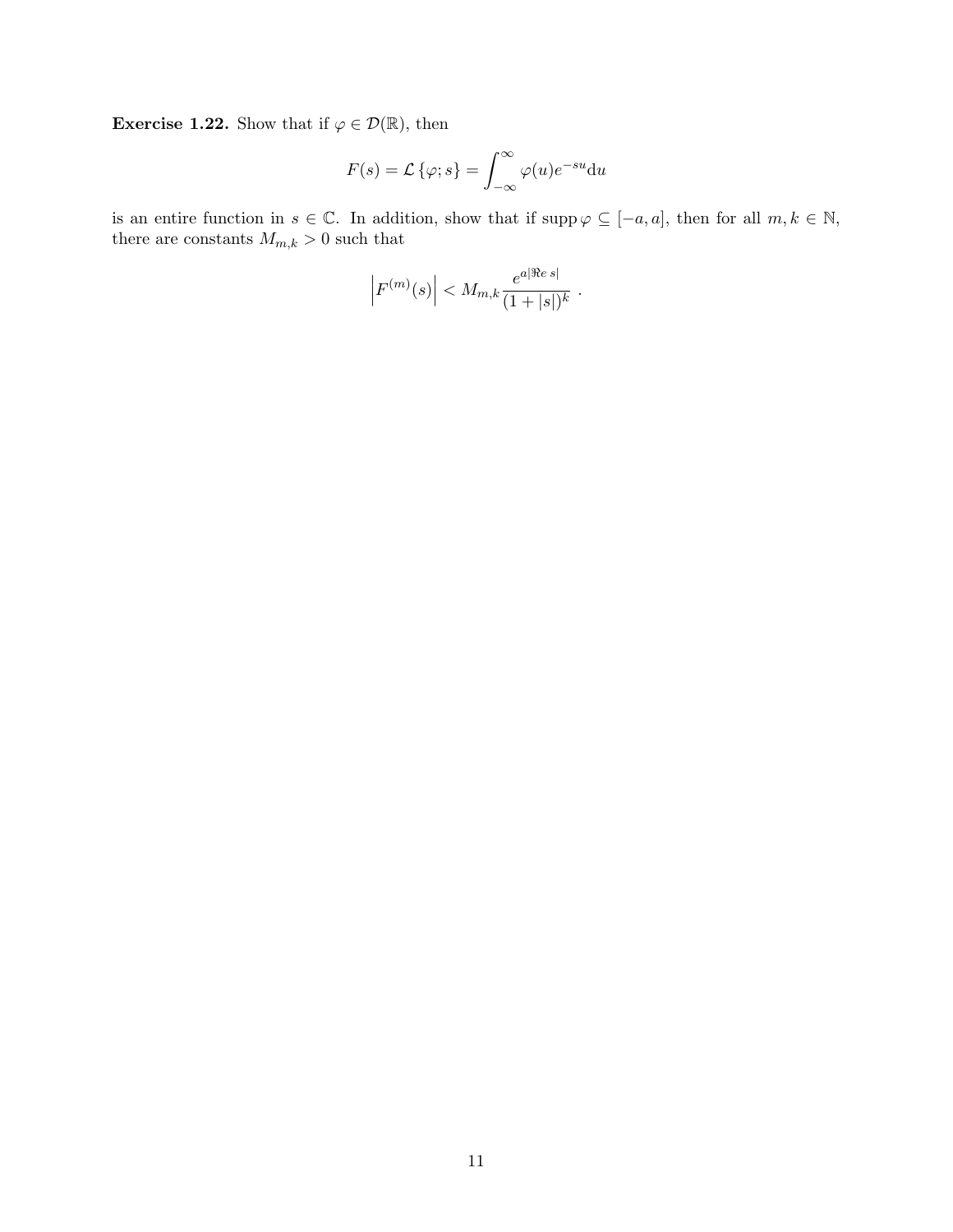**Exercise 1.22.** Show that if $\varphi \in \mathcal{D}(\mathbb{R})$, then

$$F(s) = \mathcal{L}\{\varphi; s\} = \int_{-\infty}^{\infty} \varphi(u) e^{-su} \mathrm{d}u$$

is an entire function in $s \in \mathbb{C}$. In addition, show that if $\operatorname{supp} \varphi \subseteq [-a, a]$, then for all $m, k \in \mathbb{N}$, there are constants $M_{m,k} > 0$ such that

$$\left| F^{(m)}(s) \right| < M_{m,k} \frac{e^{a|\Re e\, s|}}{(1 + |s|)^k} \ .$$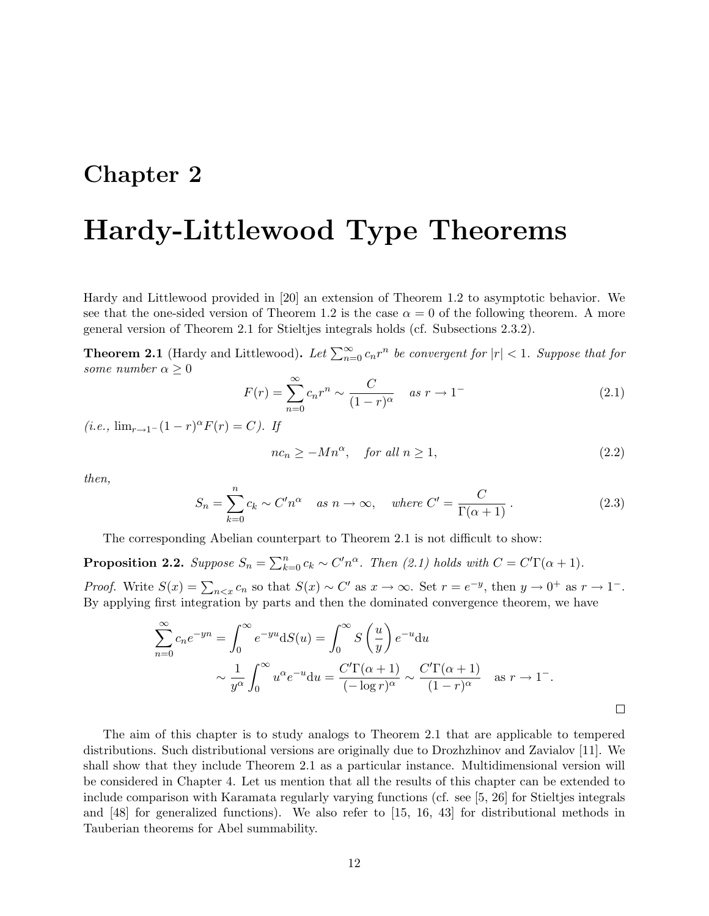# Chapter 2

# Hardy-Littlewood Type Theorems

Hardy and Littlewood provided in [20] an extension of Theorem 1.2 to asymptotic behavior. We see that the one-sided version of Theorem 1.2 is the case $\alpha = 0$ of the following theorem. A more general version of Theorem 2.1 for Stieltjes integrals holds (cf. Subsections 2.3.2).

**Theorem 2.1** (Hardy and Littlewood)**.** *Let $\sum_{n=0}^{\infty} c_n r^n$ be convergent for $|r| < 1$. Suppose that for some number $\alpha \geq 0$*

$$F(r) = \sum_{n=0}^{\infty} c_n r^n \sim \frac{C}{(1-r)^{\alpha}} \quad \text{as } r \to 1^- \tag{2.1}$$

*(i.e., $\lim_{r\to 1^-}(1-r)^{\alpha}F(r) = C$). If*

$$nc_n \geq -Mn^{\alpha}, \quad \text{for all } n \geq 1, \tag{2.2}$$

*then,*

$$S_n = \sum_{k=0}^{n} c_k \sim C'n^{\alpha} \quad \text{as } n \to \infty, \quad \text{where } C' = \frac{C}{\Gamma(\alpha+1)}\,. \tag{2.3}$$

The corresponding Abelian counterpart to Theorem 2.1 is not difficult to show:

**Proposition 2.2.** *Suppose $S_n = \sum_{k=0}^{n} c_k \sim C'n^{\alpha}$. Then (2.1) holds with $C = C'\Gamma(\alpha+1)$.*

*Proof.* Write $S(x) = \sum_{n<x} c_n$ so that $S(x) \sim C'$ as $x \to \infty$. Set $r = e^{-y}$, then $y \to 0^+$ as $r \to 1^-$. By applying first integration by parts and then the dominated convergence theorem, we have

$$\begin{aligned}
\sum_{n=0}^{\infty} c_n e^{-yn} &= \int_0^{\infty} e^{-yu}\mathrm{d}S(u) = \int_0^{\infty} S\left(\frac{u}{y}\right)e^{-u}\mathrm{d}u \\
&\sim \frac{1}{y^{\alpha}}\int_0^{\infty} u^{\alpha}e^{-u}\mathrm{d}u = \frac{C'\Gamma(\alpha+1)}{(-\log r)^{\alpha}} \sim \frac{C'\Gamma(\alpha+1)}{(1-r)^{\alpha}} \quad \text{as } r \to 1^-.
\end{aligned}$$

□

The aim of this chapter is to study analogs to Theorem 2.1 that are applicable to tempered distributions. Such distributional versions are originally due to Drozhzhinov and Zavialov [11]. We shall show that they include Theorem 2.1 as a particular instance. Multidimensional version will be considered in Chapter 4. Let us mention that all the results of this chapter can be extended to include comparison with Karamata regularly varying functions (cf. see [5, 26] for Stieltjes integrals and [48] for generalized functions). We also refer to [15, 16, 43] for distributional methods in Tauberian theorems for Abel summability.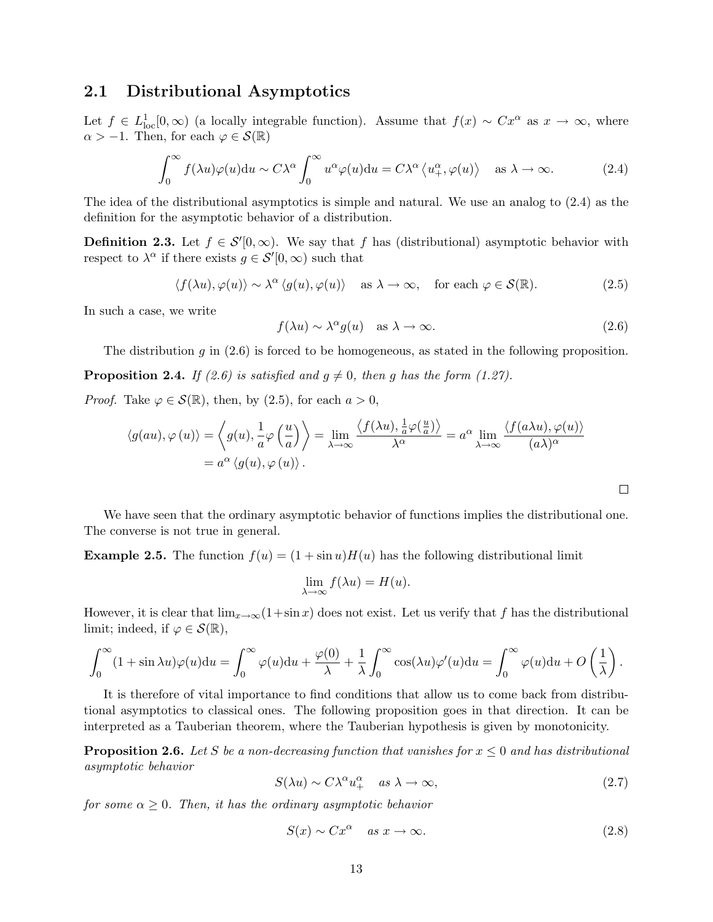## 2.1 Distributional Asymptotics

Let $f \in L^1_{\text{loc}}[0,\infty)$ (a locally integrable function). Assume that $f(x) \sim Cx^\alpha$ as $x \to \infty$, where $\alpha > -1$. Then, for each $\varphi \in \mathcal{S}(\mathbb{R})$

$$\int_0^\infty f(\lambda u)\varphi(u)\mathrm{d}u \sim C\lambda^\alpha \int_0^\infty u^\alpha \varphi(u)\mathrm{d}u = C\lambda^\alpha \left\langle u_+^\alpha, \varphi(u)\right\rangle \quad \text{as } \lambda \to \infty. \tag{2.4}$$

The idea of the distributional asymptotics is simple and natural. We use an analog to (2.4) as the definition for the asymptotic behavior of a distribution.

**Definition 2.3.** Let $f \in \mathcal{S}'[0,\infty)$. We say that $f$ has (distributional) asymptotic behavior with respect to $\lambda^\alpha$ if there exists $g \in \mathcal{S}'[0,\infty)$ such that

$$\langle f(\lambda u), \varphi(u)\rangle \sim \lambda^\alpha \langle g(u), \varphi(u)\rangle \quad \text{as } \lambda \to \infty, \quad \text{for each } \varphi \in \mathcal{S}(\mathbb{R}). \tag{2.5}$$

In such a case, we write

$$f(\lambda u) \sim \lambda^\alpha g(u) \quad \text{as } \lambda \to \infty. \tag{2.6}$$

The distribution $g$ in (2.6) is forced to be homogeneous, as stated in the following proposition.

**Proposition 2.4.** *If (2.6) is satisfied and $g \neq 0$, then $g$ has the form (1.27).*

*Proof.* Take $\varphi \in \mathcal{S}(\mathbb{R})$, then, by (2.5), for each $a > 0$,

$$\begin{aligned}\langle g(au), \varphi(u)\rangle &= \left\langle g(u), \frac{1}{a}\varphi\left(\frac{u}{a}\right)\right\rangle = \lim_{\lambda\to\infty} \frac{\left\langle f(\lambda u), \frac{1}{a}\varphi(\frac{u}{a})\right\rangle}{\lambda^\alpha} = a^\alpha \lim_{\lambda\to\infty}\frac{\langle f(a\lambda u), \varphi(u)\rangle}{(a\lambda)^\alpha} \\ &= a^\alpha \langle g(u), \varphi(u)\rangle .\end{aligned}$$

□

We have seen that the ordinary asymptotic behavior of functions implies the distributional one. The converse is not true in general.

**Example 2.5.** The function $f(u) = (1 + \sin u)H(u)$ has the following distributional limit

$$\lim_{\lambda\to\infty} f(\lambda u) = H(u).$$

However, it is clear that $\lim_{x\to\infty}(1+\sin x)$ does not exist. Let us verify that $f$ has the distributional limit; indeed, if $\varphi \in \mathcal{S}(\mathbb{R})$,

$$\int_0^\infty (1 + \sin\lambda u)\varphi(u)\mathrm{d}u = \int_0^\infty \varphi(u)\mathrm{d}u + \frac{\varphi(0)}{\lambda} + \frac{1}{\lambda}\int_0^\infty \cos(\lambda u)\varphi'(u)\mathrm{d}u = \int_0^\infty \varphi(u)\mathrm{d}u + O\left(\frac{1}{\lambda}\right).$$

It is therefore of vital importance to find conditions that allow us to come back from distributional asymptotics to classical ones. The following proposition goes in that direction. It can be interpreted as a Tauberian theorem, where the Tauberian hypothesis is given by monotonicity.

**Proposition 2.6.** *Let $S$ be a non-decreasing function that vanishes for $x \leq 0$ and has distributional asymptotic behavior*

$$S(\lambda u) \sim C\lambda^\alpha u_+^\alpha \quad \text{as } \lambda \to \infty, \tag{2.7}$$

*for some $\alpha \geq 0$. Then, it has the ordinary asymptotic behavior*

$$S(x) \sim Cx^\alpha \quad \text{as } x \to \infty. \tag{2.8}$$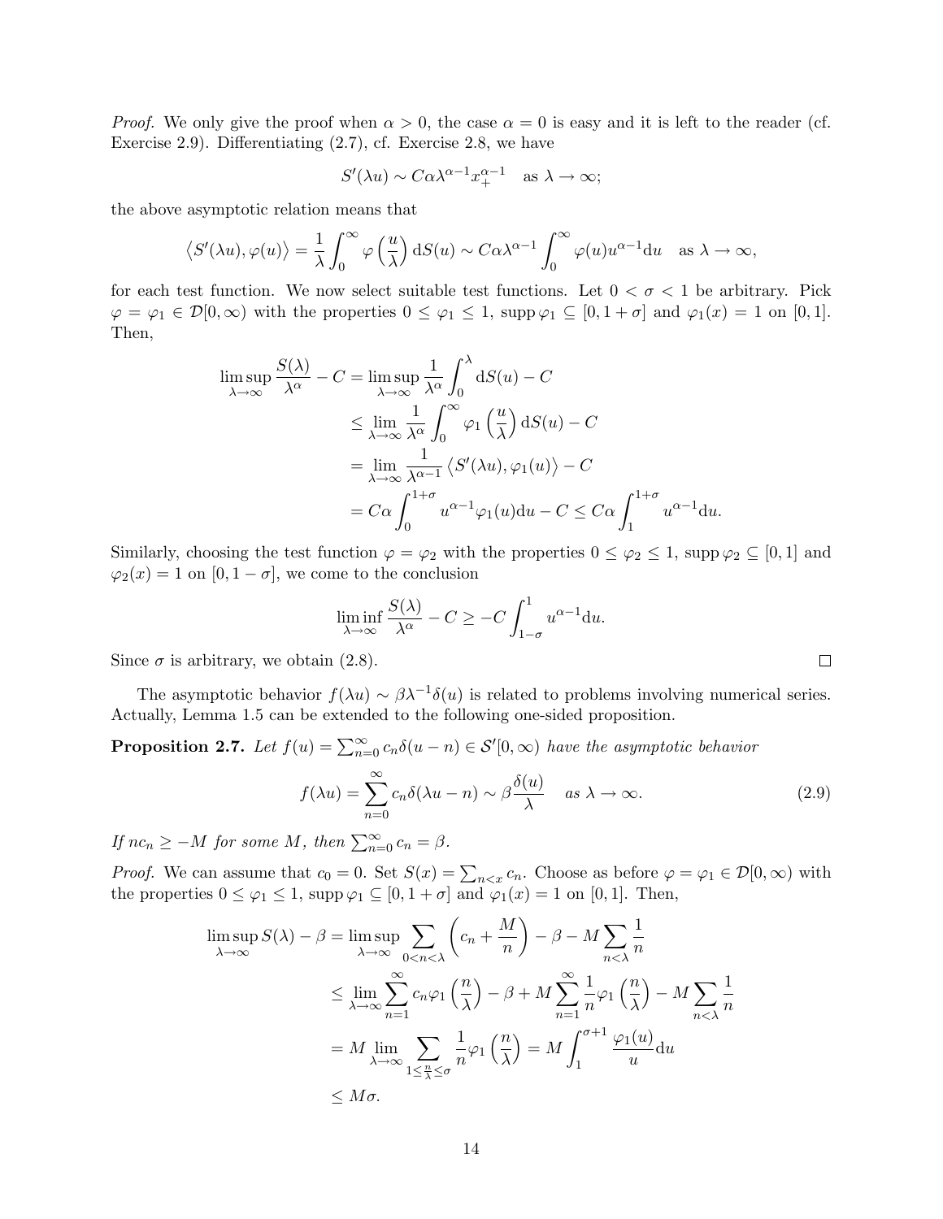*Proof.* We only give the proof when $\alpha > 0$, the case $\alpha = 0$ is easy and it is left to the reader (cf. Exercise 2.9). Differentiating (2.7), cf. Exercise 2.8, we have

$$S'(\lambda u) \sim C\alpha\lambda^{\alpha-1}x_+^{\alpha-1} \quad \text{as } \lambda \to \infty;$$

the above asymptotic relation means that

$$\left\langle S'(\lambda u), \varphi(u)\right\rangle = \frac{1}{\lambda}\int_0^\infty \varphi\left(\frac{u}{\lambda}\right) \mathrm{d}S(u) \sim C\alpha\lambda^{\alpha-1}\int_0^\infty \varphi(u)u^{\alpha-1}\mathrm{d}u \quad \text{as } \lambda \to \infty,$$

for each test function. We now select suitable test functions. Let $0 < \sigma < 1$ be arbitrary. Pick $\varphi = \varphi_1 \in \mathcal{D}[0,\infty)$ with the properties $0 \leq \varphi_1 \leq 1$, $\operatorname{supp}\varphi_1 \subseteq [0, 1+\sigma]$ and $\varphi_1(x) = 1$ on $[0,1]$. Then,

$$\begin{aligned}
\limsup_{\lambda\to\infty} \frac{S(\lambda)}{\lambda^\alpha} - C &= \limsup_{\lambda\to\infty} \frac{1}{\lambda^\alpha}\int_0^\lambda \mathrm{d}S(u) - C \\
&\leq \lim_{\lambda\to\infty} \frac{1}{\lambda^\alpha}\int_0^\infty \varphi_1\left(\frac{u}{\lambda}\right)\mathrm{d}S(u) - C \\
&= \lim_{\lambda\to\infty} \frac{1}{\lambda^{\alpha-1}}\left\langle S'(\lambda u), \varphi_1(u)\right\rangle - C \\
&= C\alpha\int_0^{1+\sigma} u^{\alpha-1}\varphi_1(u)\mathrm{d}u - C \leq C\alpha\int_1^{1+\sigma} u^{\alpha-1}\mathrm{d}u.
\end{aligned}$$

Similarly, choosing the test function $\varphi = \varphi_2$ with the properties $0 \leq \varphi_2 \leq 1$, $\operatorname{supp}\varphi_2 \subseteq [0,1]$ and $\varphi_2(x) = 1$ on $[0, 1-\sigma]$, we come to the conclusion

$$\liminf_{\lambda\to\infty} \frac{S(\lambda)}{\lambda^\alpha} - C \geq -C\int_{1-\sigma}^1 u^{\alpha-1}\mathrm{d}u.$$

Since $\sigma$ is arbitrary, we obtain (2.8). $\square$

The asymptotic behavior $f(\lambda u) \sim \beta\lambda^{-1}\delta(u)$ is related to problems involving numerical series. Actually, Lemma 1.5 can be extended to the following one-sided proposition.

**Proposition 2.7.** *Let $f(u) = \sum_{n=0}^\infty c_n\delta(u-n) \in \mathcal{S}'[0,\infty)$ have the asymptotic behavior*

$$f(\lambda u) = \sum_{n=0}^\infty c_n\delta(\lambda u - n) \sim \beta\frac{\delta(u)}{\lambda} \quad \text{as } \lambda \to \infty. \tag{2.9}$$

*If $nc_n \geq -M$ for some $M$, then $\sum_{n=0}^\infty c_n = \beta$.*

*Proof.* We can assume that $c_0 = 0$. Set $S(x) = \sum_{n<x} c_n$. Choose as before $\varphi = \varphi_1 \in \mathcal{D}[0,\infty)$ with the properties $0 \leq \varphi_1 \leq 1$, $\operatorname{supp}\varphi_1 \subseteq [0, 1+\sigma]$ and $\varphi_1(x) = 1$ on $[0,1]$. Then,

$$\begin{aligned}
\limsup_{\lambda\to\infty} S(\lambda) - \beta &= \limsup_{\lambda\to\infty} \sum_{0<n<\lambda}\left(c_n + \frac{M}{n}\right) - \beta - M\sum_{n<\lambda}\frac{1}{n} \\
&\leq \lim_{\lambda\to\infty}\sum_{n=1}^\infty c_n\varphi_1\left(\frac{n}{\lambda}\right) - \beta + M\sum_{n=1}^\infty \frac{1}{n}\varphi_1\left(\frac{n}{\lambda}\right) - M\sum_{n<\lambda}\frac{1}{n} \\
&= M\lim_{\lambda\to\infty}\sum_{1\leq\frac{n}{\lambda}\leq\sigma}\frac{1}{n}\varphi_1\left(\frac{n}{\lambda}\right) = M\int_1^{\sigma+1}\frac{\varphi_1(u)}{u}\mathrm{d}u \\
&\leq M\sigma.
\end{aligned}$$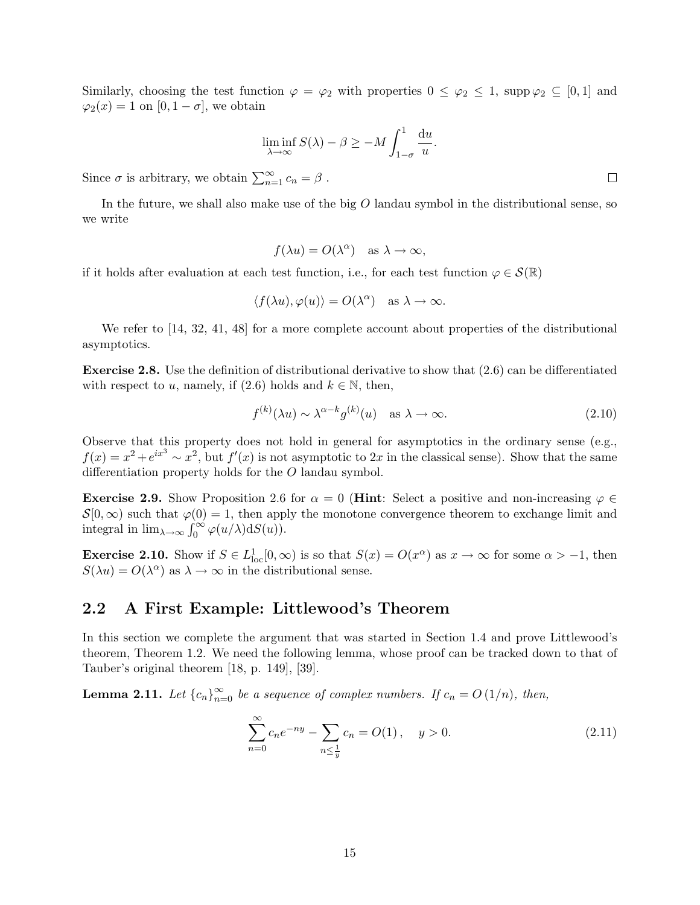Similarly, choosing the test function $\varphi = \varphi_2$ with properties $0 \le \varphi_2 \le 1$, $\operatorname{supp} \varphi_2 \subseteq [0,1]$ and $\varphi_2(x) = 1$ on $[0, 1-\sigma]$, we obtain

$$\liminf_{\lambda \to \infty} S(\lambda) - \beta \ge -M \int_{1-\sigma}^{1} \frac{\mathrm{d}u}{u}.$$

Since $\sigma$ is arbitrary, we obtain $\sum_{n=1}^{\infty} c_n = \beta$ . □

In the future, we shall also make use of the big $O$ landau symbol in the distributional sense, so we write

$$f(\lambda u) = O(\lambda^{\alpha}) \quad \text{as } \lambda \to \infty,$$

if it holds after evaluation at each test function, i.e., for each test function $\varphi \in \mathcal{S}(\mathbb{R})$

$$\langle f(\lambda u), \varphi(u) \rangle = O(\lambda^{\alpha}) \quad \text{as } \lambda \to \infty.$$

We refer to [14, 32, 41, 48] for a more complete account about properties of the distributional asymptotics.

**Exercise 2.8.** Use the definition of distributional derivative to show that (2.6) can be differentiated with respect to $u$, namely, if (2.6) holds and $k \in \mathbb{N}$, then,

$$f^{(k)}(\lambda u) \sim \lambda^{\alpha - k} g^{(k)}(u) \quad \text{as } \lambda \to \infty. \tag{2.10}$$

Observe that this property does not hold in general for asymptotics in the ordinary sense (e.g., $f(x) = x^2 + e^{ix^3} \sim x^2$, but $f'(x)$ is not asymptotic to $2x$ in the classical sense). Show that the same differentiation property holds for the $O$ landau symbol.

**Exercise 2.9.** Show Proposition 2.6 for $\alpha = 0$ (**Hint**: Select a positive and non-increasing $\varphi \in \mathcal{S}[0,\infty)$ such that $\varphi(0) = 1$, then apply the monotone convergence theorem to exchange limit and integral in $\lim_{\lambda \to \infty} \int_0^{\infty} \varphi(u/\lambda) \mathrm{d}S(u)$).

**Exercise 2.10.** Show if $S \in L^1_{\mathrm{loc}}[0,\infty)$ is so that $S(x) = O(x^{\alpha})$ as $x \to \infty$ for some $\alpha > -1$, then $S(\lambda u) = O(\lambda^{\alpha})$ as $\lambda \to \infty$ in the distributional sense.

## 2.2 A First Example: Littlewood's Theorem

In this section we complete the argument that was started in Section 1.4 and prove Littlewood's theorem, Theorem 1.2. We need the following lemma, whose proof can be tracked down to that of Tauber's original theorem [18, p. 149], [39].

**Lemma 2.11.** *Let $\{c_n\}_{n=0}^{\infty}$ be a sequence of complex numbers. If $c_n = O(1/n)$, then,*

$$\sum_{n=0}^{\infty} c_n e^{-ny} - \sum_{n \le \frac{1}{y}} c_n = O(1), \quad y > 0. \tag{2.11}$$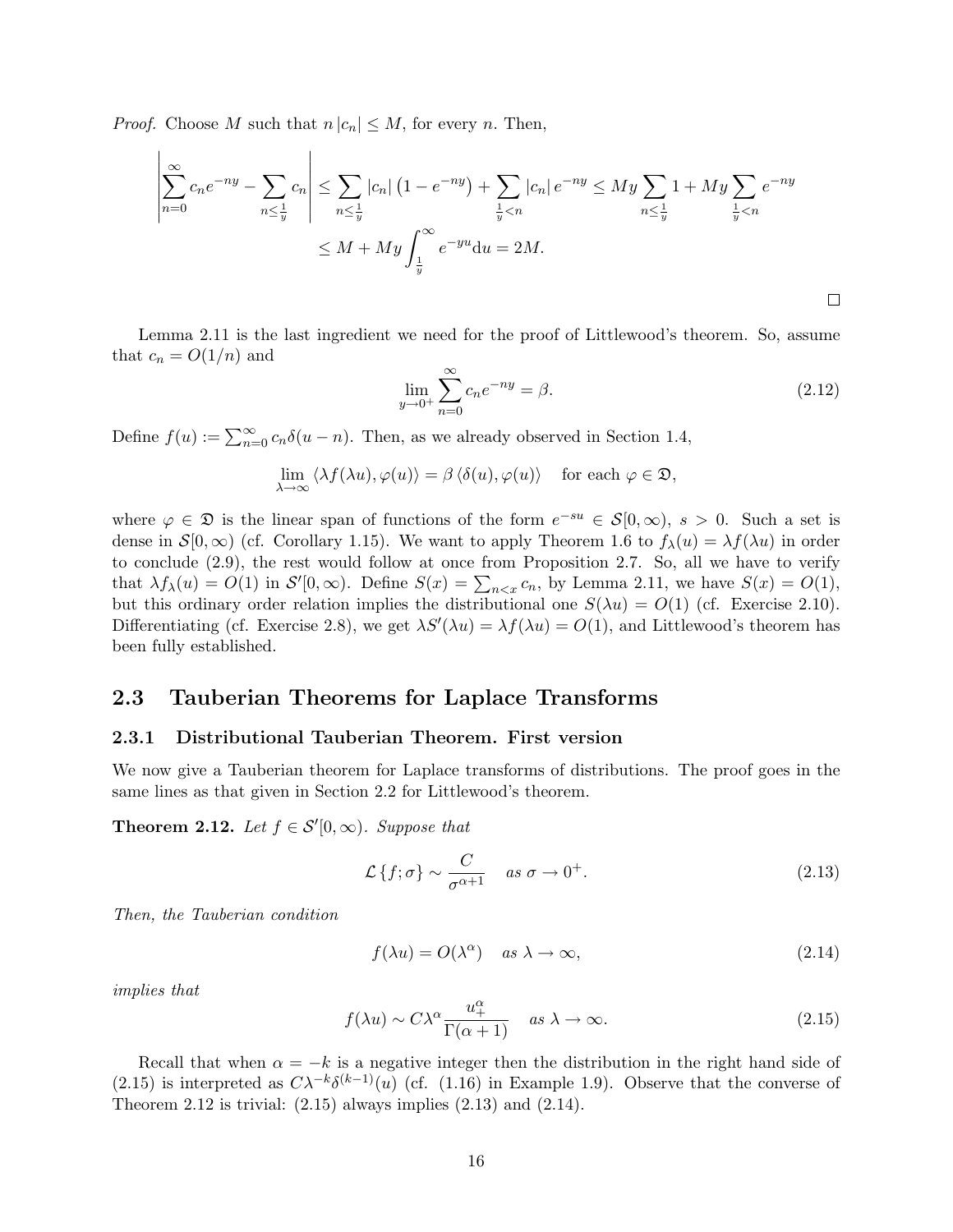*Proof.* Choose $M$ such that $n\,|c_n| \leq M$, for every $n$. Then,

$$\left|\sum_{n=0}^{\infty} c_n e^{-ny} - \sum_{n\leq \frac{1}{y}} c_n\right| \leq \sum_{n\leq \frac{1}{y}} |c_n|\left(1-e^{-ny}\right) + \sum_{\frac{1}{y}<n} |c_n|\, e^{-ny} \leq My \sum_{n\leq \frac{1}{y}} 1 + My \sum_{\frac{1}{y}<n} e^{-ny}$$

$$\leq M + My \int_{\frac{1}{y}}^{\infty} e^{-yu}\mathrm{d}u = 2M.$$

□

Lemma 2.11 is the last ingredient we need for the proof of Littlewood's theorem. So, assume that $c_n = O(1/n)$ and

$$\lim_{y\to 0^+} \sum_{n=0}^{\infty} c_n e^{-ny} = \beta. \tag{2.12}$$

Define $f(u) := \sum_{n=0}^{\infty} c_n \delta(u-n)$. Then, as we already observed in Section 1.4,

$$\lim_{\lambda\to\infty} \langle \lambda f(\lambda u), \varphi(u)\rangle = \beta\,\langle \delta(u), \varphi(u)\rangle \quad \text{for each } \varphi \in \mathfrak{D},$$

where $\varphi \in \mathfrak{D}$ is the linear span of functions of the form $e^{-su} \in \mathcal{S}[0,\infty)$, $s > 0$. Such a set is dense in $\mathcal{S}[0,\infty)$ (cf. Corollary 1.15). We want to apply Theorem 1.6 to $f_\lambda(u) = \lambda f(\lambda u)$ in order to conclude (2.9), the rest would follow at once from Proposition 2.7. So, all we have to verify that $\lambda f_\lambda(u) = O(1)$ in $\mathcal{S}'[0,\infty)$. Define $S(x) = \sum_{n<x} c_n$, by Lemma 2.11, we have $S(x) = O(1)$, but this ordinary order relation implies the distributional one $S(\lambda u) = O(1)$ (cf. Exercise 2.10). Differentiating (cf. Exercise 2.8), we get $\lambda S'(\lambda u) = \lambda f(\lambda u) = O(1)$, and Littlewood's theorem has been fully established.

## 2.3 Tauberian Theorems for Laplace Transforms

### 2.3.1 Distributional Tauberian Theorem. First version

We now give a Tauberian theorem for Laplace transforms of distributions. The proof goes in the same lines as that given in Section 2.2 for Littlewood's theorem.

**Theorem 2.12.** *Let $f \in \mathcal{S}'[0,\infty)$. Suppose that*

$$\mathcal{L}\left\{f;\sigma\right\} \sim \frac{C}{\sigma^{\alpha+1}} \quad \text{as } \sigma \to 0^+. \tag{2.13}$$

*Then, the Tauberian condition*

$$f(\lambda u) = O(\lambda^{\alpha}) \quad \text{as } \lambda\to\infty, \tag{2.14}$$

*implies that*

$$f(\lambda u) \sim C\lambda^{\alpha}\frac{u_+^{\alpha}}{\Gamma(\alpha+1)} \quad \text{as } \lambda\to\infty. \tag{2.15}$$

Recall that when $\alpha = -k$ is a negative integer then the distribution in the right hand side of (2.15) is interpreted as $C\lambda^{-k}\delta^{(k-1)}(u)$ (cf. (1.16) in Example 1.9). Observe that the converse of Theorem 2.12 is trivial: (2.15) always implies (2.13) and (2.14).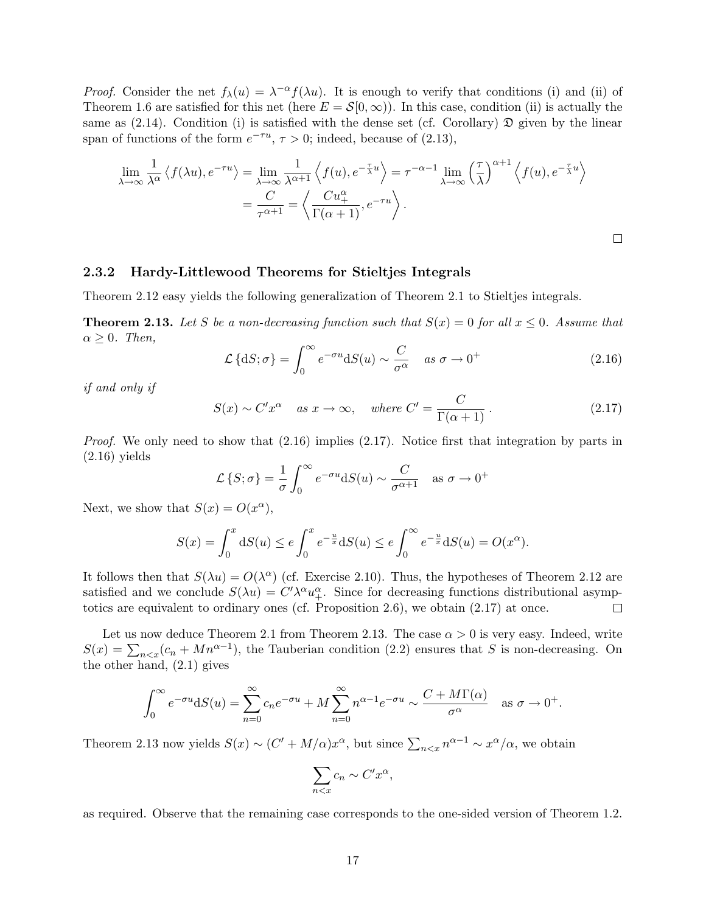*Proof.* Consider the net $f_\lambda(u) = \lambda^{-\alpha} f(\lambda u)$. It is enough to verify that conditions (i) and (ii) of Theorem 1.6 are satisfied for this net (here $E = \mathcal{S}[0,\infty)$). In this case, condition (ii) is actually the same as (2.14). Condition (i) is satisfied with the dense set (cf. Corollary) $\mathfrak{D}$ given by the linear span of functions of the form $e^{-\tau u}$, $\tau > 0$; indeed, because of (2.13),

$$\lim_{\lambda\to\infty} \frac{1}{\lambda^\alpha} \left\langle f(\lambda u), e^{-\tau u} \right\rangle = \lim_{\lambda\to\infty} \frac{1}{\lambda^{\alpha+1}} \left\langle f(u), e^{-\frac{\tau}{\lambda} u} \right\rangle = \tau^{-\alpha-1} \lim_{\lambda\to\infty} \left(\frac{\tau}{\lambda}\right)^{\alpha+1} \left\langle f(u), e^{-\frac{\tau}{\lambda} u} \right\rangle$$
$$= \frac{C}{\tau^{\alpha+1}} = \left\langle \frac{C u_+^\alpha}{\Gamma(\alpha+1)}, e^{-\tau u} \right\rangle .$$

□

### 2.3.2 Hardy-Littlewood Theorems for Stieltjes Integrals

Theorem 2.12 easy yields the following generalization of Theorem 2.1 to Stieltjes integrals.

**Theorem 2.13.** *Let $S$ be a non-decreasing function such that $S(x) = 0$ for all $x \leq 0$. Assume that $\alpha \geq 0$. Then,*

$$\mathcal{L}\left\{\mathrm{d}S; \sigma\right\} = \int_0^\infty e^{-\sigma u} \mathrm{d}S(u) \sim \frac{C}{\sigma^\alpha} \quad \text{as } \sigma \to 0^+ \tag{2.16}$$

*if and only if*

$$S(x) \sim C' x^\alpha \quad \text{as } x \to \infty, \quad \text{where } C' = \frac{C}{\Gamma(\alpha+1)} . \tag{2.17}$$

*Proof.* We only need to show that (2.16) implies (2.17). Notice first that integration by parts in (2.16) yields

$$\mathcal{L}\left\{S; \sigma\right\} = \frac{1}{\sigma} \int_0^\infty e^{-\sigma u} \mathrm{d}S(u) \sim \frac{C}{\sigma^{\alpha+1}} \quad \text{as } \sigma \to 0^+$$

Next, we show that $S(x) = O(x^\alpha)$,

$$S(x) = \int_0^x \mathrm{d}S(u) \leq e \int_0^x e^{-\frac{u}{x}} \mathrm{d}S(u) \leq e \int_0^\infty e^{-\frac{u}{x}} \mathrm{d}S(u) = O(x^\alpha).$$

It follows then that $S(\lambda u) = O(\lambda^\alpha)$ (cf. Exercise 2.10). Thus, the hypotheses of Theorem 2.12 are satisfied and we conclude $S(\lambda u) = C' \lambda^\alpha u_+^\alpha$. Since for decreasing functions distributional asymptotics are equivalent to ordinary ones (cf. Proposition 2.6), we obtain (2.17) at once. □

Let us now deduce Theorem 2.1 from Theorem 2.13. The case $\alpha > 0$ is very easy. Indeed, write $S(x) = \sum_{n<x} (c_n + M n^{\alpha-1})$, the Tauberian condition (2.2) ensures that $S$ is non-decreasing. On the other hand, (2.1) gives

$$\int_0^\infty e^{-\sigma u} \mathrm{d}S(u) = \sum_{n=0}^\infty c_n e^{-\sigma u} + M \sum_{n=0}^\infty n^{\alpha-1} e^{-\sigma u} \sim \frac{C + M\Gamma(\alpha)}{\sigma^\alpha} \quad \text{as } \sigma \to 0^+.$$

Theorem 2.13 now yields $S(x) \sim (C' + M/\alpha) x^\alpha$, but since $\sum_{n<x} n^{\alpha-1} \sim x^\alpha/\alpha$, we obtain

$$\sum_{n<x} c_n \sim C' x^\alpha,$$

as required. Observe that the remaining case corresponds to the one-sided version of Theorem 1.2.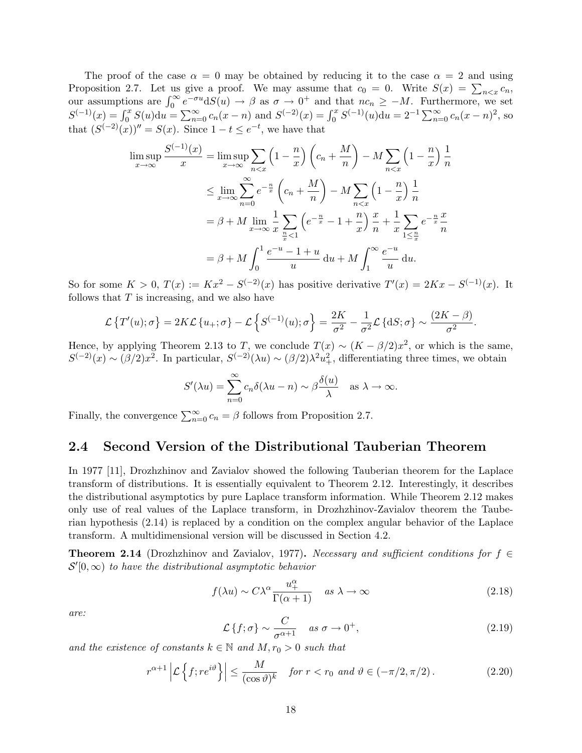The proof of the case $\alpha = 0$ may be obtained by reducing it to the case $\alpha = 2$ and using Proposition 2.7. Let us give a proof. We may assume that $c_0 = 0$. Write $S(x) = \sum_{n<x} c_n$, our assumptions are $\int_0^\infty e^{-\sigma u} \mathrm{d}S(u) \to \beta$ as $\sigma \to 0^+$ and that $nc_n \geq -M$. Furthermore, we set $S^{(-1)}(x) = \int_0^x S(u)\mathrm{d}u = \sum_{n=0}^\infty c_n(x-n)$ and $S^{(-2)}(x) = \int_0^x S^{(-1)}(u)\mathrm{d}u = 2^{-1}\sum_{n=0}^\infty c_n(x-n)^2$, so that $(S^{(-2)}(x))'' = S(x)$. Since $1 - t \leq e^{-t}$, we have that

$$
\begin{aligned}
\limsup_{x\to\infty} \frac{S^{(-1)}(x)}{x} &= \limsup_{x\to\infty} \sum_{n<x} \left(1 - \frac{n}{x}\right)\left(c_n + \frac{M}{n}\right) - M\sum_{n<x}\left(1-\frac{n}{x}\right)\frac{1}{n} \\
&\leq \lim_{x\to\infty} \sum_{n=0}^{\infty} e^{-\frac{n}{x}}\left(c_n + \frac{M}{n}\right) - M\sum_{n<x}\left(1-\frac{n}{x}\right)\frac{1}{n} \\
&= \beta + M\lim_{x\to\infty} \frac{1}{x}\sum_{\frac{n}{x}<1}\left(e^{-\frac{n}{x}} - 1 + \frac{n}{x}\right)\frac{x}{n} + \frac{1}{x}\sum_{1\leq\frac{n}{x}} e^{-\frac{n}{x}}\frac{x}{n} \\
&= \beta + M\int_0^1 \frac{e^{-u} - 1 + u}{u}\,\mathrm{d}u + M\int_1^\infty \frac{e^{-u}}{u}\,\mathrm{d}u.
\end{aligned}
$$

So for some $K > 0$, $T(x) := Kx^2 - S^{(-2)}(x)$ has positive derivative $T'(x) = 2Kx - S^{(-1)}(x)$. It follows that $T$ is increasing, and we also have

$$
\mathcal{L}\left\{T'(u);\sigma\right\} = 2K\mathcal{L}\left\{u_+;\sigma\right\} - \mathcal{L}\left\{S^{(-1)}(u);\sigma\right\} = \frac{2K}{\sigma^2} - \frac{1}{\sigma^2}\mathcal{L}\left\{\mathrm{d}S;\sigma\right\} \sim \frac{(2K-\beta)}{\sigma^2}.
$$

Hence, by applying Theorem 2.13 to $T$, we conclude $T(x) \sim (K - \beta/2)x^2$, or which is the same, $S^{(-2)}(x) \sim (\beta/2)x^2$. In particular, $S^{(-2)}(\lambda u) \sim (\beta/2)\lambda^2 u_+^2$, differentiating three times, we obtain

$$
S'(\lambda u) = \sum_{n=0}^\infty c_n \delta(\lambda u - n) \sim \beta\frac{\delta(u)}{\lambda} \quad \text{as } \lambda \to \infty.
$$

Finally, the convergence $\sum_{n=0}^\infty c_n = \beta$ follows from Proposition 2.7.

## 2.4 Second Version of the Distributional Tauberian Theorem

In 1977 [11], Drozhzhinov and Zavialov showed the following Tauberian theorem for the Laplace transform of distributions. It is essentially equivalent to Theorem 2.12. Interestingly, it describes the distributional asymptotics by pure Laplace transform information. While Theorem 2.12 makes only use of real values of the Laplace transform, in Drozhzhinov-Zavialov theorem the Tauberian hypothesis (2.14) is replaced by a condition on the complex angular behavior of the Laplace transform. A multidimensional version will be discussed in Section 4.2.

**Theorem 2.14** (Drozhzhinov and Zavialov, 1977)**.** *Necessary and sufficient conditions for $f \in \mathcal{S}'[0,\infty)$ to have the distributional asymptotic behavior*

$$
f(\lambda u) \sim C\lambda^\alpha \frac{u_+^\alpha}{\Gamma(\alpha+1)} \quad \text{as } \lambda \to \infty \tag{2.18}
$$

*are:*

$$
\mathcal{L}\left\{f;\sigma\right\} \sim \frac{C}{\sigma^{\alpha+1}} \quad \text{as } \sigma \to 0^+, \tag{2.19}
$$

*and the existence of constants $k \in \mathbb{N}$ and $M, r_0 > 0$ such that*

$$
r^{\alpha+1}\left|\mathcal{L}\left\{f;re^{i\vartheta}\right\}\right| \leq \frac{M}{(\cos\vartheta)^k} \quad \text{for } r < r_0 \text{ and } \vartheta \in (-\pi/2,\pi/2). \tag{2.20}
$$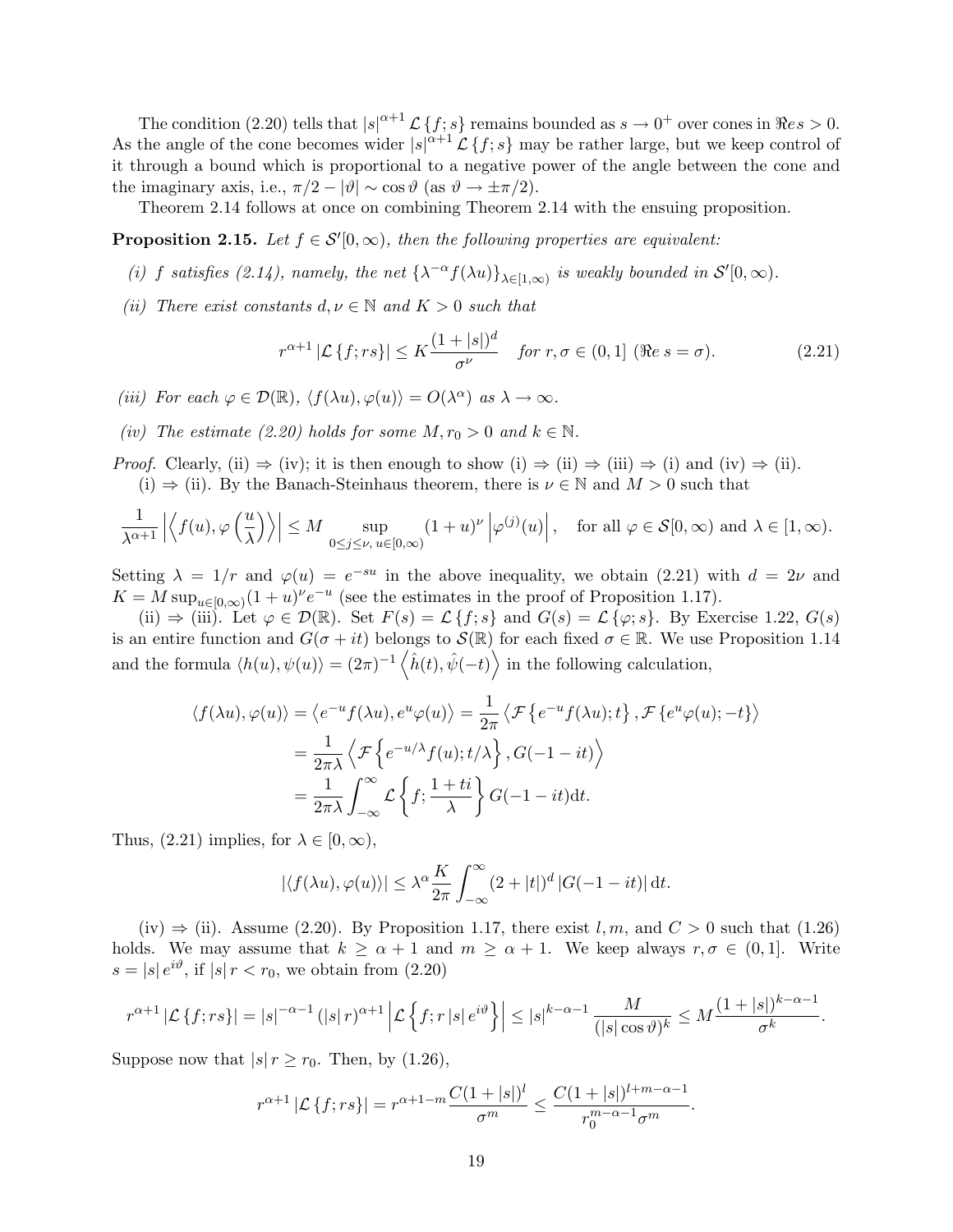The condition (2.20) tells that $|s|^{\alpha+1}\mathcal{L}\{f;s\}$ remains bounded as $s \to 0^+$ over cones in $\Re e\, s > 0$. As the angle of the cone becomes wider $|s|^{\alpha+1}\mathcal{L}\{f;s\}$ may be rather large, but we keep control of it through a bound which is proportional to a negative power of the angle between the cone and the imaginary axis, i.e., $\pi/2 - |\vartheta| \sim \cos\vartheta$ (as $\vartheta \to \pm\pi/2$).

Theorem 2.14 follows at once on combining Theorem 2.14 with the ensuing proposition.

**Proposition 2.15.** *Let $f \in \mathcal{S}'[0,\infty)$, then the following properties are equivalent:*

*(i) $f$ satisfies (2.14), namely, the net $\{\lambda^{-\alpha} f(\lambda u)\}_{\lambda\in[1,\infty)}$ is weakly bounded in $\mathcal{S}'[0,\infty)$.*

*(ii) There exist constants $d, \nu \in \mathbb{N}$ and $K > 0$ such that*

$$r^{\alpha+1}|\mathcal{L}\{f;rs\}| \le K\frac{(1+|s|)^d}{\sigma^\nu} \quad \text{for } r, \sigma \in (0,1] \ (\Re e\, s = \sigma). \tag{2.21}$$

*(iii) For each $\varphi \in \mathcal{D}(\mathbb{R})$, $\langle f(\lambda u), \varphi(u)\rangle = O(\lambda^\alpha)$ as $\lambda \to \infty$.*

*(iv) The estimate (2.20) holds for some $M, r_0 > 0$ and $k \in \mathbb{N}$.*

*Proof.* Clearly, (ii) $\Rightarrow$ (iv); it is then enough to show (i) $\Rightarrow$ (ii) $\Rightarrow$ (iii) $\Rightarrow$ (i) and (iv) $\Rightarrow$ (ii).

(i) $\Rightarrow$ (ii). By the Banach-Steinhaus theorem, there is $\nu \in \mathbb{N}$ and $M > 0$ such that

$$\frac{1}{\lambda^{\alpha+1}}\left|\left\langle f(u), \varphi\left(\frac{u}{\lambda}\right)\right\rangle\right| \le M \sup_{0\le j\le\nu,\, u\in[0,\infty)} (1+u)^\nu \left|\varphi^{(j)}(u)\right|, \quad \text{for all } \varphi \in \mathcal{S}[0,\infty) \text{ and } \lambda \in [1,\infty).$$

Setting $\lambda = 1/r$ and $\varphi(u) = e^{-su}$ in the above inequality, we obtain (2.21) with $d = 2\nu$ and $K = M\sup_{u\in[0,\infty)}(1+u)^\nu e^{-u}$ (see the estimates in the proof of Proposition 1.17).

(ii) $\Rightarrow$ (iii). Let $\varphi \in \mathcal{D}(\mathbb{R})$. Set $F(s) = \mathcal{L}\{f;s\}$ and $G(s) = \mathcal{L}\{\varphi;s\}$. By Exercise 1.22, $G(s)$ is an entire function and $G(\sigma+it)$ belongs to $\mathcal{S}(\mathbb{R})$ for each fixed $\sigma \in \mathbb{R}$. We use Proposition 1.14 and the formula $\langle h(u), \psi(u)\rangle = (2\pi)^{-1}\left\langle \hat{h}(t), \hat{\psi}(-t)\right\rangle$ in the following calculation,

$$\begin{aligned}
\langle f(\lambda u), \varphi(u)\rangle &= \left\langle e^{-u} f(\lambda u), e^u\varphi(u)\right\rangle = \frac{1}{2\pi}\left\langle \mathcal{F}\left\{e^{-u}f(\lambda u);t\right\}, \mathcal{F}\left\{e^u\varphi(u);-t\right\}\right\rangle \\
&= \frac{1}{2\pi\lambda}\left\langle \mathcal{F}\left\{e^{-u/\lambda}f(u);t/\lambda\right\}, G(-1-it)\right\rangle \\
&= \frac{1}{2\pi\lambda}\int_{-\infty}^{\infty}\mathcal{L}\left\{f;\frac{1+ti}{\lambda}\right\}G(-1-it)\mathrm{d}t.
\end{aligned}$$

Thus, (2.21) implies, for $\lambda \in [0,\infty)$,

$$|\langle f(\lambda u), \varphi(u)\rangle| \le \lambda^\alpha \frac{K}{2\pi}\int_{-\infty}^{\infty}(2+|t|)^d |G(-1-it)|\,\mathrm{d}t.$$

(iv) $\Rightarrow$ (ii). Assume (2.20). By Proposition 1.17, there exist $l, m$, and $C > 0$ such that (1.26) holds. We may assume that $k \ge \alpha+1$ and $m \ge \alpha+1$. We keep always $r, \sigma \in (0,1]$. Write $s = |s|e^{i\vartheta}$, if $|s|r < r_0$, we obtain from (2.20)

$$r^{\alpha+1}|\mathcal{L}\{f;rs\}| = |s|^{-\alpha-1}(|s|r)^{\alpha+1}\left|\mathcal{L}\left\{f;r|s|e^{i\vartheta}\right\}\right| \le |s|^{k-\alpha-1}\frac{M}{(|s|\cos\vartheta)^k} \le M\frac{(1+|s|)^{k-\alpha-1}}{\sigma^k}.$$

Suppose now that $|s|r \ge r_0$. Then, by (1.26),

$$r^{\alpha+1}|\mathcal{L}\{f;rs\}| = r^{\alpha+1-m}\frac{C(1+|s|)^l}{\sigma^m} \le \frac{C(1+|s|)^{l+m-\alpha-1}}{r_0^{m-\alpha-1}\sigma^m}.$$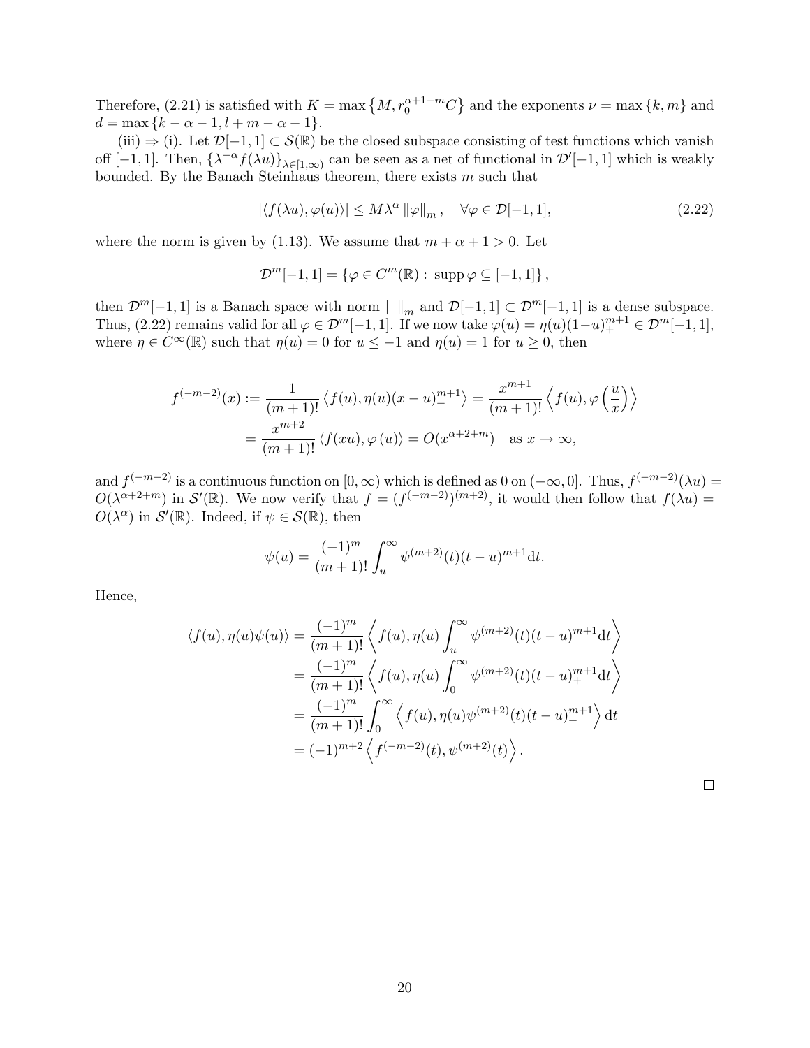Therefore, (2.21) is satisfied with $K = \max\left\{M, r_0^{\alpha+1-m}C\right\}$ and the exponents $\nu = \max\{k, m\}$ and $d = \max\{k-\alpha-1, l+m-\alpha-1\}$.

(iii) $\Rightarrow$ (i). Let $\mathcal{D}[-1,1] \subset \mathcal{S}(\mathbb{R})$ be the closed subspace consisting of test functions which vanish off $[-1,1]$. Then, $\{\lambda^{-\alpha} f(\lambda u)\}_{\lambda \in [1,\infty)}$ can be seen as a net of functional in $\mathcal{D}'[-1,1]$ which is weakly bounded. By the Banach Steinhaus theorem, there exists $m$ such that

$$|\langle f(\lambda u), \varphi(u)\rangle| \leq M\lambda^{\alpha} \|\varphi\|_m, \quad \forall \varphi \in \mathcal{D}[-1,1], \tag{2.22}$$

where the norm is given by (1.13). We assume that $m + \alpha + 1 > 0$. Let

$$\mathcal{D}^m[-1,1] = \{\varphi \in C^m(\mathbb{R}) : \operatorname{supp} \varphi \subseteq [-1,1]\},$$

then $\mathcal{D}^m[-1,1]$ is a Banach space with norm $\|\ \|_m$ and $\mathcal{D}[-1,1] \subset \mathcal{D}^m[-1,1]$ is a dense subspace. Thus, (2.22) remains valid for all $\varphi \in \mathcal{D}^m[-1,1]$. If we now take $\varphi(u) = \eta(u)(1-u)_+^{m+1} \in \mathcal{D}^m[-1,1]$, where $\eta \in C^\infty(\mathbb{R})$ such that $\eta(u) = 0$ for $u \leq -1$ and $\eta(u) = 1$ for $u \geq 0$, then

$$\begin{aligned} f^{(-m-2)}(x) &:= \frac{1}{(m+1)!}\left\langle f(u), \eta(u)(x-u)_+^{m+1}\right\rangle = \frac{x^{m+1}}{(m+1)!}\left\langle f(u), \varphi\left(\frac{u}{x}\right)\right\rangle \\ &= \frac{x^{m+2}}{(m+1)!}\left\langle f(xu), \varphi(u)\right\rangle = O(x^{\alpha+2+m}) \quad \text{as } x \to \infty, \end{aligned}$$

and $f^{(-m-2)}$ is a continuous function on $[0,\infty)$ which is defined as 0 on $(-\infty, 0]$. Thus, $f^{(-m-2)}(\lambda u) = O(\lambda^{\alpha+2+m})$ in $\mathcal{S}'(\mathbb{R})$. We now verify that $f = (f^{(-m-2)})^{(m+2)}$, it would then follow that $f(\lambda u) = O(\lambda^{\alpha})$ in $\mathcal{S}'(\mathbb{R})$. Indeed, if $\psi \in \mathcal{S}(\mathbb{R})$, then

$$\psi(u) = \frac{(-1)^m}{(m+1)!}\int_u^\infty \psi^{(m+2)}(t)(t-u)^{m+1}\mathrm{d}t.$$

Hence,

$$\begin{aligned} \langle f(u), \eta(u)\psi(u)\rangle &= \frac{(-1)^m}{(m+1)!}\left\langle f(u), \eta(u)\int_u^\infty \psi^{(m+2)}(t)(t-u)^{m+1}\mathrm{d}t\right\rangle \\ &= \frac{(-1)^m}{(m+1)!}\left\langle f(u), \eta(u)\int_0^\infty \psi^{(m+2)}(t)(t-u)_+^{m+1}\mathrm{d}t\right\rangle \\ &= \frac{(-1)^m}{(m+1)!}\int_0^\infty \left\langle f(u), \eta(u)\psi^{(m+2)}(t)(t-u)_+^{m+1}\right\rangle \mathrm{d}t \\ &= (-1)^{m+2}\left\langle f^{(-m-2)}(t), \psi^{(m+2)}(t)\right\rangle. \end{aligned}$$

$\square$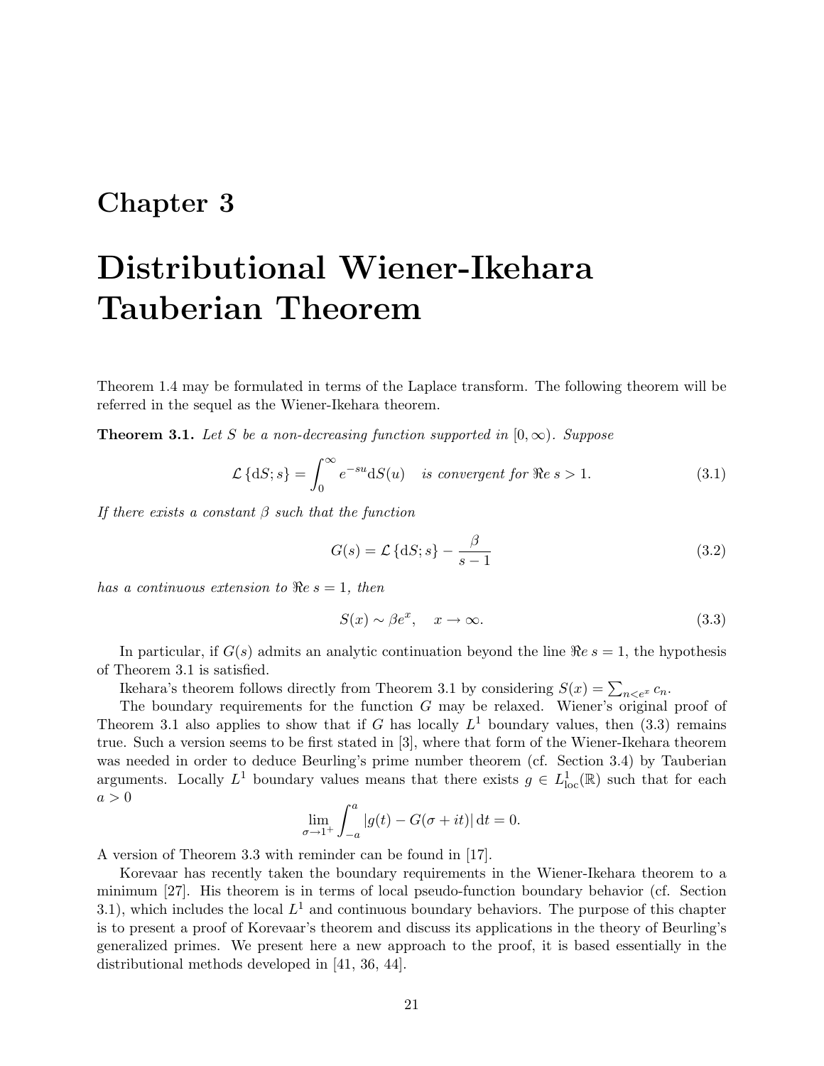# Chapter 3

# Distributional Wiener-Ikehara Tauberian Theorem

Theorem 1.4 may be formulated in terms of the Laplace transform. The following theorem will be referred in the sequel as the Wiener-Ikehara theorem.

**Theorem 3.1.** *Let $S$ be a non-decreasing function supported in $[0, \infty)$. Suppose*

$$\mathcal{L}\left\{\mathrm{d}S; s\right\} = \int_0^{\infty} e^{-su}\mathrm{d}S(u) \quad \text{is convergent for } \Re e\, s > 1. \tag{3.1}$$

*If there exists a constant $\beta$ such that the function*

$$G(s) = \mathcal{L}\left\{\mathrm{d}S; s\right\} - \frac{\beta}{s-1} \tag{3.2}$$

*has a continuous extension to $\Re e\, s = 1$, then*

$$S(x) \sim \beta e^{x}, \quad x \to \infty. \tag{3.3}$$

In particular, if $G(s)$ admits an analytic continuation beyond the line $\Re e\, s = 1$, the hypothesis of Theorem 3.1 is satisfied.

Ikehara's theorem follows directly from Theorem 3.1 by considering $S(x) = \sum_{n<e^x} c_n$.

The boundary requirements for the function $G$ may be relaxed. Wiener's original proof of Theorem 3.1 also applies to show that if $G$ has locally $L^1$ boundary values, then (3.3) remains true. Such a version seems to be first stated in [3], where that form of the Wiener-Ikehara theorem was needed in order to deduce Beurling's prime number theorem (cf. Section 3.4) by Tauberian arguments. Locally $L^1$ boundary values means that there exists $g \in L^1_{\mathrm{loc}}(\mathbb{R})$ such that for each $a > 0$

$$\lim_{\sigma \to 1^+} \int_{-a}^{a} |g(t) - G(\sigma + it)|\, \mathrm{d}t = 0.$$

A version of Theorem 3.3 with reminder can be found in [17].

Korevaar has recently taken the boundary requirements in the Wiener-Ikehara theorem to a minimum [27]. His theorem is in terms of local pseudo-function boundary behavior (cf. Section 3.1), which includes the local $L^1$ and continuous boundary behaviors. The purpose of this chapter is to present a proof of Korevaar's theorem and discuss its applications in the theory of Beurling's generalized primes. We present here a new approach to the proof, it is based essentially in the distributional methods developed in [41, 36, 44].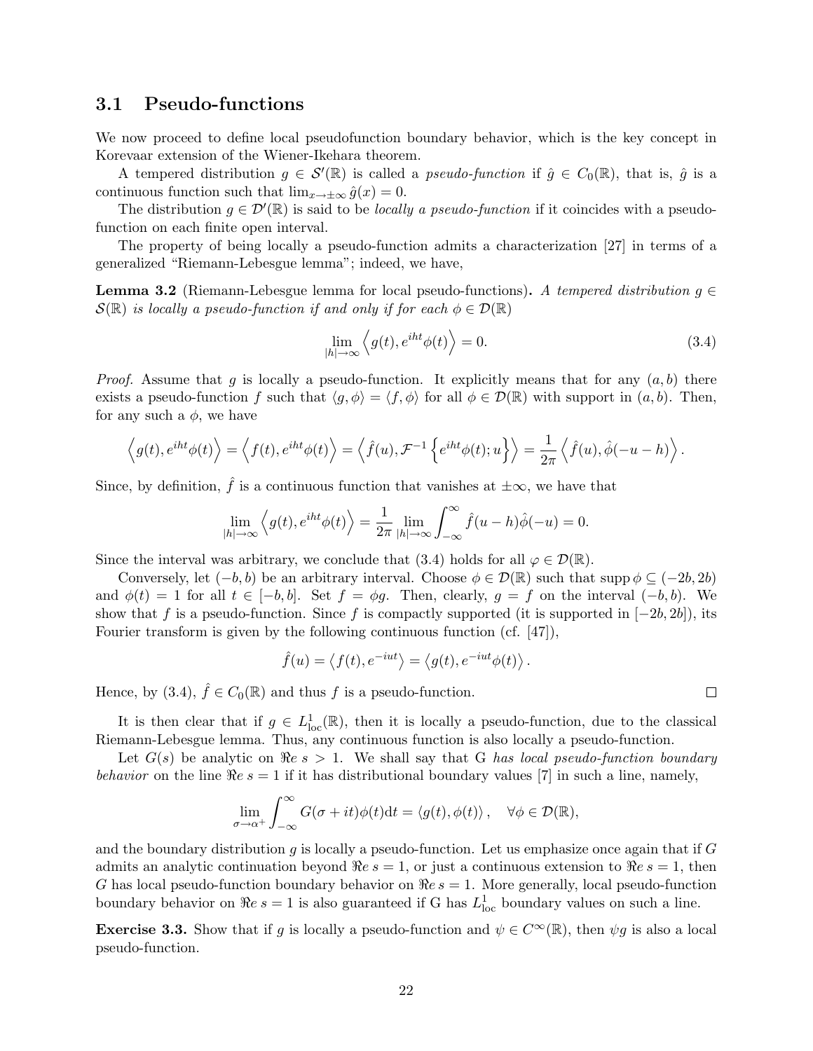### 3.1 Pseudo-functions

We now proceed to define local pseudofunction boundary behavior, which is the key concept in Korevaar extension of the Wiener-Ikehara theorem.

A tempered distribution $g \in \mathcal{S}'(\mathbb{R})$ is called a *pseudo-function* if $\hat{g} \in C_0(\mathbb{R})$, that is, $\hat{g}$ is a continuous function such that $\lim_{x\to\pm\infty} \hat{g}(x) = 0$.

The distribution $g \in \mathcal{D}'(\mathbb{R})$ is said to be *locally a pseudo-function* if it coincides with a pseudo-function on each finite open interval.

The property of being locally a pseudo-function admits a characterization [27] in terms of a generalized "Riemann-Lebesgue lemma"; indeed, we have,

**Lemma 3.2** (Riemann-Lebesgue lemma for local pseudo-functions)**.** *A tempered distribution $g \in \mathcal{S}(\mathbb{R})$ is locally a pseudo-function if and only if for each $\phi \in \mathcal{D}(\mathbb{R})$*

$$\lim_{|h|\to\infty} \left\langle g(t), e^{iht}\phi(t) \right\rangle = 0. \tag{3.4}$$

*Proof.* Assume that $g$ is locally pseudo-function. It explicitly means that for any $(a, b)$ there exists a pseudo-function $f$ such that $\langle g, \phi\rangle = \langle f, \phi\rangle$ for all $\phi \in \mathcal{D}(\mathbb{R})$ with support in $(a, b)$. Then, for any such a $\phi$, we have

$$\left\langle g(t), e^{iht}\phi(t) \right\rangle = \left\langle f(t), e^{iht}\phi(t) \right\rangle = \left\langle \hat{f}(u), \mathcal{F}^{-1}\left\{ e^{iht}\phi(t); u \right\} \right\rangle = \frac{1}{2\pi} \left\langle \hat{f}(u), \hat{\phi}(-u-h) \right\rangle.$$

Since, by definition, $\hat{f}$ is a continuous function that vanishes at $\pm\infty$, we have that

$$\lim_{|h|\to\infty} \left\langle g(t), e^{iht}\phi(t) \right\rangle = \frac{1}{2\pi} \lim_{|h|\to\infty} \int_{-\infty}^{\infty} \hat{f}(u-h)\hat{\phi}(-u) = 0.$$

Since the interval was arbitrary, we conclude that (3.4) holds for all $\varphi \in \mathcal{D}(\mathbb{R})$.

Conversely, let $(-b, b)$ be an arbitrary interval. Choose $\phi \in \mathcal{D}(\mathbb{R})$ such that $\operatorname{supp} \phi \subseteq (-2b, 2b)$ and $\phi(t) = 1$ for all $t \in [-b, b]$. Set $f = \phi g$. Then, clearly, $g = f$ on the interval $(-b, b)$. We show that $f$ is a pseudo-function. Since $f$ is compactly supported (it is supported in $[-2b, 2b]$), its Fourier transform is given by the following continuous function (cf. [47]),

$$\hat{f}(u) = \left\langle f(t), e^{-iut} \right\rangle = \left\langle g(t), e^{-iut}\phi(t) \right\rangle.$$

Hence, by (3.4), $\hat{f} \in C_0(\mathbb{R})$ and thus $f$ is a pseudo-function. $\square$

It is then clear that if $g \in L^1_{\text{loc}}(\mathbb{R})$, then it is locally a pseudo-function, due to the classical Riemann-Lebesgue lemma. Thus, any continuous function is also locally a pseudo-function.

Let $G(s)$ be analytic on $\Re e\ s > 1$. We shall say that G *has local pseudo-function boundary behavior* on the line $\Re e\ s = 1$ if it has distributional boundary values [7] in such a line, namely,

$$\lim_{\sigma\to\alpha^+} \int_{-\infty}^{\infty} G(\sigma + it)\phi(t)\mathrm{d}t = \langle g(t), \phi(t)\rangle, \quad \forall \phi \in \mathcal{D}(\mathbb{R}),$$

and the boundary distribution $g$ is locally a pseudo-function. Let us emphasize once again that if $G$ admits an analytic continuation beyond $\Re e\ s = 1$, or just a continuous extension to $\Re e\ s = 1$, then $G$ has local pseudo-function boundary behavior on $\Re e\ s = 1$. More generally, local pseudo-function boundary behavior on $\Re e\ s = 1$ is also guaranteed if G has $L^1_{\text{loc}}$ boundary values on such a line.

**Exercise 3.3.** Show that if $g$ is locally a pseudo-function and $\psi \in C^\infty(\mathbb{R})$, then $\psi g$ is also a local pseudo-function.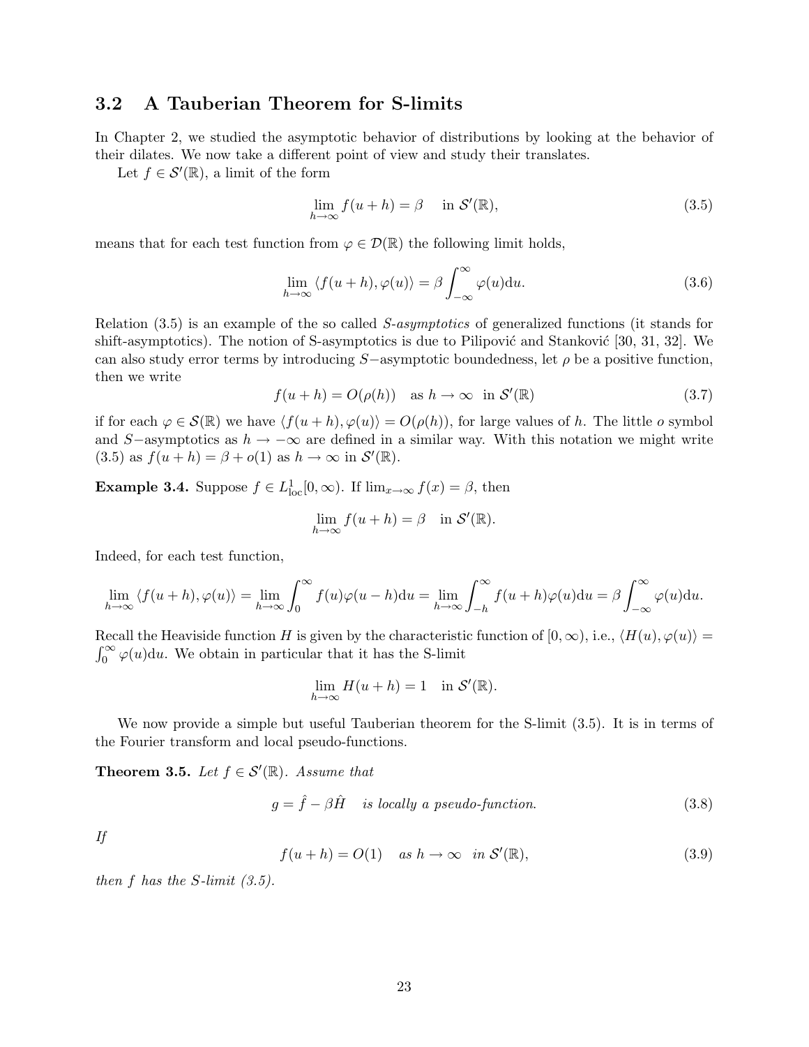### 3.2 A Tauberian Theorem for S-limits

In Chapter 2, we studied the asymptotic behavior of distributions by looking at the behavior of their dilates. We now take a different point of view and study their translates.

Let $f \in \mathcal{S}'(\mathbb{R})$, a limit of the form

$$\lim_{h\to\infty} f(u+h) = \beta \quad \text{in } \mathcal{S}'(\mathbb{R}), \tag{3.5}$$

means that for each test function from $\varphi \in \mathcal{D}(\mathbb{R})$ the following limit holds,

$$\lim_{h\to\infty} \langle f(u+h), \varphi(u)\rangle = \beta \int_{-\infty}^{\infty} \varphi(u)\mathrm{d}u. \tag{3.6}$$

Relation (3.5) is an example of the so called *S-asymptotics* of generalized functions (it stands for shift-asymptotics). The notion of S-asymptotics is due to Pilipović and Stanković [30, 31, 32]. We can also study error terms by introducing $S-$asymptotic boundedness, let $\rho$ be a positive function, then we write

$$f(u+h) = O(\rho(h)) \quad \text{as } h \to \infty \;\; \text{in } \mathcal{S}'(\mathbb{R}) \tag{3.7}$$

if for each $\varphi \in \mathcal{S}(\mathbb{R})$ we have $\langle f(u+h), \varphi(u)\rangle = O(\rho(h))$, for large values of $h$. The little $o$ symbol and $S-$asymptotics as $h \to -\infty$ are defined in a similar way. With this notation we might write (3.5) as $f(u+h) = \beta + o(1)$ as $h \to \infty$ in $\mathcal{S}'(\mathbb{R})$.

**Example 3.4.** Suppose $f \in L^1_{\text{loc}}[0,\infty)$. If $\lim_{x\to\infty} f(x) = \beta$, then

$$\lim_{h\to\infty} f(u+h) = \beta \quad \text{in } \mathcal{S}'(\mathbb{R}).$$

Indeed, for each test function,

$$\lim_{h\to\infty} \langle f(u+h), \varphi(u)\rangle = \lim_{h\to\infty} \int_0^{\infty} f(u)\varphi(u-h)\mathrm{d}u = \lim_{h\to\infty} \int_{-h}^{\infty} f(u+h)\varphi(u)\mathrm{d}u = \beta \int_{-\infty}^{\infty} \varphi(u)\mathrm{d}u.$$

Recall the Heaviside function $H$ is given by the characteristic function of $[0,\infty)$, i.e., $\langle H(u), \varphi(u)\rangle = \int_0^{\infty} \varphi(u)\mathrm{d}u$. We obtain in particular that it has the S-limit

$$\lim_{h\to\infty} H(u+h) = 1 \quad \text{in } \mathcal{S}'(\mathbb{R}).$$

We now provide a simple but useful Tauberian theorem for the S-limit (3.5). It is in terms of the Fourier transform and local pseudo-functions.

**Theorem 3.5.** *Let $f \in \mathcal{S}'(\mathbb{R})$. Assume that*

$$g = \hat{f} - \beta \hat{H} \quad \textit{is locally a pseudo-function.} \tag{3.8}$$

*If*

$$f(u+h) = O(1) \quad \textit{as } h \to \infty \;\; \textit{in } \mathcal{S}'(\mathbb{R}), \tag{3.9}$$

*then $f$ has the S-limit (3.5).*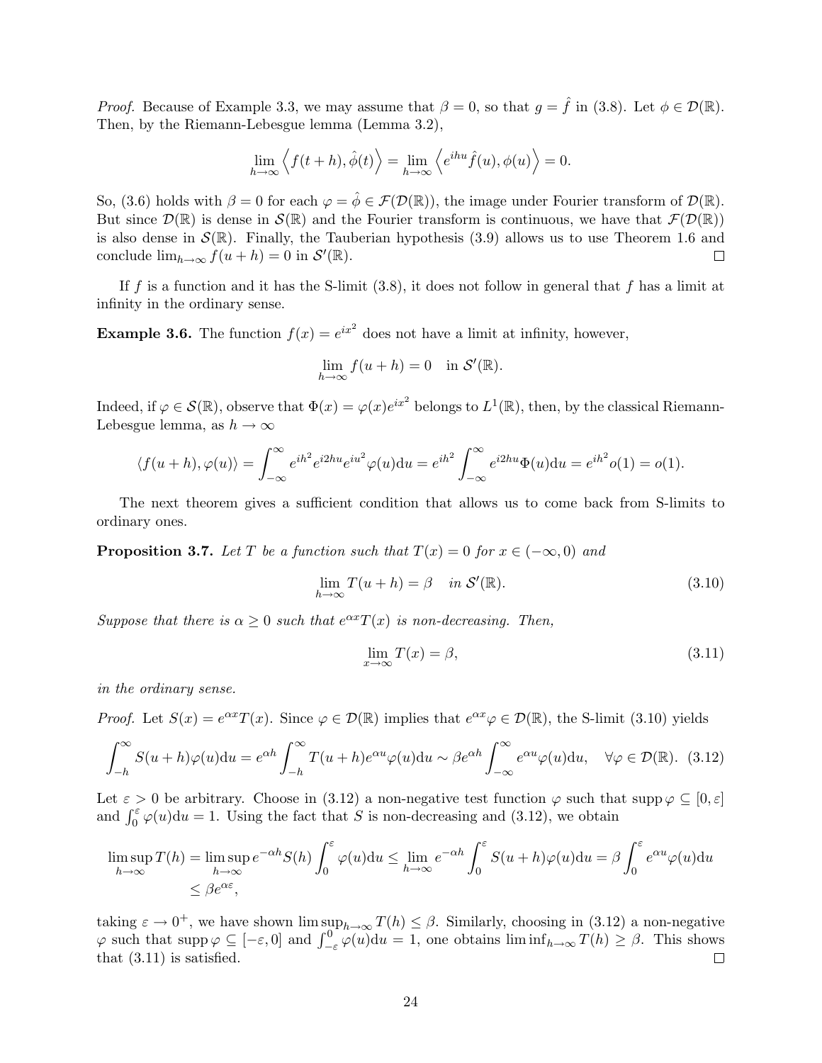*Proof.* Because of Example 3.3, we may assume that $\beta = 0$, so that $g = \hat{f}$ in (3.8). Let $\phi \in \mathcal{D}(\mathbb{R})$. Then, by the Riemann-Lebesgue lemma (Lemma 3.2),

$$\lim_{h\to\infty} \left\langle f(t+h), \hat{\phi}(t) \right\rangle = \lim_{h\to\infty} \left\langle e^{ihu}\hat{f}(u), \phi(u) \right\rangle = 0.$$

So, (3.6) holds with $\beta = 0$ for each $\varphi = \hat{\phi} \in \mathcal{F}(\mathcal{D}(\mathbb{R}))$, the image under Fourier transform of $\mathcal{D}(\mathbb{R})$. But since $\mathcal{D}(\mathbb{R})$ is dense in $\mathcal{S}(\mathbb{R})$ and the Fourier transform is continuous, we have that $\mathcal{F}(\mathcal{D}(\mathbb{R}))$ is also dense in $\mathcal{S}(\mathbb{R})$. Finally, the Tauberian hypothesis (3.9) allows us to use Theorem 1.6 and conclude $\lim_{h\to\infty} f(u+h) = 0$ in $\mathcal{S}'(\mathbb{R})$. $\square$

If $f$ is a function and it has the S-limit (3.8), it does not follow in general that $f$ has a limit at infinity in the ordinary sense.

**Example 3.6.** The function $f(x) = e^{ix^2}$ does not have a limit at infinity, however,

$$\lim_{h\to\infty} f(u+h) = 0 \quad \text{in } \mathcal{S}'(\mathbb{R}).$$

Indeed, if $\varphi \in \mathcal{S}(\mathbb{R})$, observe that $\Phi(x) = \varphi(x)e^{ix^2}$ belongs to $L^1(\mathbb{R})$, then, by the classical Riemann-Lebesgue lemma, as $h \to \infty$

$$\langle f(u+h), \varphi(u) \rangle = \int_{-\infty}^{\infty} e^{ih^2} e^{i2hu} e^{iu^2} \varphi(u)\mathrm{d}u = e^{ih^2} \int_{-\infty}^{\infty} e^{i2hu}\Phi(u)\mathrm{d}u = e^{ih^2} o(1) = o(1).$$

The next theorem gives a sufficient condition that allows us to come back from S-limits to ordinary ones.

**Proposition 3.7.** *Let $T$ be a function such that $T(x) = 0$ for $x \in (-\infty, 0)$ and*

$$\lim_{h\to\infty} T(u+h) = \beta \quad \text{in } \mathcal{S}'(\mathbb{R}). \tag{3.10}$$

*Suppose that there is $\alpha \geq 0$ such that $e^{\alpha x}T(x)$ is non-decreasing. Then,*

$$\lim_{x\to\infty} T(x) = \beta, \tag{3.11}$$

*in the ordinary sense.*

*Proof.* Let $S(x) = e^{\alpha x}T(x)$. Since $\varphi \in \mathcal{D}(\mathbb{R})$ implies that $e^{\alpha x}\varphi \in \mathcal{D}(\mathbb{R})$, the S-limit (3.10) yields

$$\int_{-h}^{\infty} S(u+h)\varphi(u)\mathrm{d}u = e^{\alpha h}\int_{-h}^{\infty} T(u+h)e^{\alpha u}\varphi(u)\mathrm{d}u \sim \beta e^{\alpha h}\int_{-\infty}^{\infty} e^{\alpha u}\varphi(u)\mathrm{d}u, \quad \forall \varphi \in \mathcal{D}(\mathbb{R}). \tag{3.12}$$

Let $\varepsilon > 0$ be arbitrary. Choose in (3.12) a non-negative test function $\varphi$ such that $\operatorname{supp}\varphi \subseteq [0, \varepsilon]$ and $\int_0^\varepsilon \varphi(u)\mathrm{d}u = 1$. Using the fact that $S$ is non-decreasing and (3.12), we obtain

$$\begin{aligned}\limsup_{h\to\infty} T(h) &= \limsup_{h\to\infty} e^{-\alpha h}S(h)\int_0^\varepsilon \varphi(u)\mathrm{d}u \leq \lim_{h\to\infty} e^{-\alpha h}\int_0^\varepsilon S(u+h)\varphi(u)\mathrm{d}u = \beta\int_0^\varepsilon e^{\alpha u}\varphi(u)\mathrm{d}u \\ &\leq \beta e^{\alpha\varepsilon},\end{aligned}$$

taking $\varepsilon \to 0^+$, we have shown $\limsup_{h\to\infty} T(h) \leq \beta$. Similarly, choosing in (3.12) a non-negative $\varphi$ such that $\operatorname{supp}\varphi \subseteq [-\varepsilon, 0]$ and $\int_{-\varepsilon}^0 \varphi(u)\mathrm{d}u = 1$, one obtains $\liminf_{h\to\infty} T(h) \geq \beta$. This shows that (3.11) is satisfied. $\square$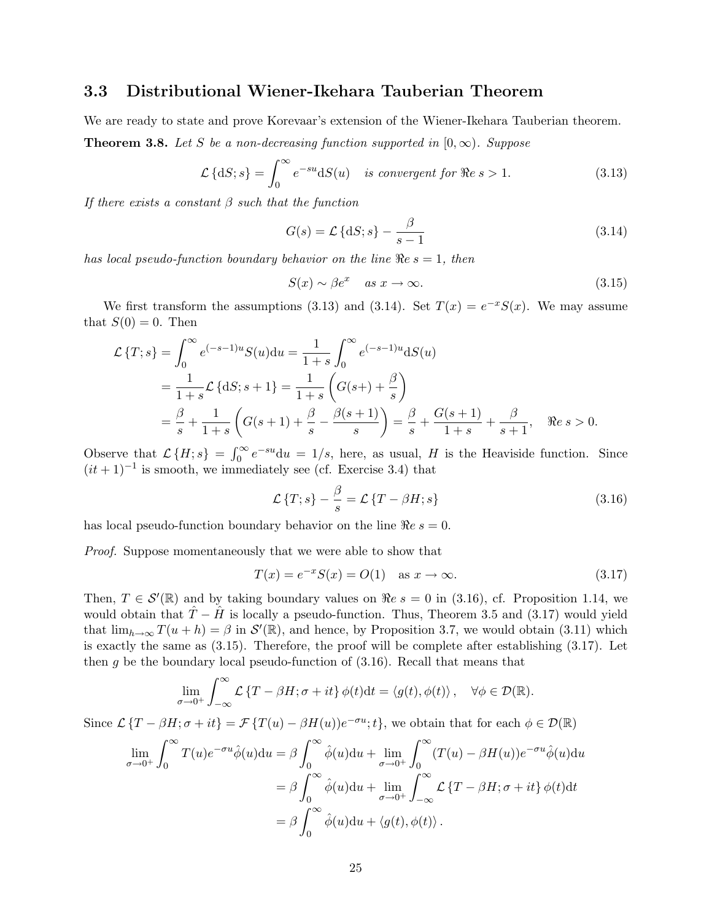### 3.3 Distributional Wiener-Ikehara Tauberian Theorem

We are ready to state and prove Korevaar's extension of the Wiener-Ikehara Tauberian theorem.

**Theorem 3.8.** *Let $S$ be a non-decreasing function supported in $[0, \infty)$. Suppose*

$$\mathcal{L}\{\mathrm{d}S; s\} = \int_0^\infty e^{-su}\mathrm{d}S(u) \quad \textit{is convergent for } \Re e\, s > 1. \tag{3.13}$$

*If there exists a constant $\beta$ such that the function*

$$G(s) = \mathcal{L}\{\mathrm{d}S; s\} - \frac{\beta}{s-1} \tag{3.14}$$

*has local pseudo-function boundary behavior on the line $\Re e\, s = 1$, then*

$$S(x) \sim \beta e^x \quad \textit{as } x \to \infty. \tag{3.15}$$

We first transform the assumptions (3.13) and (3.14). Set $T(x) = e^{-x}S(x)$. We may assume that $S(0) = 0$. Then

$$\begin{aligned}
\mathcal{L}\{T; s\} &= \int_0^\infty e^{(-s-1)u}S(u)\mathrm{d}u = \frac{1}{1+s}\int_0^\infty e^{(-s-1)u}\mathrm{d}S(u) \\
&= \frac{1}{1+s}\mathcal{L}\{\mathrm{d}S; s+1\} = \frac{1}{1+s}\left(G(s+) + \frac{\beta}{s}\right) \\
&= \frac{\beta}{s} + \frac{1}{1+s}\left(G(s+1) + \frac{\beta}{s} - \frac{\beta(s+1)}{s}\right) = \frac{\beta}{s} + \frac{G(s+1)}{1+s} + \frac{\beta}{s+1}, \quad \Re e\, s > 0.
\end{aligned}$$

Observe that $\mathcal{L}\{H; s\} = \int_0^\infty e^{-su}\mathrm{d}u = 1/s$, here, as usual, $H$ is the Heaviside function. Since $(it+1)^{-1}$ is smooth, we immediately see (cf. Exercise 3.4) that

$$\mathcal{L}\{T; s\} - \frac{\beta}{s} = \mathcal{L}\{T - \beta H; s\} \tag{3.16}$$

has local pseudo-function boundary behavior on the line $\Re e\, s = 0$.

*Proof.* Suppose momentaneously that we were able to show that

$$T(x) = e^{-x}S(x) = O(1) \quad \text{as } x \to \infty. \tag{3.17}$$

Then, $T \in \mathcal{S}'(\mathbb{R})$ and by taking boundary values on $\Re e\, s = 0$ in (3.16), cf. Proposition 1.14, we would obtain that $\hat{T} - \hat{H}$ is locally a pseudo-function. Thus, Theorem 3.5 and (3.17) would yield that $\lim_{h\to\infty} T(u+h) = \beta$ in $\mathcal{S}'(\mathbb{R})$, and hence, by Proposition 3.7, we would obtain (3.11) which is exactly the same as (3.15). Therefore, the proof will be complete after establishing (3.17). Let then $g$ be the boundary local pseudo-function of (3.16). Recall that means that

$$\lim_{\sigma\to 0^+}\int_{-\infty}^{\infty} \mathcal{L}\{T - \beta H; \sigma + it\}\,\phi(t)\mathrm{d}t = \langle g(t), \phi(t)\rangle, \quad \forall \phi \in \mathcal{D}(\mathbb{R}).$$

Since $\mathcal{L}\{T - \beta H; \sigma + it\} = \mathcal{F}\{T(u) - \beta H(u))e^{-\sigma u}; t\}$, we obtain that for each $\phi \in \mathcal{D}(\mathbb{R})$

$$\begin{aligned}
\lim_{\sigma\to 0^+}\int_0^\infty T(u)e^{-\sigma u}\hat{\phi}(u)\mathrm{d}u &= \beta\int_0^\infty \hat{\phi}(u)\mathrm{d}u + \lim_{\sigma\to 0^+}\int_0^\infty (T(u) - \beta H(u))e^{-\sigma u}\hat{\phi}(u)\mathrm{d}u \\
&= \beta\int_0^\infty \hat{\phi}(u)\mathrm{d}u + \lim_{\sigma\to 0^+}\int_{-\infty}^{\infty} \mathcal{L}\{T - \beta H; \sigma + it\}\,\phi(t)\mathrm{d}t \\
&= \beta\int_0^\infty \hat{\phi}(u)\mathrm{d}u + \langle g(t), \phi(t)\rangle.
\end{aligned}$$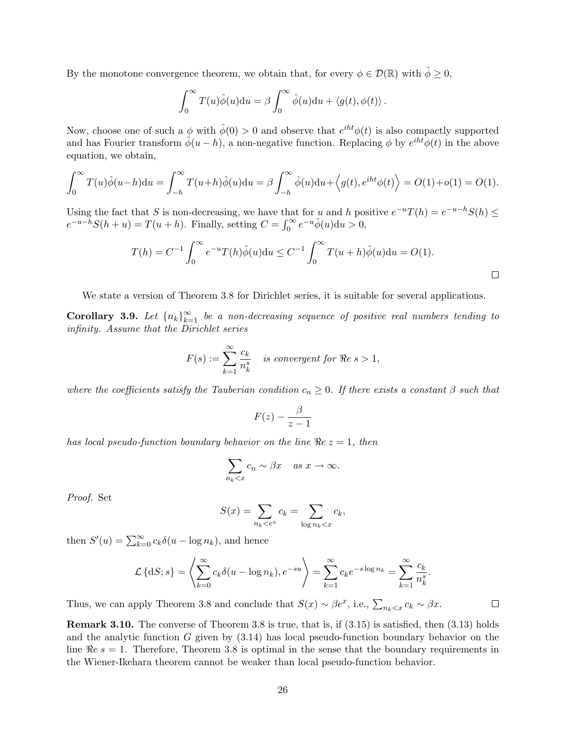By the monotone convergence theorem, we obtain that, for every $\phi \in \mathcal{D}(\mathbb{R})$ with $\hat{\phi} \geq 0$,

$$\int_0^\infty T(u)\hat{\phi}(u)\mathrm{d}u = \beta \int_0^\infty \hat{\phi}(u)\mathrm{d}u + \langle g(t), \phi(t)\rangle .$$

Now, choose one of such a $\phi$ with $\hat{\phi}(0) > 0$ and observe that $e^{iht}\phi(t)$ is also compactly supported and has Fourier transform $\hat{\phi}(u-h)$, a non-negative function. Replacing $\phi$ by $e^{iht}\phi(t)$ in the above equation, we obtain,

$$\int_0^\infty T(u)\hat{\phi}(u-h)\mathrm{d}u = \int_{-h}^\infty T(u+h)\hat{\phi}(u)\mathrm{d}u = \beta\int_{-h}^\infty \hat{\phi}(u)\mathrm{d}u + \left\langle g(t), e^{iht}\phi(t)\right\rangle = O(1)+o(1) = O(1).$$

Using the fact that $S$ is non-decreasing, we have that for $u$ and $h$ positive $e^{-u}T(h) = e^{-u-h}S(h) \leq e^{-u-h}S(h+u) = T(u+h)$. Finally, setting $C = \int_0^\infty e^{-u}\hat{\phi}(u)\mathrm{d}u > 0$,

$$T(h) = C^{-1}\int_0^\infty e^{-u}T(h)\hat{\phi}(u)\mathrm{d}u \leq C^{-1}\int_0^\infty T(u+h)\hat{\phi}(u)\mathrm{d}u = O(1).$$

□

We state a version of Theorem 3.8 for Dirichlet series, it is suitable for several applications.

**Corollary 3.9.** *Let $\{n_k\}_{k=1}^\infty$ be a non-decreasing sequence of positive real numbers tending to infinity. Assume that the Dirichlet series*

$$F(s) := \sum_{k=1}^\infty \frac{c_k}{n_k^s} \quad \text{is convergent for } \Re e\ s > 1,$$

*where the coefficients satisfy the Tauberian condition $c_n \geq 0$. If there exists a constant $\beta$ such that*

$$F(z) - \frac{\beta}{z-1}$$

*has local pseudo-function boundary behavior on the line $\Re e\ z = 1$, then*

$$\sum_{n_k < x} c_n \sim \beta x \quad \text{as } x \to \infty.$$

*Proof.* Set

$$S(x) = \sum_{n_k < e^x} c_k = \sum_{\log n_k < x} c_k,$$

then $S'(u) = \sum_{k=0}^\infty c_k \delta(u - \log n_k)$, and hence

$$\mathcal{L}\left\{\mathrm{d}S; s\right\} = \left\langle \sum_{k=0}^\infty c_k\delta(u-\log n_k), e^{-su}\right\rangle = \sum_{k=1}^\infty c_k e^{-s\log n_k} = \sum_{k=1}^\infty \frac{c_k}{n_k^s}.$$

Thus, we can apply Theorem 3.8 and conclude that $S(x) \sim \beta e^x$, i.e., $\sum_{n_k<x} c_k \sim \beta x$. □

**Remark 3.10.** The converse of Theorem 3.8 is true, that is, if (3.15) is satisfied, then (3.13) holds and the analytic function $G$ given by (3.14) has local pseudo-function boundary behavior on the line $\Re e\ s = 1$. Therefore, Theorem 3.8 is optimal in the sense that the boundary requirements in the Wiener-Ikehara theorem cannot be weaker than local pseudo-function behavior.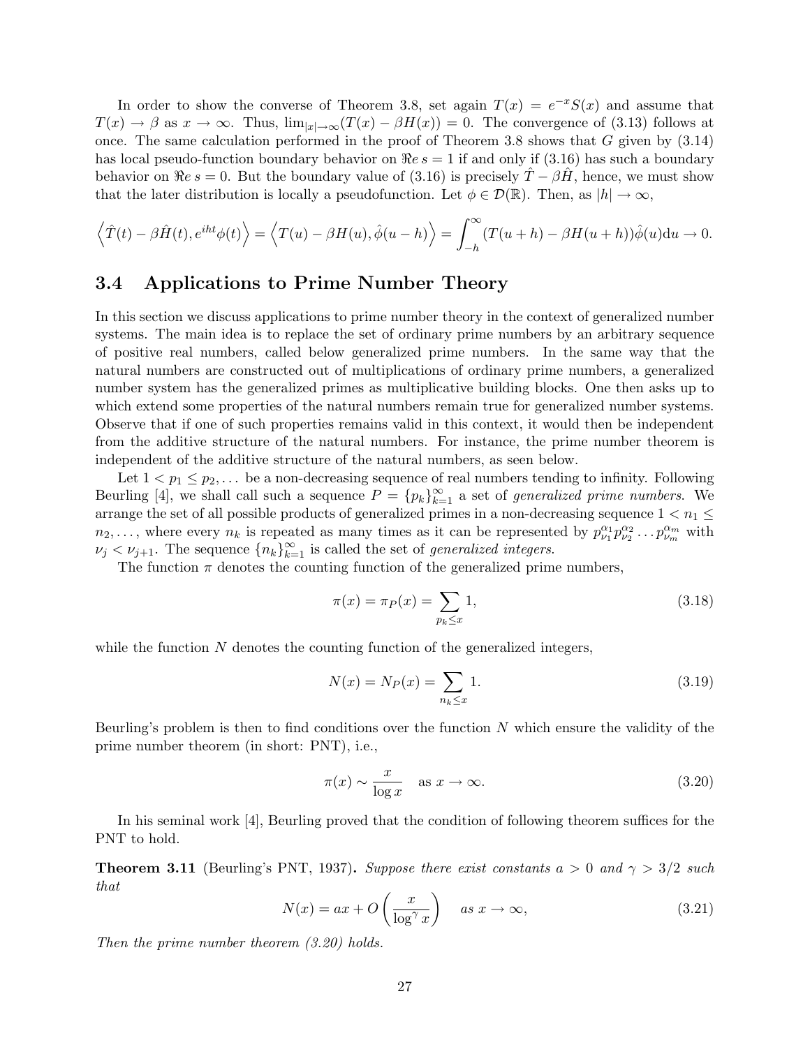In order to show the converse of Theorem 3.8, set again $T(x) = e^{-x}S(x)$ and assume that $T(x) \to \beta$ as $x \to \infty$. Thus, $\lim_{|x|\to\infty}(T(x) - \beta H(x)) = 0$. The convergence of (3.13) follows at once. The same calculation performed in the proof of Theorem 3.8 shows that $G$ given by (3.14) has local pseudo-function boundary behavior on $\Re e\, s = 1$ if and only if (3.16) has such a boundary behavior on $\Re e\, s = 0$. But the boundary value of (3.16) is precisely $\hat{T} - \beta\hat{H}$, hence, we must show that the later distribution is locally a pseudofunction. Let $\phi \in \mathcal{D}(\mathbb{R})$. Then, as $|h| \to \infty$,

$$\left\langle \hat{T}(t) - \beta\hat{H}(t), e^{iht}\phi(t) \right\rangle = \left\langle T(u) - \beta H(u), \hat{\phi}(u-h) \right\rangle = \int_{-h}^{\infty} (T(u+h) - \beta H(u+h))\hat{\phi}(u)\mathrm{d}u \to 0.$$

## 3.4 Applications to Prime Number Theory

In this section we discuss applications to prime number theory in the context of generalized number systems. The main idea is to replace the set of ordinary prime numbers by an arbitrary sequence of positive real numbers, called below generalized prime numbers. In the same way that the natural numbers are constructed out of multiplications of ordinary prime numbers, a generalized number system has the generalized primes as multiplicative building blocks. One then asks up to which extend some properties of the natural numbers remain true for generalized number systems. Observe that if one of such properties remains valid in this context, it would then be independent from the additive structure of the natural numbers. For instance, the prime number theorem is independent of the additive structure of the natural numbers, as seen below.

Let $1 < p_1 \leq p_2, \dots$ be a non-decreasing sequence of real numbers tending to infinity. Following Beurling [4], we shall call such a sequence $P = \{p_k\}_{k=1}^{\infty}$ a set of *generalized prime numbers*. We arrange the set of all possible products of generalized primes in a non-decreasing sequence $1 < n_1 \leq n_2, \dots$, where every $n_k$ is repeated as many times as it can be represented by $p_{\nu_1}^{\alpha_1} p_{\nu_2}^{\alpha_2} \dots p_{\nu_m}^{\alpha_m}$ with $\nu_j < \nu_{j+1}$. The sequence $\{n_k\}_{k=1}^{\infty}$ is called the set of *generalized integers*.

The function $\pi$ denotes the counting function of the generalized prime numbers,

$$\pi(x) = \pi_P(x) = \sum_{p_k \leq x} 1, \tag{3.18}$$

while the function $N$ denotes the counting function of the generalized integers,

$$N(x) = N_P(x) = \sum_{n_k \leq x} 1. \tag{3.19}$$

Beurling's problem is then to find conditions over the function $N$ which ensure the validity of the prime number theorem (in short: PNT), i.e.,

$$\pi(x) \sim \frac{x}{\log x} \quad \text{as } x \to \infty. \tag{3.20}$$

In his seminal work [4], Beurling proved that the condition of following theorem suffices for the PNT to hold.

**Theorem 3.11** (Beurling's PNT, 1937)**.** *Suppose there exist constants $a > 0$ and $\gamma > 3/2$ such that*

$$N(x) = ax + O\left(\frac{x}{\log^{\gamma} x}\right) \quad \text{as } x \to \infty, \tag{3.21}$$

*Then the prime number theorem (3.20) holds.*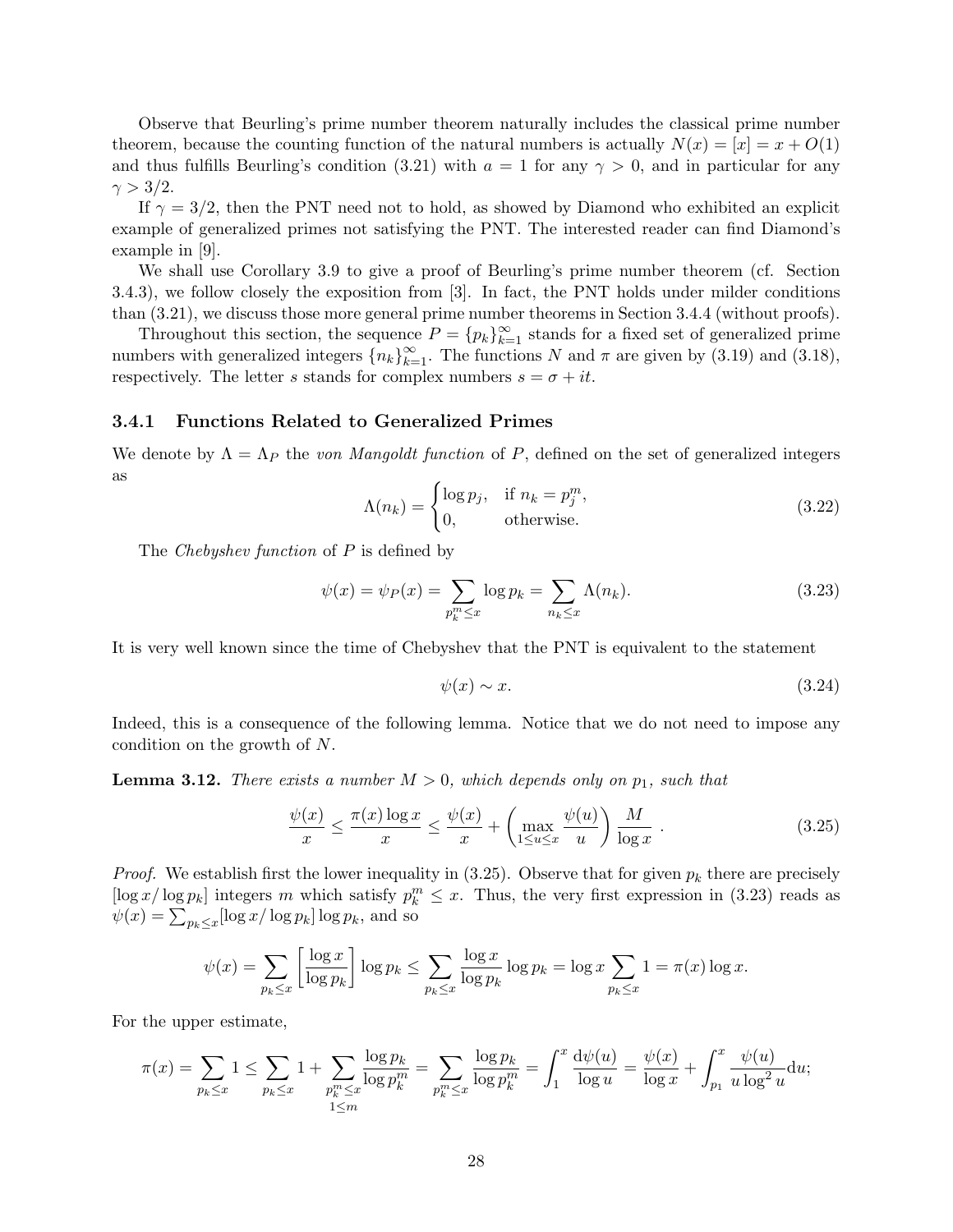Observe that Beurling's prime number theorem naturally includes the classical prime number theorem, because the counting function of the natural numbers is actually $N(x) = [x] = x + O(1)$ and thus fulfills Beurling's condition (3.21) with $a = 1$ for any $\gamma > 0$, and in particular for any $\gamma > 3/2$.

If $\gamma = 3/2$, then the PNT need not to hold, as showed by Diamond who exhibited an explicit example of generalized primes not satisfying the PNT. The interested reader can find Diamond's example in [9].

We shall use Corollary 3.9 to give a proof of Beurling's prime number theorem (cf. Section 3.4.3), we follow closely the exposition from [3]. In fact, the PNT holds under milder conditions than (3.21), we discuss those more general prime number theorems in Section 3.4.4 (without proofs).

Throughout this section, the sequence $P = \{p_k\}_{k=1}^{\infty}$ stands for a fixed set of generalized prime numbers with generalized integers $\{n_k\}_{k=1}^{\infty}$. The functions $N$ and $\pi$ are given by (3.19) and (3.18), respectively. The letter $s$ stands for complex numbers $s = \sigma + it$.

### 3.4.1 Functions Related to Generalized Primes

We denote by $\Lambda = \Lambda_P$ the *von Mangoldt function* of $P$, defined on the set of generalized integers as

$$\Lambda(n_k) = \begin{cases} \log p_j, & \text{if } n_k = p_j^m, \\ 0, & \text{otherwise.} \end{cases} \tag{3.22}$$

The *Chebyshev function* of $P$ is defined by

$$\psi(x) = \psi_P(x) = \sum_{p_k^m \leq x} \log p_k = \sum_{n_k \leq x} \Lambda(n_k). \tag{3.23}$$

It is very well known since the time of Chebyshev that the PNT is equivalent to the statement

$$\psi(x) \sim x. \tag{3.24}$$

Indeed, this is a consequence of the following lemma. Notice that we do not need to impose any condition on the growth of $N$.

**Lemma 3.12.** *There exists a number $M > 0$, which depends only on $p_1$, such that*

$$\frac{\psi(x)}{x} \leq \frac{\pi(x) \log x}{x} \leq \frac{\psi(x)}{x} + \left( \max_{1 \leq u \leq x} \frac{\psi(u)}{u} \right) \frac{M}{\log x} \ . \tag{3.25}$$

*Proof.* We establish first the lower inequality in (3.25). Observe that for given $p_k$ there are precisely $[\log x / \log p_k]$ integers $m$ which satisfy $p_k^m \leq x$. Thus, the very first expression in (3.23) reads as $\psi(x) = \sum_{p_k \leq x} [\log x / \log p_k] \log p_k$, and so

$$\psi(x) = \sum_{p_k \leq x} \left[ \frac{\log x}{\log p_k} \right] \log p_k \leq \sum_{p_k \leq x} \frac{\log x}{\log p_k} \log p_k = \log x \sum_{p_k \leq x} 1 = \pi(x) \log x.$$

For the upper estimate,

$$\pi(x) = \sum_{p_k \leq x} 1 \leq \sum_{p_k \leq x} 1 + \sum_{\substack{p_k^m \leq x \\ 1 \leq m}} \frac{\log p_k}{\log p_k^m} = \sum_{p_k^m \leq x} \frac{\log p_k}{\log p_k^m} = \int_1^x \frac{\mathrm{d}\psi(u)}{\log u} = \frac{\psi(x)}{\log x} + \int_{p_1}^x \frac{\psi(u)}{u \log^2 u} \mathrm{d}u;$$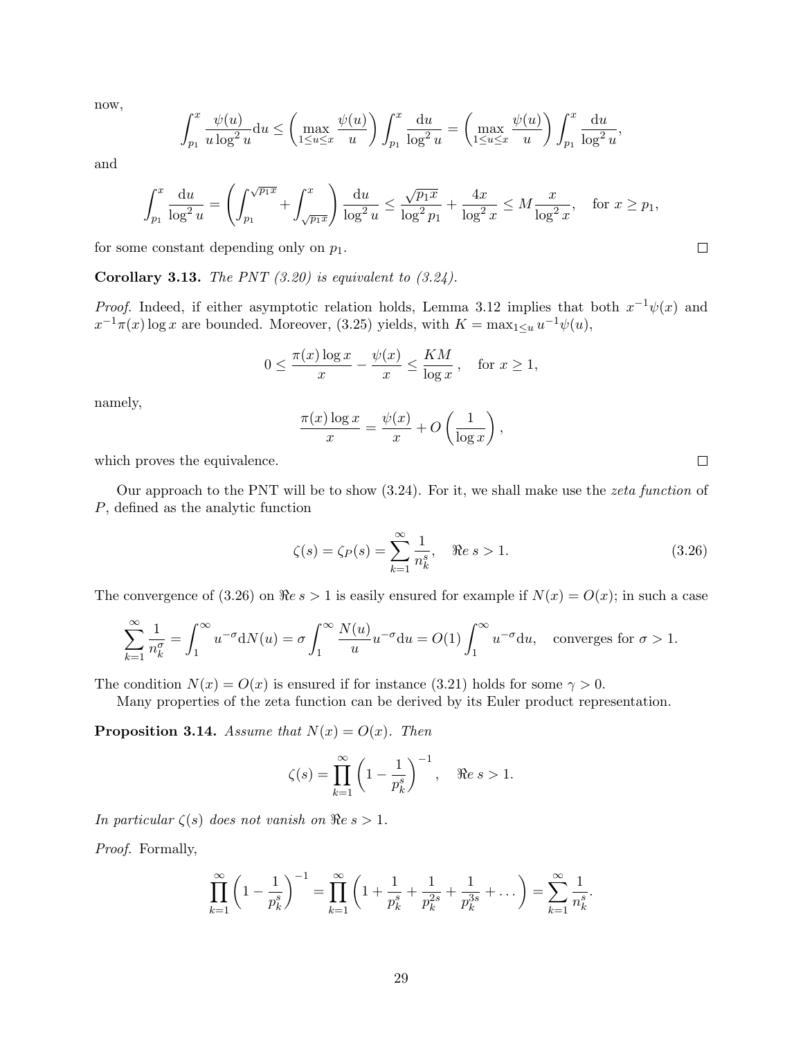now,

$$\int_{p_1}^{x} \frac{\psi(u)}{u \log^2 u} \mathrm{d}u \leq \left( \max_{1 \leq u \leq x} \frac{\psi(u)}{u} \right) \int_{p_1}^{x} \frac{\mathrm{d}u}{\log^2 u} = \left( \max_{1 \leq u \leq x} \frac{\psi(u)}{u} \right) \int_{p_1}^{x} \frac{\mathrm{d}u}{\log^2 u},$$

and

$$\int_{p_1}^{x} \frac{\mathrm{d}u}{\log^2 u} = \left( \int_{p_1}^{\sqrt{p_1 x}} + \int_{\sqrt{p_1 x}}^{x} \right) \frac{\mathrm{d}u}{\log^2 u} \leq \frac{\sqrt{p_1 x}}{\log^2 p_1} + \frac{4x}{\log^2 x} \leq M \frac{x}{\log^2 x}, \quad \text{for } x \geq p_1,$$

for some constant depending only on $p_1$. □

**Corollary 3.13.** *The PNT (3.20) is equivalent to (3.24).*

*Proof.* Indeed, if either asymptotic relation holds, Lemma 3.12 implies that both $x^{-1}\psi(x)$ and $x^{-1}\pi(x)\log x$ are bounded. Moreover, (3.25) yields, with $K = \max_{1 \leq u} u^{-1}\psi(u)$,

$$0 \leq \frac{\pi(x)\log x}{x} - \frac{\psi(x)}{x} \leq \frac{KM}{\log x}, \quad \text{for } x \geq 1,$$

namely,

$$\frac{\pi(x)\log x}{x} = \frac{\psi(x)}{x} + O\left(\frac{1}{\log x}\right),$$

which proves the equivalence. □

Our approach to the PNT will be to show (3.24). For it, we shall make use the *zeta function* of $P$, defined as the analytic function

$$\zeta(s) = \zeta_P(s) = \sum_{k=1}^{\infty} \frac{1}{n_k^s}, \quad \Re e \; s > 1. \tag{3.26}$$

The convergence of (3.26) on $\Re e \; s > 1$ is easily ensured for example if $N(x) = O(x)$; in such a case

$$\sum_{k=1}^{\infty} \frac{1}{n_k^{\sigma}} = \int_{1}^{\infty} u^{-\sigma} \mathrm{d}N(u) = \sigma \int_{1}^{\infty} \frac{N(u)}{u} u^{-\sigma} \mathrm{d}u = O(1) \int_{1}^{\infty} u^{-\sigma} \mathrm{d}u, \quad \text{converges for } \sigma > 1.$$

The condition $N(x) = O(x)$ is ensured if for instance (3.21) holds for some $\gamma > 0$.

Many properties of the zeta function can be derived by its Euler product representation.

**Proposition 3.14.** *Assume that $N(x) = O(x)$. Then*

$$\zeta(s) = \prod_{k=1}^{\infty} \left(1 - \frac{1}{p_k^s}\right)^{-1}, \quad \Re e \; s > 1.$$

*In particular $\zeta(s)$ does not vanish on $\Re e \; s > 1$.*

*Proof.* Formally,

$$\prod_{k=1}^{\infty} \left(1 - \frac{1}{p_k^s}\right)^{-1} = \prod_{k=1}^{\infty} \left(1 + \frac{1}{p_k^s} + \frac{1}{p_k^{2s}} + \frac{1}{p_k^{3s}} + \dots \right) = \sum_{k=1}^{\infty} \frac{1}{n_k^s}.$$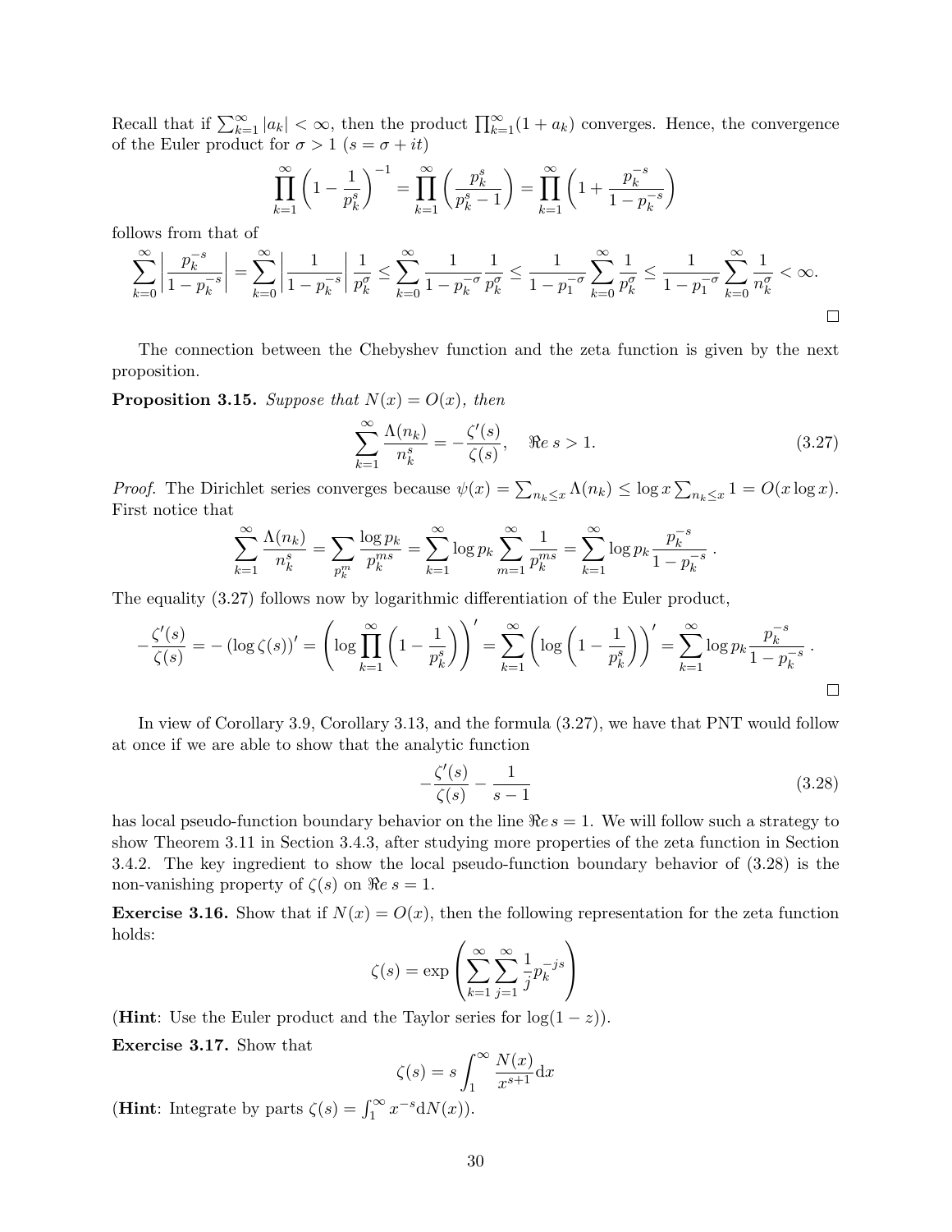Recall that if $\sum_{k=1}^{\infty} |a_k| < \infty$, then the product $\prod_{k=1}^{\infty}(1+a_k)$ converges. Hence, the convergence of the Euler product for $\sigma > 1$ ($s = \sigma + it$)

$$\prod_{k=1}^{\infty}\left(1 - \frac{1}{p_k^s}\right)^{-1} = \prod_{k=1}^{\infty}\left(\frac{p_k^s}{p_k^s - 1}\right) = \prod_{k=1}^{\infty}\left(1 + \frac{p_k^{-s}}{1 - p_k^{-s}}\right)$$

follows from that of

$$\sum_{k=0}^{\infty}\left|\frac{p_k^{-s}}{1-p_k^{-s}}\right| = \sum_{k=0}^{\infty}\left|\frac{1}{1-p_k^{-s}}\right|\frac{1}{p_k^{\sigma}} \leq \sum_{k=0}^{\infty}\frac{1}{1-p_k^{-\sigma}}\frac{1}{p_k^{\sigma}} \leq \frac{1}{1-p_1^{-\sigma}}\sum_{k=0}^{\infty}\frac{1}{p_k^{\sigma}} \leq \frac{1}{1-p_1^{-\sigma}}\sum_{k=0}^{\infty}\frac{1}{n_k^{\sigma}} < \infty.$$

□

The connection between the Chebyshev function and the zeta function is given by the next proposition.

**Proposition 3.15.** *Suppose that $N(x) = O(x)$, then*

$$\sum_{k=1}^{\infty}\frac{\Lambda(n_k)}{n_k^s} = -\frac{\zeta'(s)}{\zeta(s)}, \quad \Re e\ s > 1. \tag{3.27}$$

*Proof.* The Dirichlet series converges because $\psi(x) = \sum_{n_k \leq x}\Lambda(n_k) \leq \log x \sum_{n_k \leq x} 1 = O(x \log x)$. First notice that

$$\sum_{k=1}^{\infty}\frac{\Lambda(n_k)}{n_k^s} = \sum_{p_k^m}\frac{\log p_k}{p_k^{ms}} = \sum_{k=1}^{\infty}\log p_k \sum_{m=1}^{\infty}\frac{1}{p_k^{ms}} = \sum_{k=1}^{\infty}\log p_k \frac{p_k^{-s}}{1-p_k^{-s}}\ .$$

The equality (3.27) follows now by logarithmic differentiation of the Euler product,

$$-\frac{\zeta'(s)}{\zeta(s)} = -\left(\log \zeta(s)\right)' = \left(\log \prod_{k=1}^{\infty}\left(1 - \frac{1}{p_k^s}\right)\right)' = \sum_{k=1}^{\infty}\left(\log\left(1 - \frac{1}{p_k^s}\right)\right)' = \sum_{k=1}^{\infty}\log p_k \frac{p_k^{-s}}{1-p_k^{-s}}\ .$$

□

In view of Corollary 3.9, Corollary 3.13, and the formula (3.27), we have that PNT would follow at once if we are able to show that the analytic function

$$-\frac{\zeta'(s)}{\zeta(s)} - \frac{1}{s-1} \tag{3.28}$$

has local pseudo-function boundary behavior on the line $\Re e\, s = 1$. We will follow such a strategy to show Theorem 3.11 in Section 3.4.3, after studying more properties of the zeta function in Section 3.4.2. The key ingredient to show the local pseudo-function boundary behavior of (3.28) is the non-vanishing property of $\zeta(s)$ on $\Re e\ s = 1$.

**Exercise 3.16.** Show that if $N(x) = O(x)$, then the following representation for the zeta function holds:

$$\zeta(s) = \exp\left(\sum_{k=1}^{\infty}\sum_{j=1}^{\infty}\frac{1}{j}p_k^{-js}\right)$$

(**Hint**: Use the Euler product and the Taylor series for $\log(1-z)$).

**Exercise 3.17.** Show that

$$\zeta(s) = s\int_1^{\infty}\frac{N(x)}{x^{s+1}}\mathrm{d}x$$

(**Hint**: Integrate by parts $\zeta(s) = \int_1^{\infty} x^{-s}\mathrm{d}N(x)$).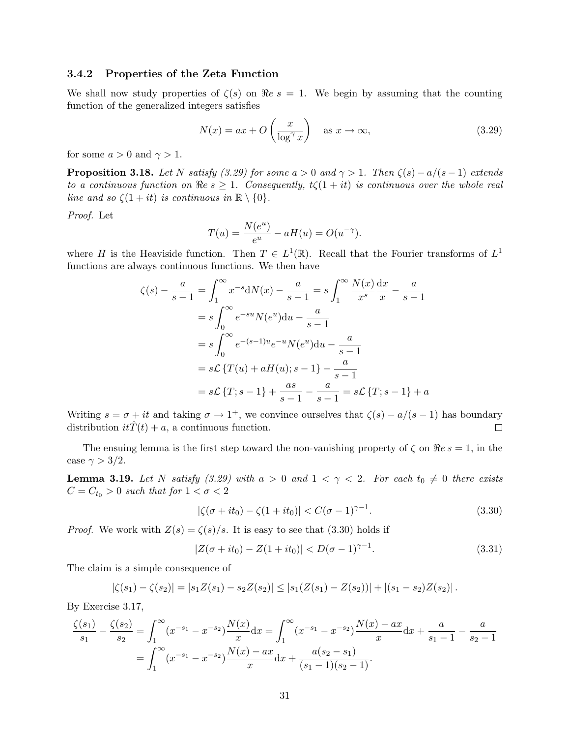### 3.4.2 Properties of the Zeta Function

We shall now study properties of $\zeta(s)$ on $\Re e\ s = 1$. We begin by assuming that the counting function of the generalized integers satisfies

$$N(x) = ax + O\left(\frac{x}{\log^\gamma x}\right) \quad \text{as } x \to \infty, \tag{3.29}$$

for some $a > 0$ and $\gamma > 1$.

**Proposition 3.18.** *Let $N$ satisfy (3.29) for some $a > 0$ and $\gamma > 1$. Then $\zeta(s) - a/(s-1)$ extends to a continuous function on $\Re e\ s \geq 1$. Consequently, $t\zeta(1+it)$ is continuous over the whole real line and so $\zeta(1+it)$ is continuous in $\mathbb{R} \setminus \{0\}$.*

*Proof.* Let

$$T(u) = \frac{N(e^u)}{e^u} - aH(u) = O(u^{-\gamma}).$$

where $H$ is the Heaviside function. Then $T \in L^1(\mathbb{R})$. Recall that the Fourier transforms of $L^1$ functions are always continuous functions. We then have

$$\begin{aligned}
\zeta(s) - \frac{a}{s-1} &= \int_1^\infty x^{-s} \mathrm{d}N(x) - \frac{a}{s-1} = s\int_1^\infty \frac{N(x)}{x^s}\frac{\mathrm{d}x}{x} - \frac{a}{s-1} \\
&= s\int_0^\infty e^{-su} N(e^u)\mathrm{d}u - \frac{a}{s-1} \\
&= s\int_0^\infty e^{-(s-1)u} e^{-u} N(e^u)\mathrm{d}u - \frac{a}{s-1} \\
&= s\mathcal{L}\left\{T(u) + aH(u); s-1\right\} - \frac{a}{s-1} \\
&= s\mathcal{L}\left\{T; s-1\right\} + \frac{as}{s-1} - \frac{a}{s-1} = s\mathcal{L}\left\{T; s-1\right\} + a
\end{aligned}$$

Writing $s = \sigma + it$ and taking $\sigma \to 1^+$, we convince ourselves that $\zeta(s) - a/(s-1)$ has boundary distribution $it\hat{T}(t) + a$, a continuous function. $\square$

The ensuing lemma is the first step toward the non-vanishing property of $\zeta$ on $\Re e\ s = 1$, in the case $\gamma > 3/2$.

**Lemma 3.19.** *Let $N$ satisfy (3.29) with $a > 0$ and $1 < \gamma < 2$. For each $t_0 \neq 0$ there exists $C = C_{t_0} > 0$ such that for $1 < \sigma < 2$*

$$|\zeta(\sigma + it_0) - \zeta(1 + it_0)| < C(\sigma - 1)^{\gamma - 1}. \tag{3.30}$$

*Proof.* We work with $Z(s) = \zeta(s)/s$. It is easy to see that (3.30) holds if

$$|Z(\sigma + it_0) - Z(1 + it_0)| < D(\sigma - 1)^{\gamma - 1}. \tag{3.31}$$

The claim is a simple consequence of

$$|\zeta(s_1) - \zeta(s_2)| = |s_1 Z(s_1) - s_2 Z(s_2)| \leq |s_1(Z(s_1) - Z(s_2))| + |(s_1 - s_2)Z(s_2)|.$$

By Exercise 3.17,

$$\begin{aligned}
\frac{\zeta(s_1)}{s_1} - \frac{\zeta(s_2)}{s_2} &= \int_1^\infty (x^{-s_1} - x^{-s_2})\frac{N(x)}{x}\mathrm{d}x = \int_1^\infty (x^{-s_1} - x^{-s_2})\frac{N(x) - ax}{x}\mathrm{d}x + \frac{a}{s_1 - 1} - \frac{a}{s_2 - 1} \\
&= \int_1^\infty (x^{-s_1} - x^{-s_2})\frac{N(x) - ax}{x}\mathrm{d}x + \frac{a(s_2 - s_1)}{(s_1 - 1)(s_2 - 1)}.
\end{aligned}$$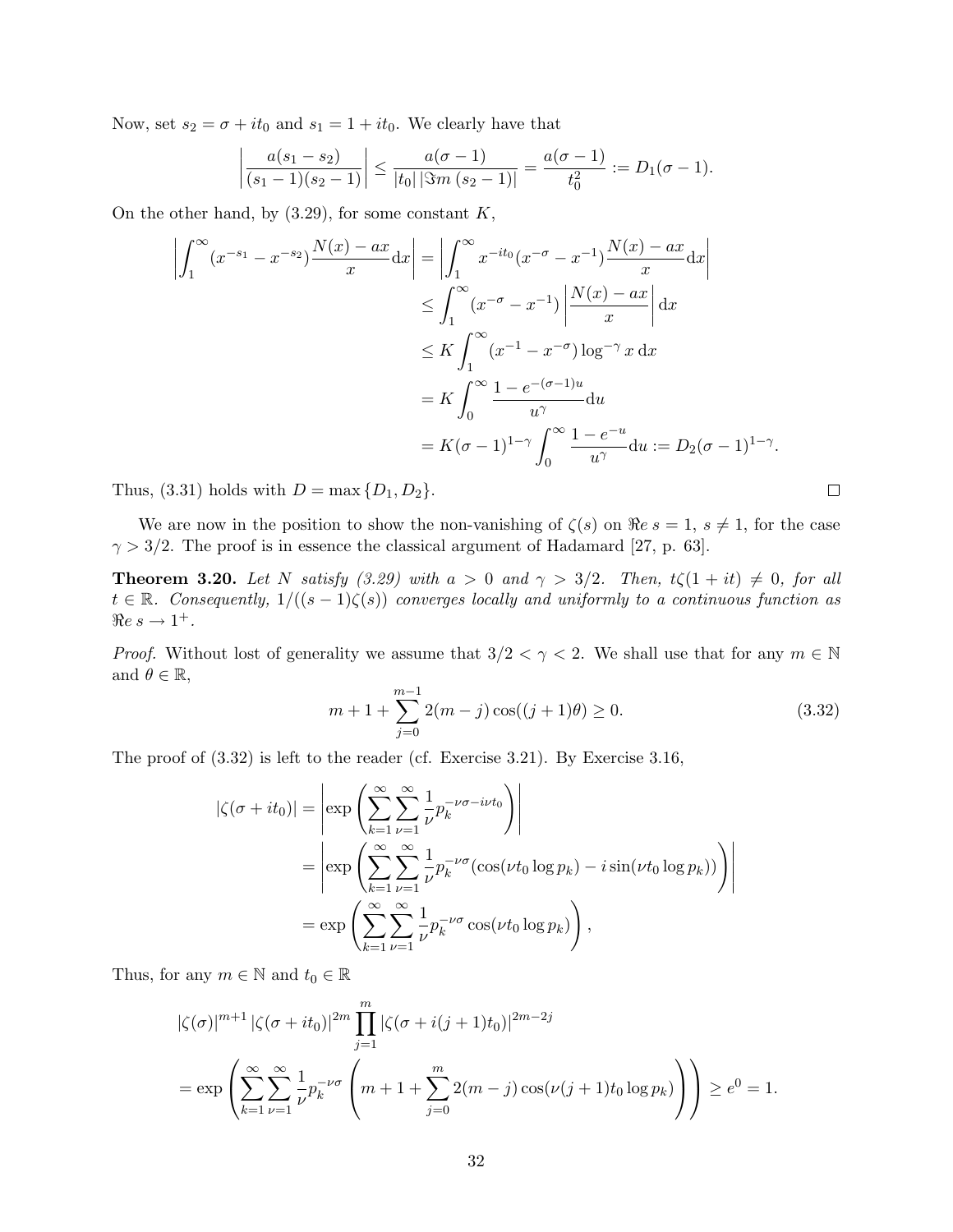Now, set $s_2 = \sigma + it_0$ and $s_1 = 1 + it_0$. We clearly have that

$$\left| \frac{a(s_1 - s_2)}{(s_1 - 1)(s_2 - 1)} \right| \leq \frac{a(\sigma - 1)}{|t_0| \, |\Im m \, (s_2 - 1)|} = \frac{a(\sigma - 1)}{t_0^2} := D_1(\sigma - 1).$$

On the other hand, by (3.29), for some constant $K$,

$$\begin{aligned}
\left| \int_1^\infty (x^{-s_1} - x^{-s_2}) \frac{N(x) - ax}{x} \mathrm{d}x \right| &= \left| \int_1^\infty x^{-it_0} (x^{-\sigma} - x^{-1}) \frac{N(x) - ax}{x} \mathrm{d}x \right| \\
&\leq \int_1^\infty (x^{-\sigma} - x^{-1}) \left| \frac{N(x) - ax}{x} \right| \mathrm{d}x \\
&\leq K \int_1^\infty (x^{-1} - x^{-\sigma}) \log^{-\gamma} x \, \mathrm{d}x \\
&= K \int_0^\infty \frac{1 - e^{-(\sigma - 1)u}}{u^\gamma} \mathrm{d}u \\
&= K(\sigma - 1)^{1-\gamma} \int_0^\infty \frac{1 - e^{-u}}{u^\gamma} \mathrm{d}u := D_2(\sigma - 1)^{1-\gamma}.
\end{aligned}$$

Thus, (3.31) holds with $D = \max\{D_1, D_2\}$. $\square$

We are now in the position to show the non-vanishing of $\zeta(s)$ on $\Re e \, s = 1$, $s \neq 1$, for the case $\gamma > 3/2$. The proof is in essence the classical argument of Hadamard [27, p. 63].

**Theorem 3.20.** *Let $N$ satisfy (3.29) with $a > 0$ and $\gamma > 3/2$. Then, $t\zeta(1 + it) \neq 0$, for all $t \in \mathbb{R}$. Consequently, $1/((s-1)\zeta(s))$ converges locally and uniformly to a continuous function as $\Re e \, s \to 1^+$.*

*Proof.* Without lost of generality we assume that $3/2 < \gamma < 2$. We shall use that for any $m \in \mathbb{N}$ and $\theta \in \mathbb{R}$,

$$m + 1 + \sum_{j=0}^{m-1} 2(m-j) \cos((j+1)\theta) \geq 0. \tag{3.32}$$

The proof of (3.32) is left to the reader (cf. Exercise 3.21). By Exercise 3.16,

$$\begin{aligned}
|\zeta(\sigma + it_0)| &= \left| \exp\left( \sum_{k=1}^\infty \sum_{\nu=1}^\infty \frac{1}{\nu} p_k^{-\nu\sigma - i\nu t_0} \right) \right| \\
&= \left| \exp\left( \sum_{k=1}^\infty \sum_{\nu=1}^\infty \frac{1}{\nu} p_k^{-\nu\sigma} (\cos(\nu t_0 \log p_k) - i \sin(\nu t_0 \log p_k)) \right) \right| \\
&= \exp\left( \sum_{k=1}^\infty \sum_{\nu=1}^\infty \frac{1}{\nu} p_k^{-\nu\sigma} \cos(\nu t_0 \log p_k) \right),
\end{aligned}$$

Thus, for any $m \in \mathbb{N}$ and $t_0 \in \mathbb{R}$

$$\begin{aligned}
&|\zeta(\sigma)|^{m+1} |\zeta(\sigma + it_0)|^{2m} \prod_{j=1}^m |\zeta(\sigma + i(j+1)t_0)|^{2m-2j} \\
&= \exp\left( \sum_{k=1}^\infty \sum_{\nu=1}^\infty \frac{1}{\nu} p_k^{-\nu\sigma} \left( m + 1 + \sum_{j=0}^m 2(m-j) \cos(\nu(j+1)t_0 \log p_k) \right) \right) \geq e^0 = 1.
\end{aligned}$$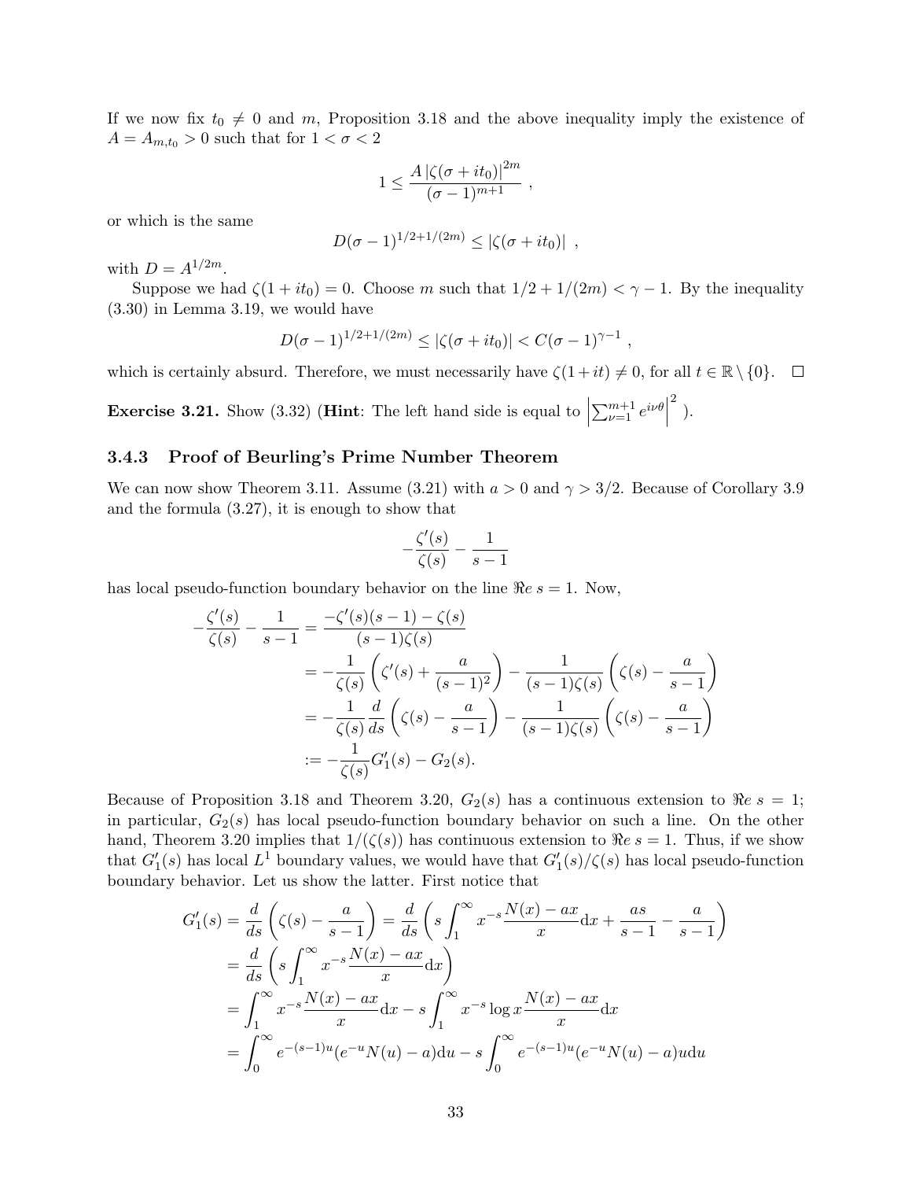If we now fix $t_0 \neq 0$ and $m$, Proposition 3.18 and the above inequality imply the existence of $A = A_{m,t_0} > 0$ such that for $1 < \sigma < 2$

$$1 \leq \frac{A\,|\zeta(\sigma + it_0)|^{2m}}{(\sigma - 1)^{m+1}} \ ,$$

or which is the same

$$D(\sigma - 1)^{1/2+1/(2m)} \leq |\zeta(\sigma + it_0)| \ ,$$

with $D = A^{1/2m}$.

Suppose we had $\zeta(1 + it_0) = 0$. Choose $m$ such that $1/2 + 1/(2m) < \gamma - 1$. By the inequality (3.30) in Lemma 3.19, we would have

$$D(\sigma - 1)^{1/2+1/(2m)} \leq |\zeta(\sigma + it_0)| < C(\sigma - 1)^{\gamma - 1} \ ,$$

which is certainly absurd. Therefore, we must necessarily have $\zeta(1 + it) \neq 0$, for all $t \in \mathbb{R} \setminus \{0\}$. □

**Exercise 3.21.** Show (3.32) (**Hint**: The left hand side is equal to $\left|\sum_{\nu=1}^{m+1} e^{i\nu\theta}\right|^2$ ).

### 3.4.3 Proof of Beurling's Prime Number Theorem

We can now show Theorem 3.11. Assume (3.21) with $a > 0$ and $\gamma > 3/2$. Because of Corollary 3.9 and the formula (3.27), it is enough to show that

$$-\frac{\zeta'(s)}{\zeta(s)} - \frac{1}{s-1}$$

has local pseudo-function boundary behavior on the line $\Re e\ s = 1$. Now,

$$\begin{aligned}
-\frac{\zeta'(s)}{\zeta(s)} - \frac{1}{s-1} &= \frac{-\zeta'(s)(s-1) - \zeta(s)}{(s-1)\zeta(s)} \\
&= -\frac{1}{\zeta(s)}\left(\zeta'(s) + \frac{a}{(s-1)^2}\right) - \frac{1}{(s-1)\zeta(s)}\left(\zeta(s) - \frac{a}{s-1}\right) \\
&= -\frac{1}{\zeta(s)}\frac{d}{ds}\left(\zeta(s) - \frac{a}{s-1}\right) - \frac{1}{(s-1)\zeta(s)}\left(\zeta(s) - \frac{a}{s-1}\right) \\
&:= -\frac{1}{\zeta(s)}G_1'(s) - G_2(s).
\end{aligned}$$

Because of Proposition 3.18 and Theorem 3.20, $G_2(s)$ has a continuous extension to $\Re e\ s = 1$; in particular, $G_2(s)$ has local pseudo-function boundary behavior on such a line. On the other hand, Theorem 3.20 implies that $1/(\zeta(s))$ has continuous extension to $\Re e\ s = 1$. Thus, if we show that $G_1'(s)$ has local $L^1$ boundary values, we would have that $G_1'(s)/\zeta(s)$ has local pseudo-function boundary behavior. Let us show the latter. First notice that

$$\begin{aligned}
G_1'(s) = \frac{d}{ds}\left(\zeta(s) - \frac{a}{s-1}\right) &= \frac{d}{ds}\left(s\int_1^\infty x^{-s}\frac{N(x) - ax}{x}\mathrm{d}x + \frac{as}{s-1} - \frac{a}{s-1}\right) \\
&= \frac{d}{ds}\left(s\int_1^\infty x^{-s}\frac{N(x) - ax}{x}\mathrm{d}x\right) \\
&= \int_1^\infty x^{-s}\frac{N(x) - ax}{x}\mathrm{d}x - s\int_1^\infty x^{-s}\log x\frac{N(x) - ax}{x}\mathrm{d}x \\
&= \int_0^\infty e^{-(s-1)u}(e^{-u}N(u) - a)\mathrm{d}u - s\int_0^\infty e^{-(s-1)u}(e^{-u}N(u) - a)u\mathrm{d}u
\end{aligned}$$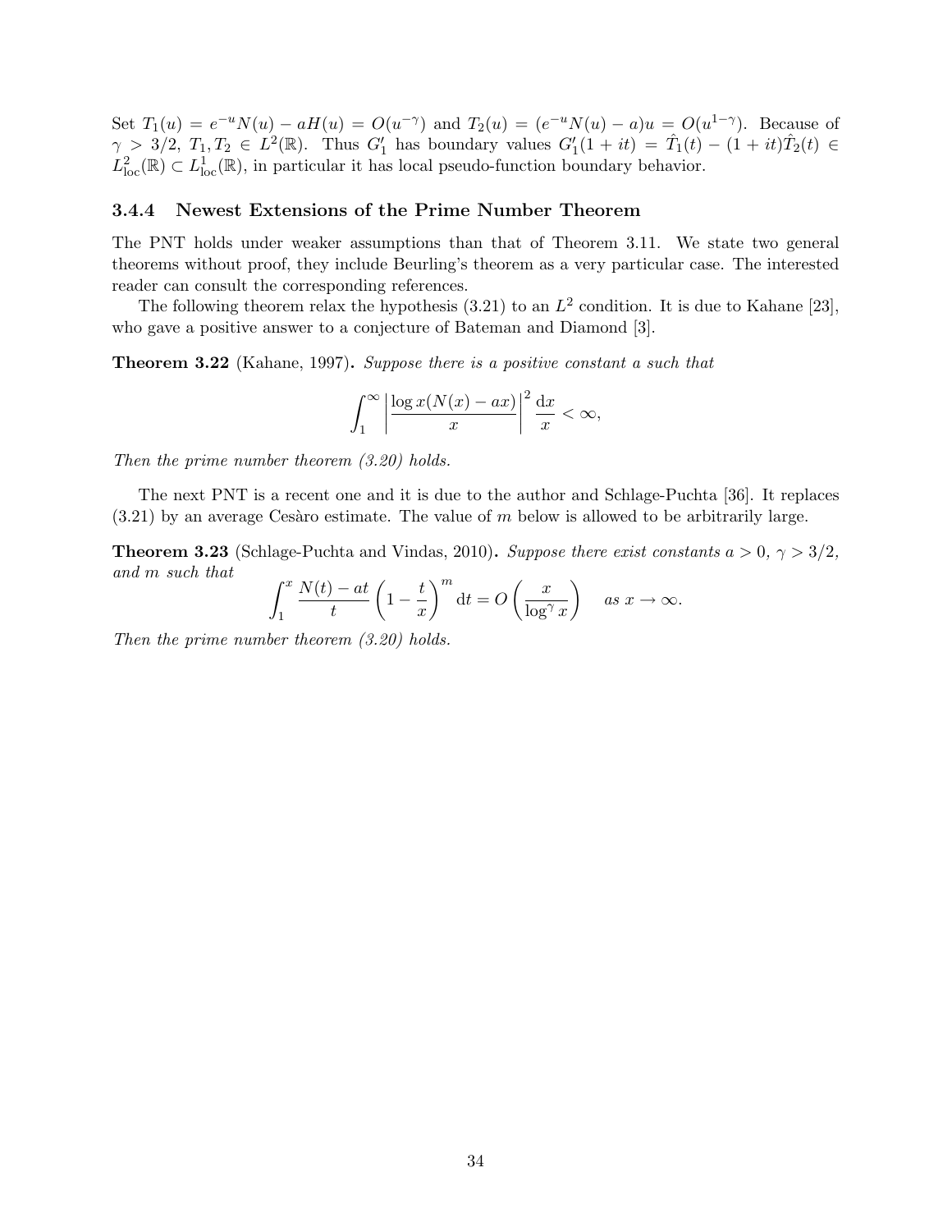Set $T_1(u) = e^{-u}N(u) - aH(u) = O(u^{-\gamma})$ and $T_2(u) = (e^{-u}N(u) - a)u = O(u^{1-\gamma})$. Because of $\gamma > 3/2$, $T_1, T_2 \in L^2(\mathbb{R})$. Thus $G_1'$ has boundary values $G_1'(1+it) = \hat{T}_1(t) - (1+it)\hat{T}_2(t) \in L^2_{\text{loc}}(\mathbb{R}) \subset L^1_{\text{loc}}(\mathbb{R})$, in particular it has local pseudo-function boundary behavior.

### 3.4.4 Newest Extensions of the Prime Number Theorem

The PNT holds under weaker assumptions than that of Theorem 3.11. We state two general theorems without proof, they include Beurling's theorem as a very particular case. The interested reader can consult the corresponding references.

The following theorem relax the hypothesis (3.21) to an $L^2$ condition. It is due to Kahane [23], who gave a positive answer to a conjecture of Bateman and Diamond [3].

**Theorem 3.22** (Kahane, 1997)**.** *Suppose there is a positive constant $a$ such that*

$$\int_1^\infty \left| \frac{\log x(N(x) - ax)}{x} \right|^2 \frac{\mathrm{d}x}{x} < \infty,$$

*Then the prime number theorem (3.20) holds.*

The next PNT is a recent one and it is due to the author and Schlage-Puchta [36]. It replaces (3.21) by an average Cesàro estimate. The value of $m$ below is allowed to be arbitrarily large.

**Theorem 3.23** (Schlage-Puchta and Vindas, 2010)**.** *Suppose there exist constants $a > 0$, $\gamma > 3/2$, and $m$ such that*

$$\int_1^x \frac{N(t) - at}{t} \left(1 - \frac{t}{x}\right)^m \mathrm{d}t = O\left(\frac{x}{\log^\gamma x}\right) \quad \text{as } x \to \infty.$$

*Then the prime number theorem (3.20) holds.*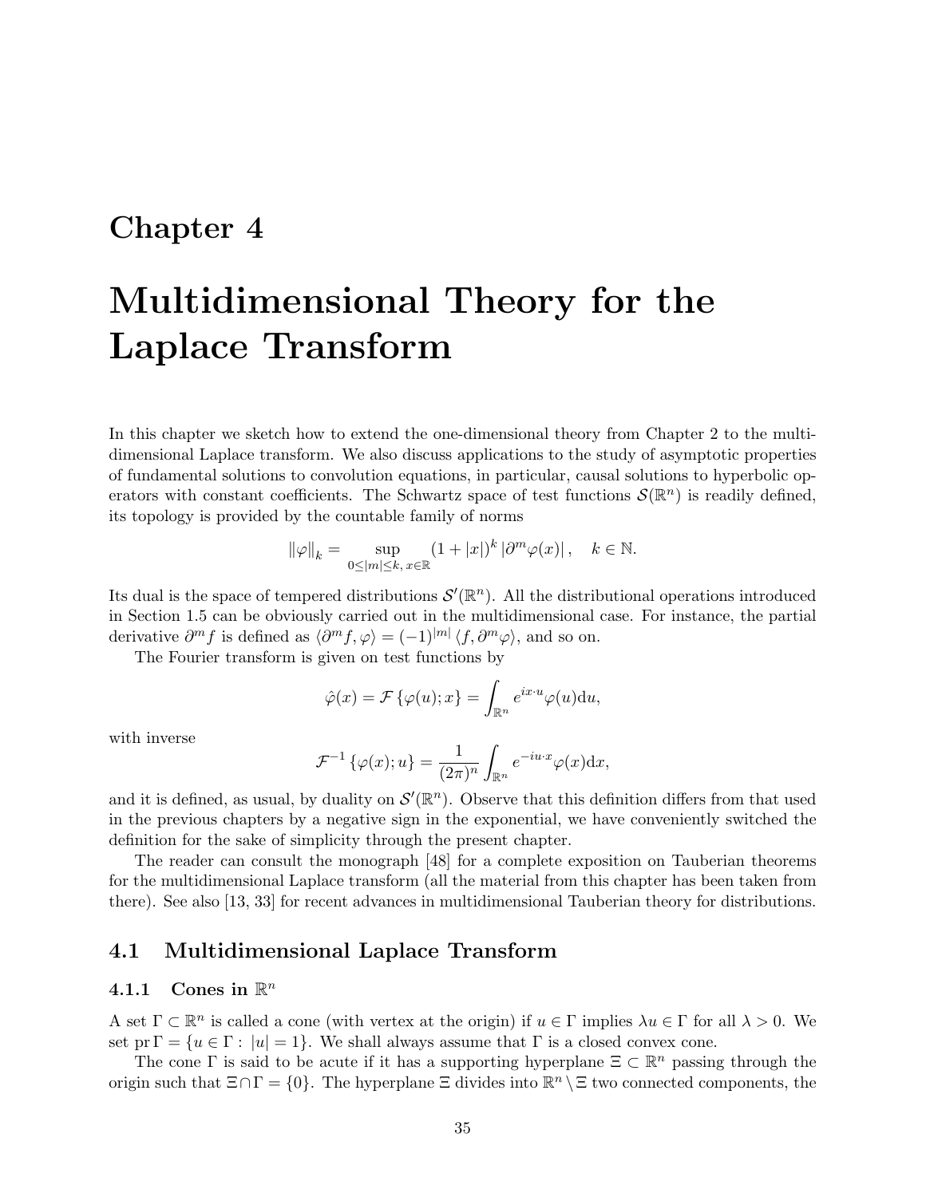# Chapter 4

# Multidimensional Theory for the Laplace Transform

In this chapter we sketch how to extend the one-dimensional theory from Chapter 2 to the multidimensional Laplace transform. We also discuss applications to the study of asymptotic properties of fundamental solutions to convolution equations, in particular, causal solutions to hyperbolic operators with constant coefficients. The Schwartz space of test functions $\mathcal{S}(\mathbb{R}^n)$ is readily defined, its topology is provided by the countable family of norms

$$\|\varphi\|_k = \sup_{0\leq |m|\leq k,\, x\in\mathbb{R}} (1+|x|)^k \left|\partial^m \varphi(x)\right|, \quad k\in\mathbb{N}.$$

Its dual is the space of tempered distributions $\mathcal{S}'(\mathbb{R}^n)$. All the distributional operations introduced in Section 1.5 can be obviously carried out in the multidimensional case. For instance, the partial derivative $\partial^m f$ is defined as $\langle \partial^m f, \varphi\rangle = (-1)^{|m|}\langle f, \partial^m \varphi\rangle$, and so on.

The Fourier transform is given on test functions by

$$\hat{\varphi}(x) = \mathcal{F}\left\{\varphi(u); x\right\} = \int_{\mathbb{R}^n} e^{ix\cdot u}\varphi(u)\mathrm{d}u,$$

with inverse

$$\mathcal{F}^{-1}\left\{\varphi(x); u\right\} = \frac{1}{(2\pi)^n}\int_{\mathbb{R}^n} e^{-iu\cdot x}\varphi(x)\mathrm{d}x,$$

and it is defined, as usual, by duality on $\mathcal{S}'(\mathbb{R}^n)$. Observe that this definition differs from that used in the previous chapters by a negative sign in the exponential, we have conveniently switched the definition for the sake of simplicity through the present chapter.

The reader can consult the monograph [48] for a complete exposition on Tauberian theorems for the multidimensional Laplace transform (all the material from this chapter has been taken from there). See also [13, 33] for recent advances in multidimensional Tauberian theory for distributions.

## 4.1 Multidimensional Laplace Transform

### 4.1.1 Cones in $\mathbb{R}^n$

A set $\Gamma\subset\mathbb{R}^n$ is called a cone (with vertex at the origin) if $u\in\Gamma$ implies $\lambda u\in\Gamma$ for all $\lambda>0$. We set $\operatorname{pr}\Gamma = \{u\in\Gamma:\ |u|=1\}$. We shall always assume that $\Gamma$ is a closed convex cone.

The cone $\Gamma$ is said to be acute if it has a supporting hyperplane $\Xi\subset\mathbb{R}^n$ passing through the origin such that $\Xi\cap\Gamma=\{0\}$. The hyperplane $\Xi$ divides into $\mathbb{R}^n\setminus\Xi$ two connected components, the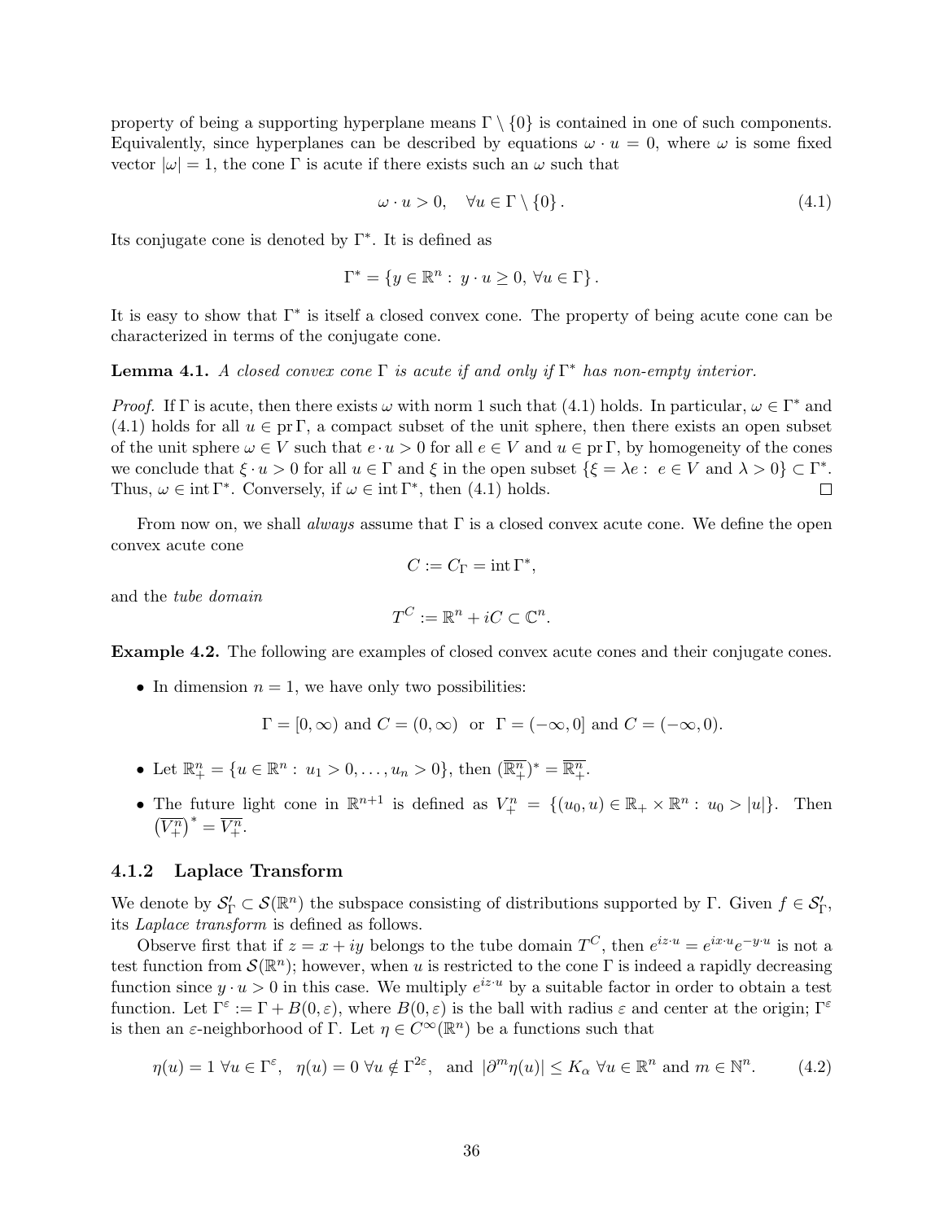property of being a supporting hyperplane means $\Gamma \setminus \{0\}$ is contained in one of such components. Equivalently, since hyperplanes can be described by equations $\omega \cdot u = 0$, where $\omega$ is some fixed vector $|\omega| = 1$, the cone $\Gamma$ is acute if there exists such an $\omega$ such that

$$\omega \cdot u > 0, \quad \forall u \in \Gamma \setminus \{0\}. \tag{4.1}$$

Its conjugate cone is denoted by $\Gamma^*$. It is defined as

$$\Gamma^* = \{y \in \mathbb{R}^n : \ y \cdot u \geq 0, \ \forall u \in \Gamma\}.$$

It is easy to show that $\Gamma^*$ is itself a closed convex cone. The property of being acute cone can be characterized in terms of the conjugate cone.

**Lemma 4.1.** *A closed convex cone $\Gamma$ is acute if and only if $\Gamma^*$ has non-empty interior.*

*Proof.* If $\Gamma$ is acute, then there exists $\omega$ with norm 1 such that (4.1) holds. In particular, $\omega \in \Gamma^*$ and (4.1) holds for all $u \in \operatorname{pr} \Gamma$, a compact subset of the unit sphere, then there exists an open subset of the unit sphere $\omega \in V$ such that $e \cdot u > 0$ for all $e \in V$ and $u \in \operatorname{pr} \Gamma$, by homogeneity of the cones we conclude that $\xi \cdot u > 0$ for all $u \in \Gamma$ and $\xi$ in the open subset $\{\xi = \lambda e : \ e \in V \text{ and } \lambda > 0\} \subset \Gamma^*$. Thus, $\omega \in \operatorname{int} \Gamma^*$. Conversely, if $\omega \in \operatorname{int} \Gamma^*$, then (4.1) holds. $\square$

From now on, we shall *always* assume that $\Gamma$ is a closed convex acute cone. We define the open convex acute cone

$$C := C_\Gamma = \operatorname{int} \Gamma^*,$$

and the *tube domain*

$$T^C := \mathbb{R}^n + iC \subset \mathbb{C}^n.$$

**Example 4.2.** The following are examples of closed convex acute cones and their conjugate cones.

- In dimension $n = 1$, we have only two possibilities:

$$\Gamma = [0, \infty) \text{ and } C = (0, \infty) \quad \text{or} \quad \Gamma = (-\infty, 0] \text{ and } C = (-\infty, 0).$$

- Let $\mathbb{R}^n_+ = \{u \in \mathbb{R}^n : \ u_1 > 0, \ldots, u_n > 0\}$, then $(\overline{\mathbb{R}^n_+})^* = \overline{\mathbb{R}^n_+}$.

- The future light cone in $\mathbb{R}^{n+1}$ is defined as $V^n_+ = \{(u_0, u) \in \mathbb{R}_+ \times \mathbb{R}^n : \ u_0 > |u|\}$. Then $\left(\overline{V^n_+}\right)^* = \overline{V^n_+}$.

### 4.1.2 Laplace Transform

We denote by $\mathcal{S}'_\Gamma \subset \mathcal{S}(\mathbb{R}^n)$ the subspace consisting of distributions supported by $\Gamma$. Given $f \in \mathcal{S}'_\Gamma$, its *Laplace transform* is defined as follows.

Observe first that if $z = x + iy$ belongs to the tube domain $T^C$, then $e^{iz \cdot u} = e^{ix \cdot u} e^{-y \cdot u}$ is not a test function from $\mathcal{S}(\mathbb{R}^n)$; however, when $u$ is restricted to the cone $\Gamma$ is indeed a rapidly decreasing function since $y \cdot u > 0$ in this case. We multiply $e^{iz \cdot u}$ by a suitable factor in order to obtain a test function. Let $\Gamma^\varepsilon := \Gamma + B(0, \varepsilon)$, where $B(0, \varepsilon)$ is the ball with radius $\varepsilon$ and center at the origin; $\Gamma^\varepsilon$ is then an $\varepsilon$-neighborhood of $\Gamma$. Let $\eta \in C^\infty(\mathbb{R}^n)$ be a functions such that

$$\eta(u) = 1 \ \forall u \in \Gamma^\varepsilon, \quad \eta(u) = 0 \ \forall u \notin \Gamma^{2\varepsilon}, \quad \text{and} \ |\partial^m \eta(u)| \leq K_\alpha \ \forall u \in \mathbb{R}^n \text{ and } m \in \mathbb{N}^n. \tag{4.2}$$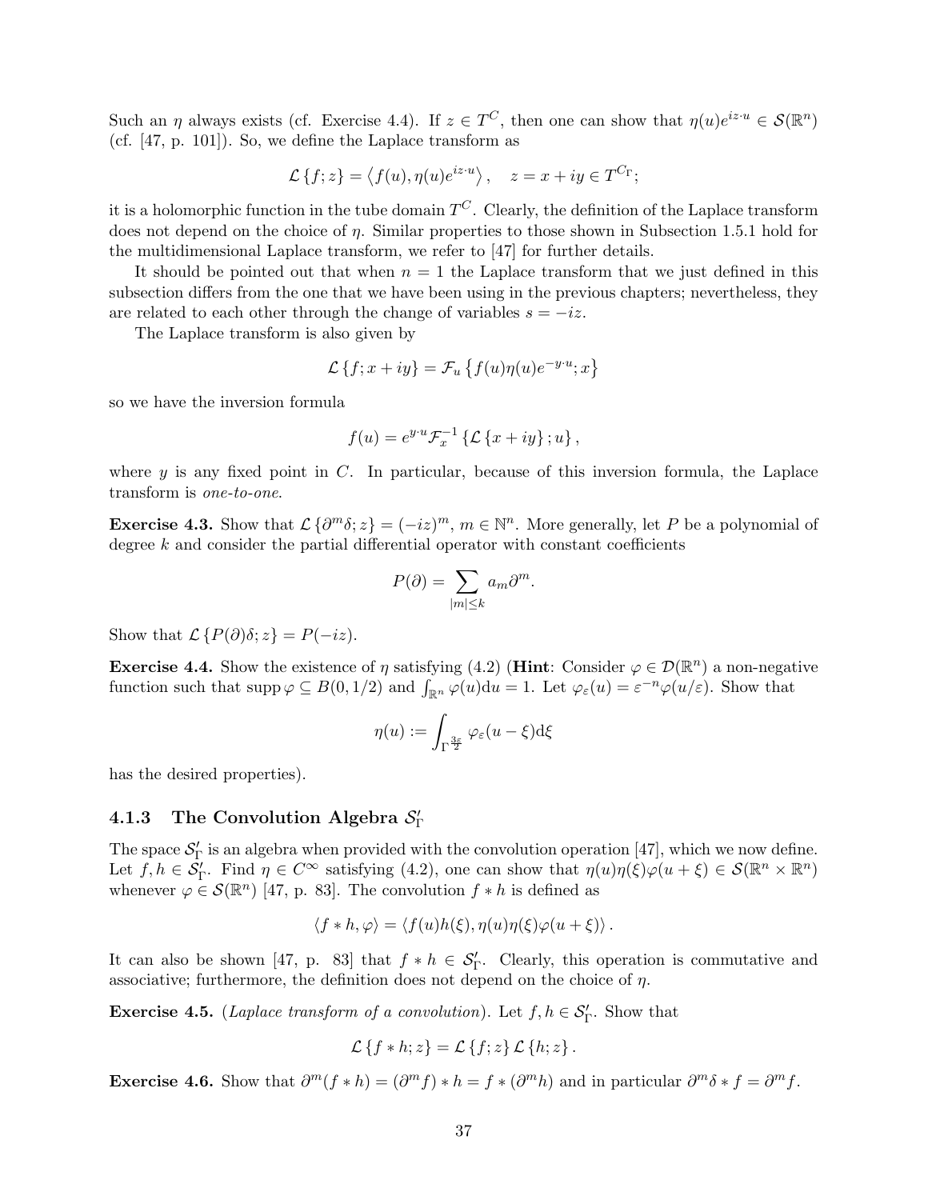Such an $\eta$ always exists (cf. Exercise 4.4). If $z \in T^C$, then one can show that $\eta(u)e^{iz\cdot u} \in \mathcal{S}(\mathbb{R}^n)$ (cf. [47, p. 101]). So, we define the Laplace transform as

$$\mathcal{L}\{f; z\} = \left\langle f(u), \eta(u)e^{iz\cdot u} \right\rangle, \quad z = x + iy \in T^{C_\Gamma};$$

it is a holomorphic function in the tube domain $T^C$. Clearly, the definition of the Laplace transform does not depend on the choice of $\eta$. Similar properties to those shown in Subsection 1.5.1 hold for the multidimensional Laplace transform, we refer to [47] for further details.

It should be pointed out that when $n = 1$ the Laplace transform that we just defined in this subsection differs from the one that we have been using in the previous chapters; nevertheless, they are related to each other through the change of variables $s = -iz$.

The Laplace transform is also given by

$$\mathcal{L}\{f; x + iy\} = \mathcal{F}_u \left\{ f(u)\eta(u)e^{-y\cdot u}; x \right\}$$

so we have the inversion formula

$$f(u) = e^{y\cdot u}\mathcal{F}_x^{-1}\left\{\mathcal{L}\{x + iy\}; u\right\},$$

where $y$ is any fixed point in $C$. In particular, because of this inversion formula, the Laplace transform is *one-to-one*.

**Exercise 4.3.** Show that $\mathcal{L}\{\partial^m\delta; z\} = (-iz)^m$, $m \in \mathbb{N}^n$. More generally, let $P$ be a polynomial of degree $k$ and consider the partial differential operator with constant coefficients

$$P(\partial) = \sum_{|m|\leq k} a_m \partial^m.$$

Show that $\mathcal{L}\{P(\partial)\delta; z\} = P(-iz)$.

**Exercise 4.4.** Show the existence of $\eta$ satisfying (4.2) (**Hint**: Consider $\varphi \in \mathcal{D}(\mathbb{R}^n)$ a non-negative function such that $\operatorname{supp}\varphi \subseteq B(0, 1/2)$ and $\int_{\mathbb{R}^n}\varphi(u)\mathrm{d}u = 1$. Let $\varphi_\varepsilon(u) = \varepsilon^{-n}\varphi(u/\varepsilon)$. Show that

$$\eta(u) := \int_{\Gamma^{\frac{3\varepsilon}{2}}} \varphi_\varepsilon(u - \xi)\mathrm{d}\xi$$

has the desired properties).

### 4.1.3 The Convolution Algebra $\mathcal{S}'_\Gamma$

The space $\mathcal{S}'_\Gamma$ is an algebra when provided with the convolution operation [47], which we now define. Let $f, h \in \mathcal{S}'_\Gamma$. Find $\eta \in C^\infty$ satisfying (4.2), one can show that $\eta(u)\eta(\xi)\varphi(u + \xi) \in \mathcal{S}(\mathbb{R}^n \times \mathbb{R}^n)$ whenever $\varphi \in \mathcal{S}(\mathbb{R}^n)$ [47, p. 83]. The convolution $f * h$ is defined as

$$\langle f * h, \varphi\rangle = \langle f(u)h(\xi), \eta(u)\eta(\xi)\varphi(u + \xi)\rangle.$$

It can also be shown [47, p. 83] that $f * h \in \mathcal{S}'_\Gamma$. Clearly, this operation is commutative and associative; furthermore, the definition does not depend on the choice of $\eta$.

**Exercise 4.5.** (*Laplace transform of a convolution*). Let $f, h \in \mathcal{S}'_\Gamma$. Show that

$$\mathcal{L}\{f * h; z\} = \mathcal{L}\{f; z\}\mathcal{L}\{h; z\}.$$

**Exercise 4.6.** Show that $\partial^m(f * h) = (\partial^m f) * h = f * (\partial^m h)$ and in particular $\partial^m\delta * f = \partial^m f$.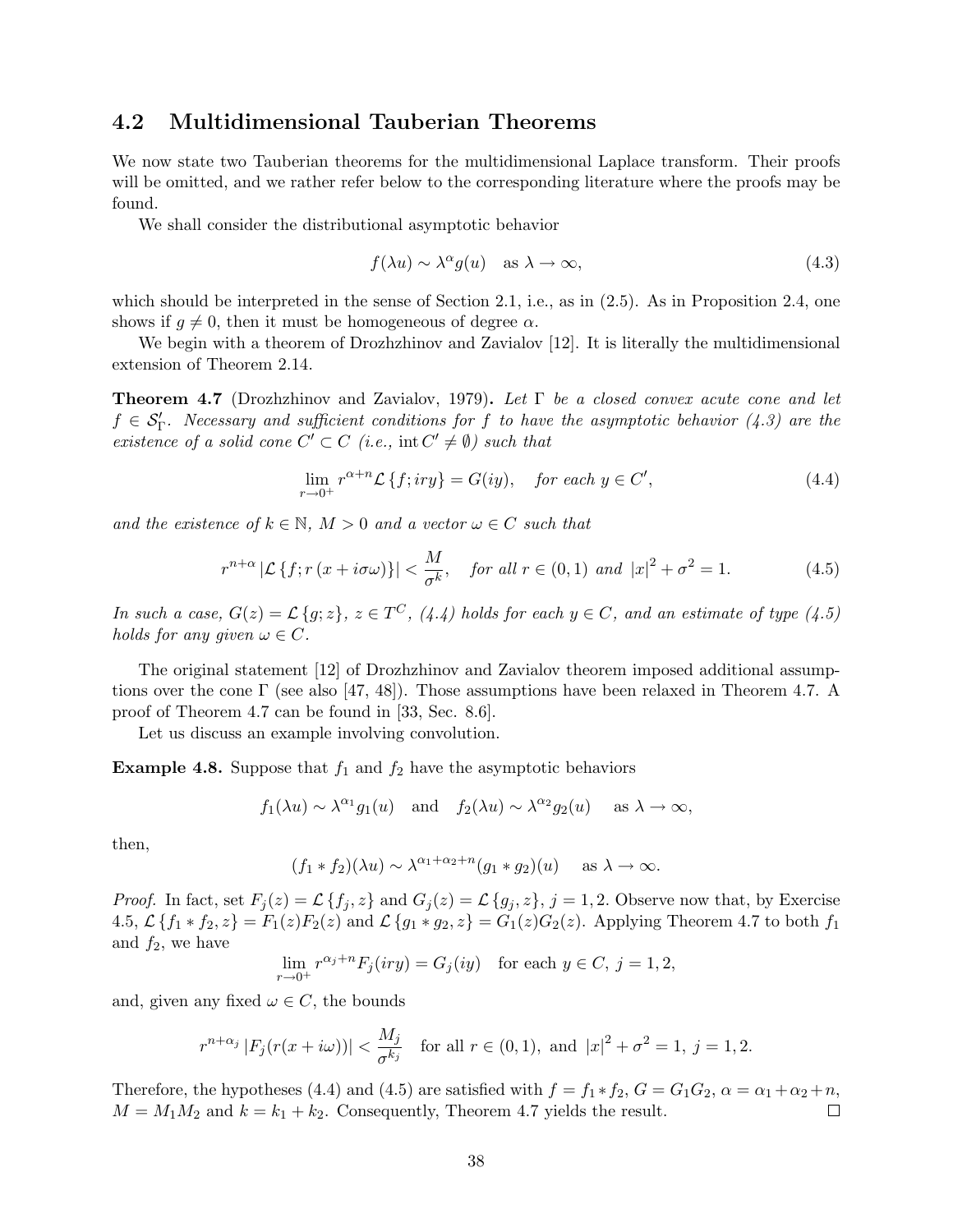## 4.2 Multidimensional Tauberian Theorems

We now state two Tauberian theorems for the multidimensional Laplace transform. Their proofs will be omitted, and we rather refer below to the corresponding literature where the proofs may be found.

We shall consider the distributional asymptotic behavior

$$f(\lambda u) \sim \lambda^{\alpha} g(u) \quad \text{as } \lambda \to \infty, \tag{4.3}$$

which should be interpreted in the sense of Section 2.1, i.e., as in (2.5). As in Proposition 2.4, one shows if $g \neq 0$, then it must be homogeneous of degree $\alpha$.

We begin with a theorem of Drozhzhinov and Zavialov [12]. It is literally the multidimensional extension of Theorem 2.14.

**Theorem 4.7** (Drozhzhinov and Zavialov, 1979)**.** *Let $\Gamma$ be a closed convex acute cone and let $f \in \mathcal{S}'_{\Gamma}$. Necessary and sufficient conditions for $f$ to have the asymptotic behavior (4.3) are the existence of a solid cone $C' \subset C$ (i.e., $\operatorname{int} C' \neq \emptyset$) such that*

$$\lim_{r \to 0^+} r^{\alpha+n} \mathcal{L}\{f; iry\} = G(iy), \quad \text{for each } y \in C', \tag{4.4}$$

*and the existence of $k \in \mathbb{N}$, $M > 0$ and a vector $\omega \in C$ such that*

$$r^{n+\alpha} \left|\mathcal{L}\{f; r(x + i\sigma\omega)\}\right| < \frac{M}{\sigma^k}, \quad \text{for all } r \in (0,1) \text{ and } |x|^2 + \sigma^2 = 1. \tag{4.5}$$

*In such a case, $G(z) = \mathcal{L}\{g; z\}$, $z \in T^C$, (4.4) holds for each $y \in C$, and an estimate of type (4.5) holds for any given $\omega \in C$.*

The original statement [12] of Drozhzhinov and Zavialov theorem imposed additional assumptions over the cone $\Gamma$ (see also [47, 48]). Those assumptions have been relaxed in Theorem 4.7. A proof of Theorem 4.7 can be found in [33, Sec. 8.6].

Let us discuss an example involving convolution.

**Example 4.8.** Suppose that $f_1$ and $f_2$ have the asymptotic behaviors

$$f_1(\lambda u) \sim \lambda^{\alpha_1} g_1(u) \quad \text{and} \quad f_2(\lambda u) \sim \lambda^{\alpha_2} g_2(u) \quad \text{as } \lambda \to \infty,$$

then,

$$(f_1 * f_2)(\lambda u) \sim \lambda^{\alpha_1+\alpha_2+n} (g_1 * g_2)(u) \quad \text{as } \lambda \to \infty.$$

*Proof.* In fact, set $F_j(z) = \mathcal{L}\{f_j, z\}$ and $G_j(z) = \mathcal{L}\{g_j, z\}$, $j = 1, 2$. Observe now that, by Exercise 4.5, $\mathcal{L}\{f_1 * f_2, z\} = F_1(z)F_2(z)$ and $\mathcal{L}\{g_1 * g_2, z\} = G_1(z)G_2(z)$. Applying Theorem 4.7 to both $f_1$ and $f_2$, we have

$$\lim_{r \to 0^+} r^{\alpha_j+n} F_j(iry) = G_j(iy) \quad \text{for each } y \in C,\ j = 1, 2,$$

and, given any fixed $\omega \in C$, the bounds

$$r^{n+\alpha_j} \left|F_j(r(x + i\omega))\right| < \frac{M_j}{\sigma^{k_j}} \quad \text{for all } r \in (0,1), \text{ and } |x|^2 + \sigma^2 = 1,\ j = 1, 2.$$

Therefore, the hypotheses (4.4) and (4.5) are satisfied with $f = f_1 * f_2$, $G = G_1 G_2$, $\alpha = \alpha_1 + \alpha_2 + n$, $M = M_1 M_2$ and $k = k_1 + k_2$. Consequently, Theorem 4.7 yields the result. $\square$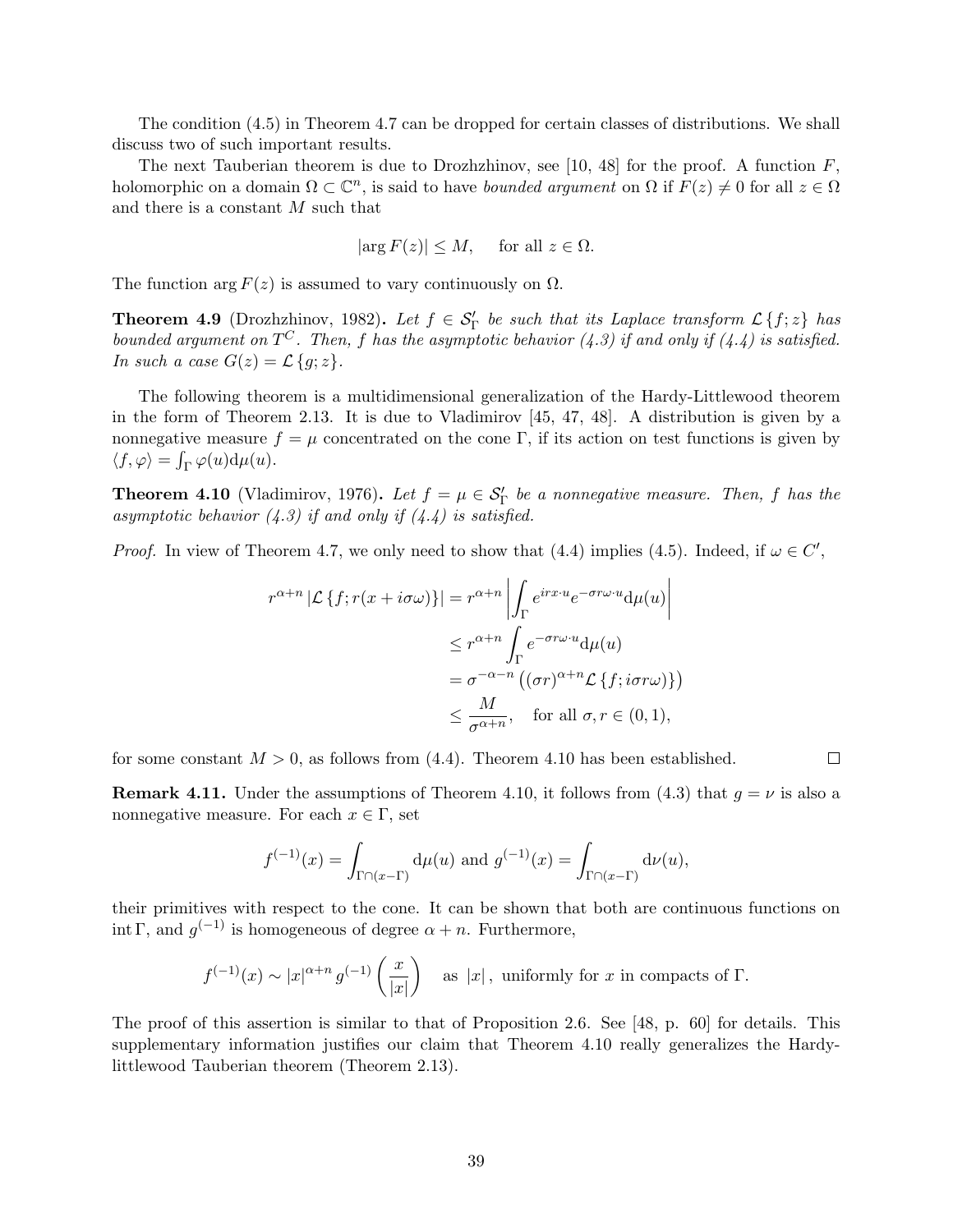The condition (4.5) in Theorem 4.7 can be dropped for certain classes of distributions. We shall discuss two of such important results.

The next Tauberian theorem is due to Drozhzhinov, see [10, 48] for the proof. A function $F$, holomorphic on a domain $\Omega \subset \mathbb{C}^n$, is said to have *bounded argument* on $\Omega$ if $F(z) \neq 0$ for all $z \in \Omega$ and there is a constant $M$ such that

$$|\arg F(z)| \leq M, \quad \text{for all } z \in \Omega.$$

The function $\arg F(z)$ is assumed to vary continuously on $\Omega$.

**Theorem 4.9** (Drozhzhinov, 1982)**.** *Let $f \in \mathcal{S}'_\Gamma$ be such that its Laplace transform $\mathcal{L}\{f;z\}$ has bounded argument on $T^C$. Then, $f$ has the asymptotic behavior (4.3) if and only if (4.4) is satisfied. In such a case $G(z) = \mathcal{L}\{g;z\}$.*

The following theorem is a multidimensional generalization of the Hardy-Littlewood theorem in the form of Theorem 2.13. It is due to Vladimirov [45, 47, 48]. A distribution is given by a nonnegative measure $f = \mu$ concentrated on the cone $\Gamma$, if its action on test functions is given by $\langle f, \varphi \rangle = \int_\Gamma \varphi(u) \mathrm{d}\mu(u)$.

**Theorem 4.10** (Vladimirov, 1976)**.** *Let $f = \mu \in \mathcal{S}'_\Gamma$ be a nonnegative measure. Then, $f$ has the asymptotic behavior (4.3) if and only if (4.4) is satisfied.*

*Proof.* In view of Theorem 4.7, we only need to show that (4.4) implies (4.5). Indeed, if $\omega \in C'$,

$$\begin{aligned} r^{\alpha+n} \left| \mathcal{L}\{f; r(x + i\sigma\omega)\} \right| &= r^{\alpha+n} \left| \int_\Gamma e^{irx\cdot u} e^{-\sigma r \omega \cdot u} \mathrm{d}\mu(u) \right| \\ &\leq r^{\alpha+n} \int_\Gamma e^{-\sigma r \omega \cdot u} \mathrm{d}\mu(u) \\ &= \sigma^{-\alpha-n} \left( (\sigma r)^{\alpha+n} \mathcal{L}\{f; i\sigma r\omega\} \right) \\ &\leq \frac{M}{\sigma^{\alpha+n}}, \quad \text{for all } \sigma, r \in (0,1), \end{aligned}$$

for some constant $M > 0$, as follows from (4.4). Theorem 4.10 has been established. $\square$

**Remark 4.11.** Under the assumptions of Theorem 4.10, it follows from (4.3) that $g = \nu$ is also a nonnegative measure. For each $x \in \Gamma$, set

$$f^{(-1)}(x) = \int_{\Gamma \cap (x - \Gamma)} \mathrm{d}\mu(u) \text{ and } g^{(-1)}(x) = \int_{\Gamma \cap (x - \Gamma)} \mathrm{d}\nu(u),$$

their primitives with respect to the cone. It can be shown that both are continuous functions on $\operatorname{int} \Gamma$, and $g^{(-1)}$ is homogeneous of degree $\alpha + n$. Furthermore,

$$f^{(-1)}(x) \sim |x|^{\alpha+n} g^{(-1)}\left(\frac{x}{|x|}\right) \quad \text{as } |x|, \text{ uniformly for } x \text{ in compacts of } \Gamma.$$

The proof of this assertion is similar to that of Proposition 2.6. See [48, p. 60] for details. This supplementary information justifies our claim that Theorem 4.10 really generalizes the Hardy-littlewood Tauberian theorem (Theorem 2.13).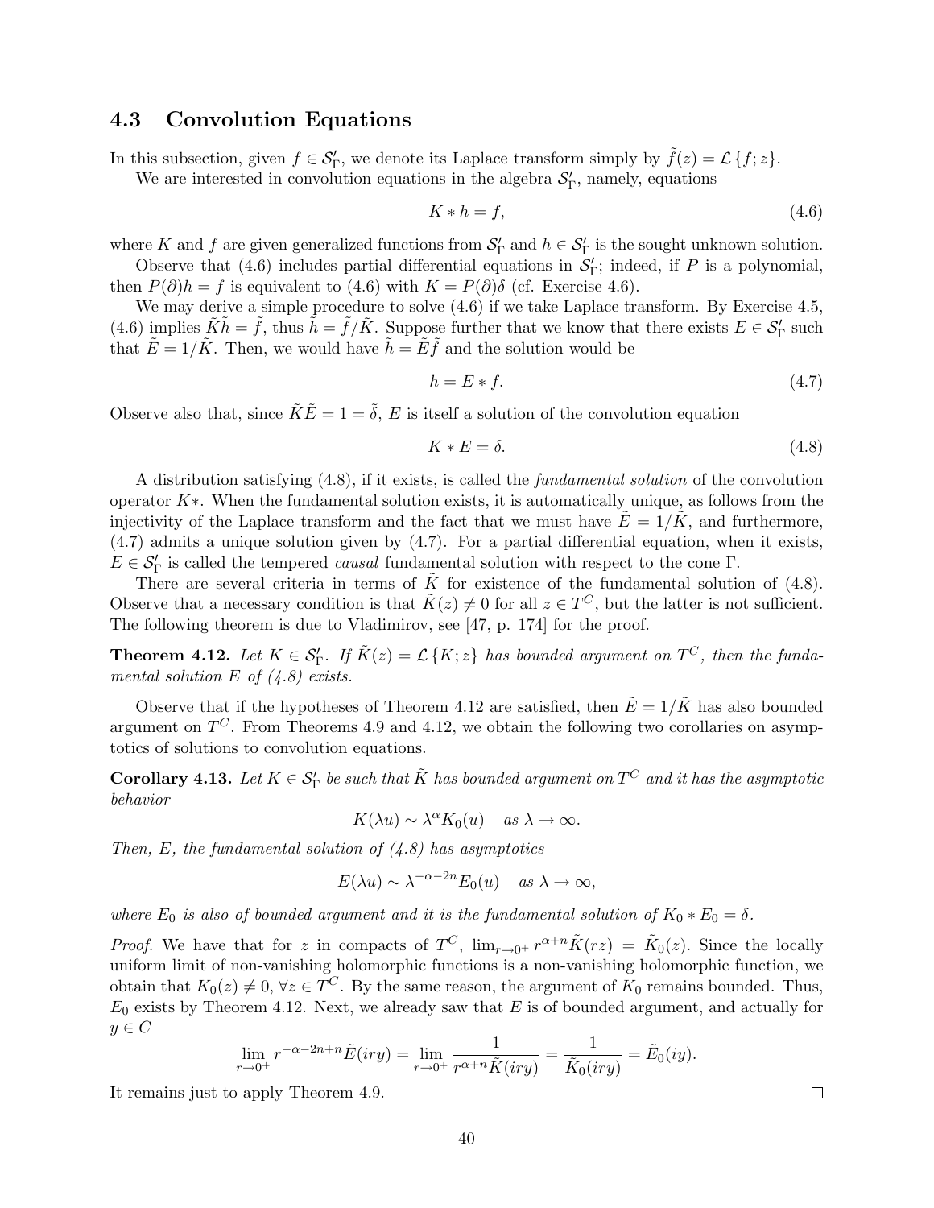### 4.3 Convolution Equations

In this subsection, given $f \in \mathcal{S}'_\Gamma$, we denote its Laplace transform simply by $\tilde{f}(z) = \mathcal{L}\{f; z\}$.

We are interested in convolution equations in the algebra $\mathcal{S}'_\Gamma$, namely, equations

$$K * h = f, \tag{4.6}$$

where $K$ and $f$ are given generalized functions from $\mathcal{S}'_\Gamma$ and $h \in \mathcal{S}'_\Gamma$ is the sought unknown solution.

Observe that (4.6) includes partial differential equations in $\mathcal{S}'_\Gamma$; indeed, if $P$ is a polynomial, then $P(\partial)h = f$ is equivalent to (4.6) with $K = P(\partial)\delta$ (cf. Exercise 4.6).

We may derive a simple procedure to solve (4.6) if we take Laplace transform. By Exercise 4.5, (4.6) implies $\tilde{K}\tilde{h} = \tilde{f}$, thus $\tilde{h} = \tilde{f}/\tilde{K}$. Suppose further that we know that there exists $E \in \mathcal{S}'_\Gamma$ such that $\tilde{E} = 1/\tilde{K}$. Then, we would have $\tilde{h} = \tilde{E}\tilde{f}$ and the solution would be

$$h = E * f. \tag{4.7}$$

Observe also that, since $\tilde{K}\tilde{E} = 1 = \tilde{\delta}$, $E$ is itself a solution of the convolution equation

$$K * E = \delta. \tag{4.8}$$

A distribution satisfying (4.8), if it exists, is called the *fundamental solution* of the convolution operator $K*$. When the fundamental solution exists, it is automatically unique, as follows from the injectivity of the Laplace transform and the fact that we must have $\tilde{E} = 1/\tilde{K}$, and furthermore, (4.7) admits a unique solution given by (4.7). For a partial differential equation, when it exists, $E \in \mathcal{S}'_\Gamma$ is called the tempered *causal* fundamental solution with respect to the cone $\Gamma$.

There are several criteria in terms of $\tilde{K}$ for existence of the fundamental solution of (4.8). Observe that a necessary condition is that $\tilde{K}(z) \neq 0$ for all $z \in T^C$, but the latter is not sufficient. The following theorem is due to Vladimirov, see [47, p. 174] for the proof.

**Theorem 4.12.** *Let $K \in \mathcal{S}'_\Gamma$. If $\tilde{K}(z) = \mathcal{L}\{K; z\}$ has bounded argument on $T^C$, then the fundamental solution $E$ of (4.8) exists.*

Observe that if the hypotheses of Theorem 4.12 are satisfied, then $\tilde{E} = 1/\tilde{K}$ has also bounded argument on $T^C$. From Theorems 4.9 and 4.12, we obtain the following two corollaries on asymptotics of solutions to convolution equations.

**Corollary 4.13.** *Let $K \in \mathcal{S}'_\Gamma$ be such that $\tilde{K}$ has bounded argument on $T^C$ and it has the asymptotic behavior*

$$K(\lambda u) \sim \lambda^\alpha K_0(u) \quad \text{as } \lambda \to \infty.$$

*Then, $E$, the fundamental solution of (4.8) has asymptotics*

$$E(\lambda u) \sim \lambda^{-\alpha-2n} E_0(u) \quad \text{as } \lambda \to \infty,$$

*where $E_0$ is also of bounded argument and it is the fundamental solution of $K_0 * E_0 = \delta$.*

*Proof.* We have that for $z$ in compacts of $T^C$, $\lim_{r\to 0^+} r^{\alpha+n}\tilde{K}(rz) = \tilde{K}_0(z)$. Since the locally uniform limit of non-vanishing holomorphic functions is a non-vanishing holomorphic function, we obtain that $K_0(z) \neq 0$, $\forall z \in T^C$. By the same reason, the argument of $K_0$ remains bounded. Thus, $E_0$ exists by Theorem 4.12. Next, we already saw that $E$ is of bounded argument, and actually for $y \in C$

$$\lim_{r\to 0^+} r^{-\alpha-2n+n}\tilde{E}(iry) = \lim_{r\to 0^+} \frac{1}{r^{\alpha+n}\tilde{K}(iry)} = \frac{1}{\tilde{K}_0(iry)} = \tilde{E}_0(iy).$$

It remains just to apply Theorem 4.9. $\square$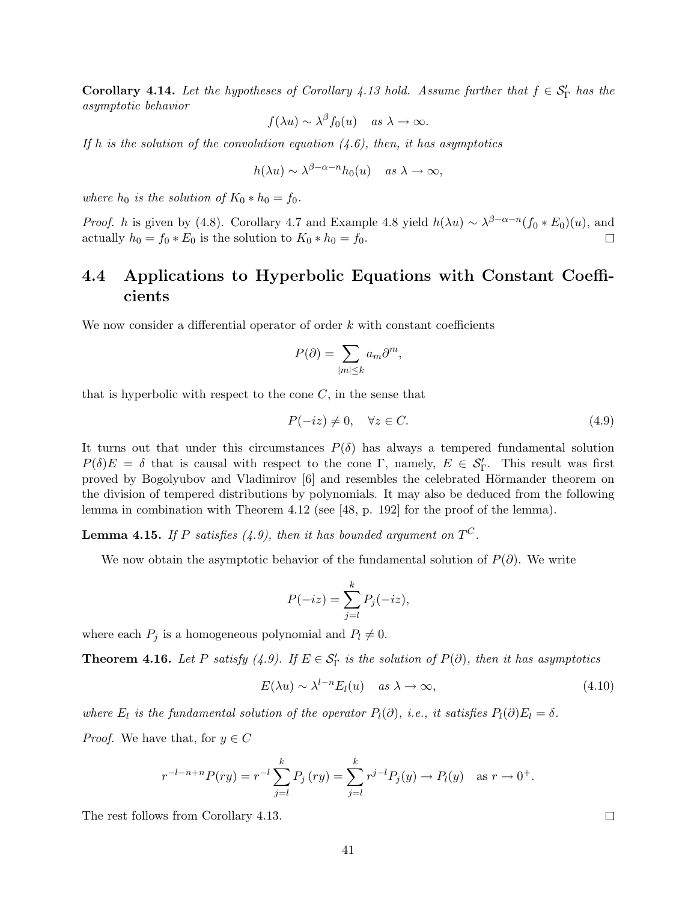**Corollary 4.14.** *Let the hypotheses of Corollary 4.13 hold. Assume further that $f \in \mathcal{S}'_\Gamma$ has the asymptotic behavior*

$$f(\lambda u) \sim \lambda^\beta f_0(u) \quad \text{as } \lambda \to \infty.$$

*If $h$ is the solution of the convolution equation (4.6), then, it has asymptotics*

$$h(\lambda u) \sim \lambda^{\beta-\alpha-n} h_0(u) \quad \text{as } \lambda \to \infty,$$

*where $h_0$ is the solution of $K_0 * h_0 = f_0$.*

*Proof.* $h$ is given by (4.8). Corollary 4.7 and Example 4.8 yield $h(\lambda u) \sim \lambda^{\beta-\alpha-n}(f_0 * E_0)(u)$, and actually $h_0 = f_0 * E_0$ is the solution to $K_0 * h_0 = f_0$. □

## 4.4 Applications to Hyperbolic Equations with Constant Coefficients

We now consider a differential operator of order $k$ with constant coefficients

$$P(\partial) = \sum_{|m|\leq k} a_m \partial^m,$$

that is hyperbolic with respect to the cone $C$, in the sense that

$$P(-iz) \neq 0, \quad \forall z \in C. \tag{4.9}$$

It turns out that under this circumstances $P(\delta)$ has always a tempered fundamental solution $P(\delta)E = \delta$ that is causal with respect to the cone $\Gamma$, namely, $E \in \mathcal{S}'_\Gamma$. This result was first proved by Bogolyubov and Vladimirov [6] and resembles the celebrated Hörmander theorem on the division of tempered distributions by polynomials. It may also be deduced from the following lemma in combination with Theorem 4.12 (see [48, p. 192] for the proof of the lemma).

**Lemma 4.15.** *If $P$ satisfies (4.9), then it has bounded argument on $T^C$.*

We now obtain the asymptotic behavior of the fundamental solution of $P(\partial)$. We write

$$P(-iz) = \sum_{j=l}^{k} P_j(-iz),$$

where each $P_j$ is a homogeneous polynomial and $P_l \neq 0$.

**Theorem 4.16.** *Let $P$ satisfy (4.9). If $E \in \mathcal{S}'_\Gamma$ is the solution of $P(\partial)$, then it has asymptotics*

$$E(\lambda u) \sim \lambda^{l-n} E_l(u) \quad \text{as } \lambda \to \infty, \tag{4.10}$$

*where $E_l$ is the fundamental solution of the operator $P_l(\partial)$, i.e., it satisfies $P_l(\partial)E_l = \delta$.*

*Proof.* We have that, for $y \in C$

$$r^{-l-n+n} P(ry) = r^{-l} \sum_{j=l}^{k} P_j\left(ry\right) = \sum_{j=l}^{k} r^{j-l} P_j(y) \to P_l(y) \quad \text{as } r \to 0^+.$$

The rest follows from Corollary 4.13. □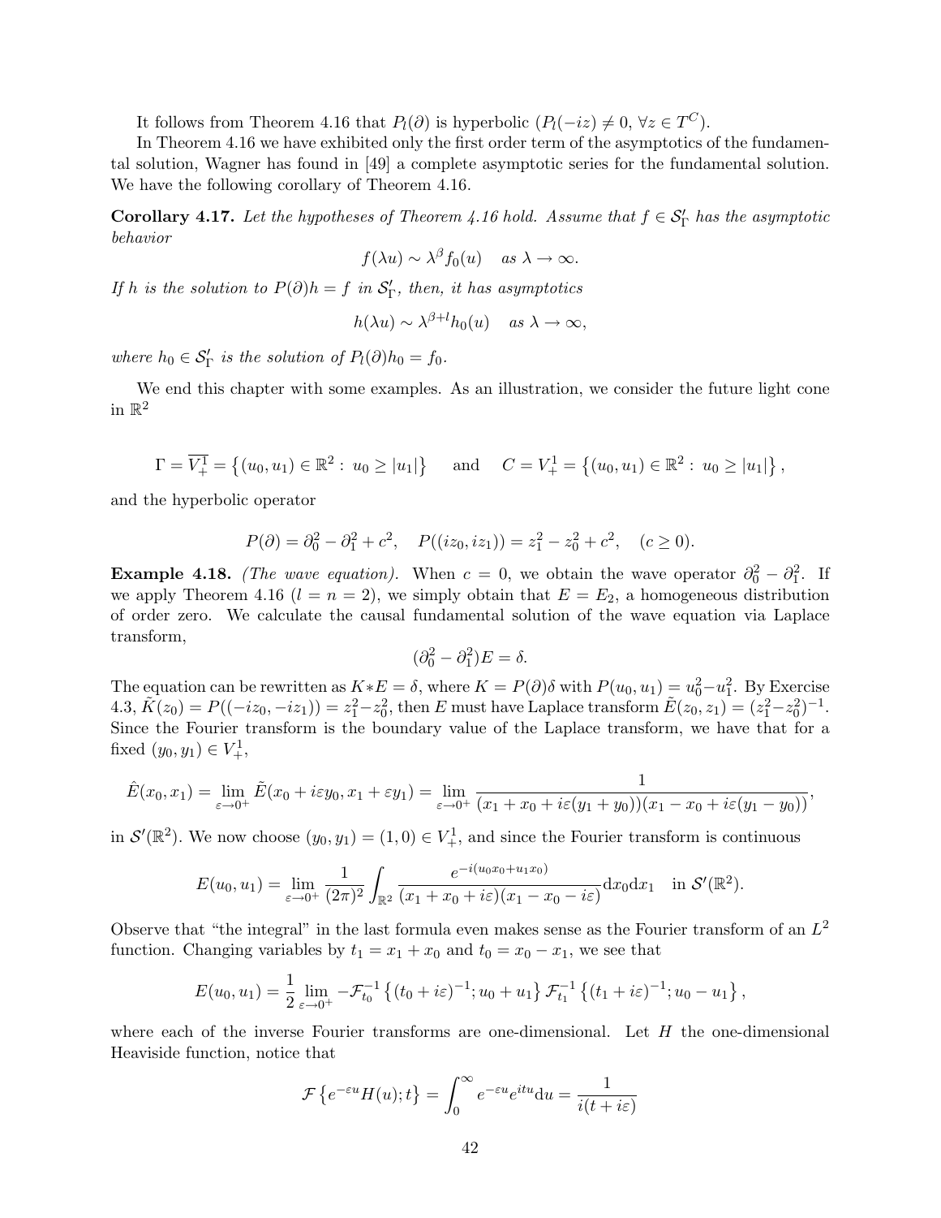It follows from Theorem 4.16 that $P_l(\partial)$ is hyperbolic ($P_l(-iz) \neq 0$, $\forall z \in T^C$).

In Theorem 4.16 we have exhibited only the first order term of the asymptotics of the fundamental solution, Wagner has found in [49] a complete asymptotic series for the fundamental solution. We have the following corollary of Theorem 4.16.

**Corollary 4.17.** *Let the hypotheses of Theorem 4.16 hold. Assume that $f \in \mathcal{S}'_\Gamma$ has the asymptotic behavior*

$$f(\lambda u) \sim \lambda^\beta f_0(u) \quad \text{as } \lambda \to \infty.$$

*If $h$ is the solution to $P(\partial)h = f$ in $\mathcal{S}'_\Gamma$, then, it has asymptotics*

$$h(\lambda u) \sim \lambda^{\beta+l} h_0(u) \quad \text{as } \lambda \to \infty,$$

*where $h_0 \in \mathcal{S}'_\Gamma$ is the solution of $P_l(\partial)h_0 = f_0$.*

We end this chapter with some examples. As an illustration, we consider the future light cone in $\mathbb{R}^2$

$$\Gamma = \overline{V^1_+} = \left\{(u_0, u_1) \in \mathbb{R}^2 : \, u_0 \geq |u_1|\right\} \quad \text{and} \quad C = V^1_+ = \left\{(u_0, u_1) \in \mathbb{R}^2 : \, u_0 \geq |u_1|\right\},$$

and the hyperbolic operator

$$P(\partial) = \partial_0^2 - \partial_1^2 + c^2, \quad P((iz_0, iz_1)) = z_1^2 - z_0^2 + c^2, \quad (c \geq 0).$$

**Example 4.18.** *(The wave equation).* When $c = 0$, we obtain the wave operator $\partial_0^2 - \partial_1^2$. If we apply Theorem 4.16 ($l = n = 2$), we simply obtain that $E = E_2$, a homogeneous distribution of order zero. We calculate the causal fundamental solution of the wave equation via Laplace transform,

$$(\partial_0^2 - \partial_1^2)E = \delta.$$

The equation can be rewritten as $K * E = \delta$, where $K = P(\partial)\delta$ with $P(u_0, u_1) = u_0^2 - u_1^2$. By Exercise 4.3, $\tilde{K}(z_0) = P((-iz_0, -iz_1)) = z_1^2 - z_0^2$, then $E$ must have Laplace transform $\tilde{E}(z_0, z_1) = (z_1^2 - z_0^2)^{-1}$. Since the Fourier transform is the boundary value of the Laplace transform, we have that for a fixed $(y_0, y_1) \in V^1_+$,

$$\hat{E}(x_0, x_1) = \lim_{\varepsilon \to 0^+} \tilde{E}(x_0 + i\varepsilon y_0, x_1 + \varepsilon y_1) = \lim_{\varepsilon \to 0^+} \frac{1}{(x_1 + x_0 + i\varepsilon(y_1 + y_0))(x_1 - x_0 + i\varepsilon(y_1 - y_0))},$$

in $\mathcal{S}'(\mathbb{R}^2)$. We now choose $(y_0, y_1) = (1, 0) \in V^1_+$, and since the Fourier transform is continuous

$$E(u_0, u_1) = \lim_{\varepsilon \to 0^+} \frac{1}{(2\pi)^2} \int_{\mathbb{R}^2} \frac{e^{-i(u_0 x_0 + u_1 x_0)}}{(x_1 + x_0 + i\varepsilon)(x_1 - x_0 - i\varepsilon)} \mathrm{d}x_0 \mathrm{d}x_1 \quad \text{in } \mathcal{S}'(\mathbb{R}^2).$$

Observe that "the integral" in the last formula even makes sense as the Fourier transform of an $L^2$ function. Changing variables by $t_1 = x_1 + x_0$ and $t_0 = x_0 - x_1$, we see that

$$E(u_0, u_1) = \frac{1}{2} \lim_{\varepsilon \to 0^+} -\mathcal{F}^{-1}_{t_0}\left\{(t_0 + i\varepsilon)^{-1}; u_0 + u_1\right\} \mathcal{F}^{-1}_{t_1}\left\{(t_1 + i\varepsilon)^{-1}; u_0 - u_1\right\},$$

where each of the inverse Fourier transforms are one-dimensional. Let $H$ the one-dimensional Heaviside function, notice that

$$\mathcal{F}\left\{e^{-\varepsilon u} H(u); t\right\} = \int_0^\infty e^{-\varepsilon u} e^{itu} \mathrm{d}u = \frac{1}{i(t + i\varepsilon)}$$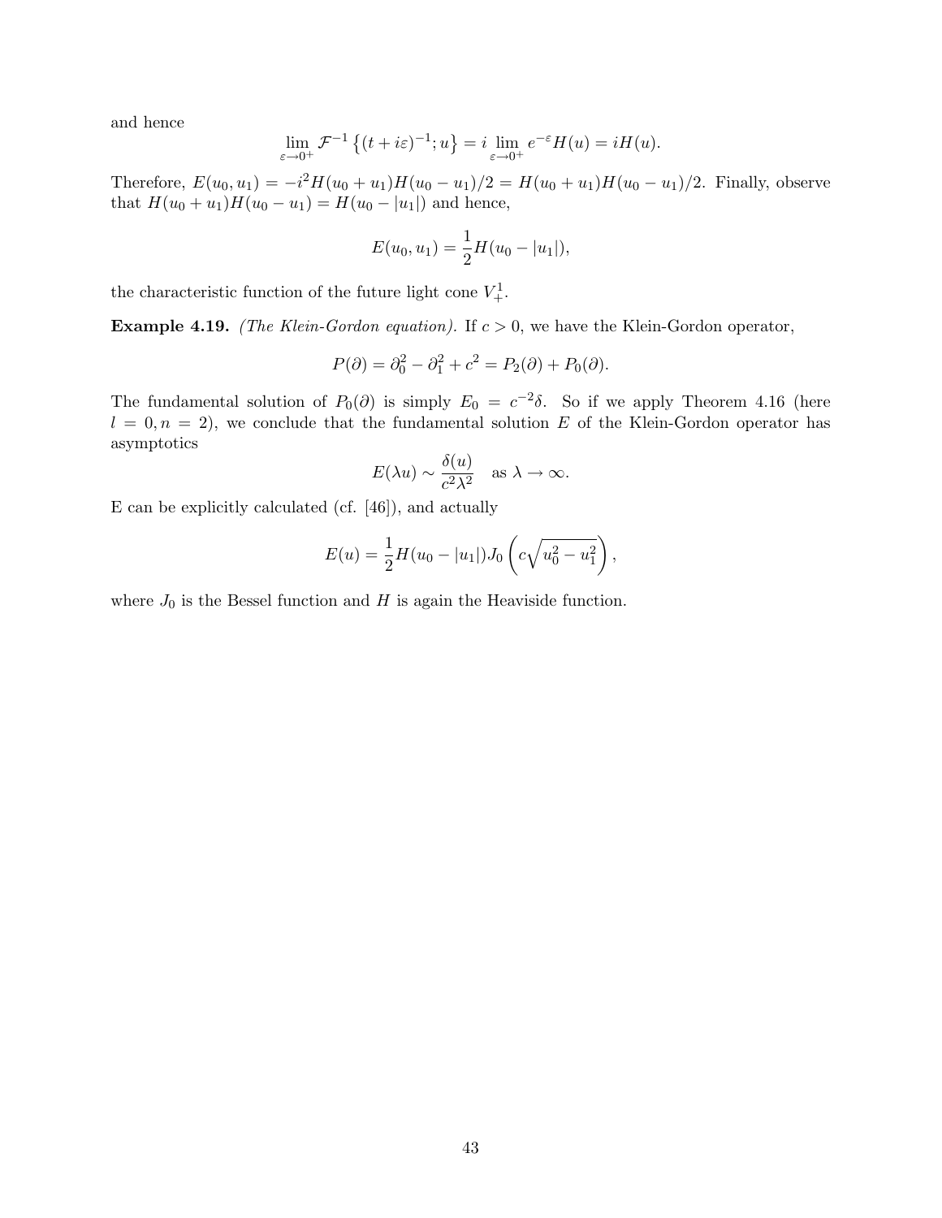and hence

$$\lim_{\varepsilon \to 0^+} \mathcal{F}^{-1}\left\{(t+i\varepsilon)^{-1}; u\right\} = i \lim_{\varepsilon \to 0^+} e^{-\varepsilon} H(u) = iH(u).$$

Therefore, $E(u_0, u_1) = -i^2 H(u_0 + u_1)H(u_0 - u_1)/2 = H(u_0 + u_1)H(u_0 - u_1)/2$. Finally, observe that $H(u_0 + u_1)H(u_0 - u_1) = H(u_0 - |u_1|)$ and hence,

$$E(u_0, u_1) = \frac{1}{2} H(u_0 - |u_1|),$$

the characteristic function of the future light cone $V_+^1$.

**Example 4.19.** *(The Klein-Gordon equation).* If $c > 0$, we have the Klein-Gordon operator,

$$P(\partial) = \partial_0^2 - \partial_1^2 + c^2 = P_2(\partial) + P_0(\partial).$$

The fundamental solution of $P_0(\partial)$ is simply $E_0 = c^{-2}\delta$. So if we apply Theorem 4.16 (here $l = 0, n = 2$), we conclude that the fundamental solution $E$ of the Klein-Gordon operator has asymptotics

$$E(\lambda u) \sim \frac{\delta(u)}{c^2 \lambda^2} \quad \text{as } \lambda \to \infty.$$

E can be explicitly calculated (cf. [46]), and actually

$$E(u) = \frac{1}{2} H(u_0 - |u_1|) J_0\left(c\sqrt{u_0^2 - u_1^2}\right),$$

where $J_0$ is the Bessel function and $H$ is again the Heaviside function.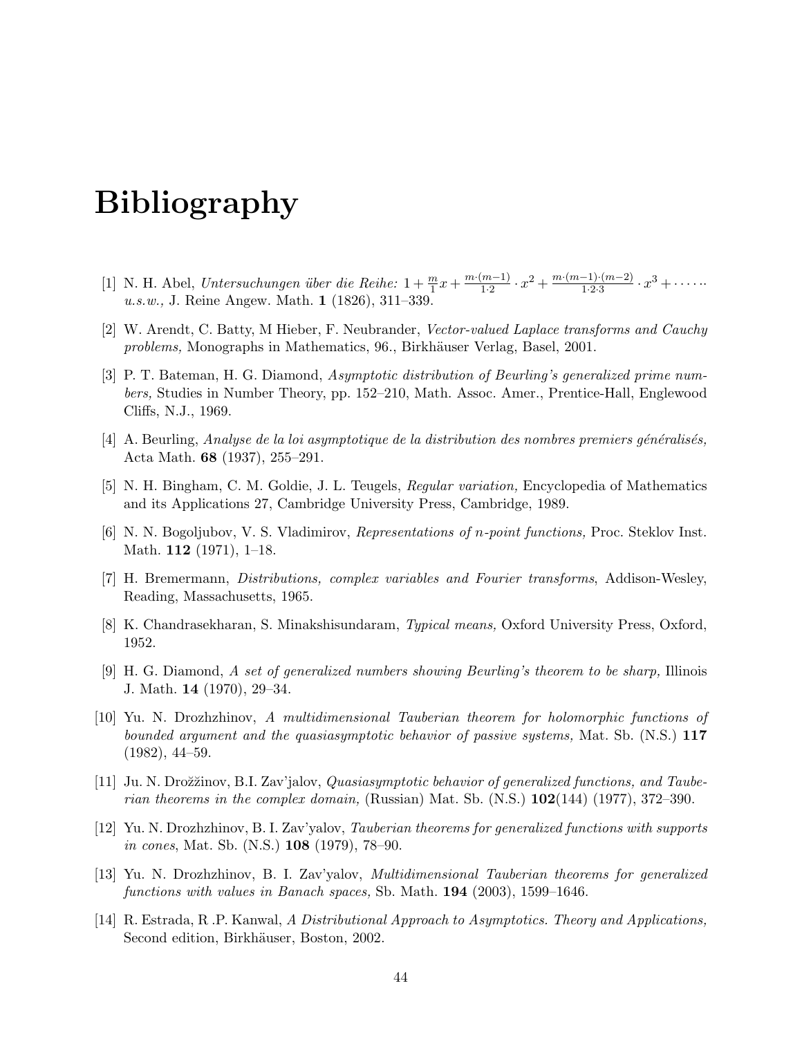# Bibliography

[1] N. H. Abel, *Untersuchungen über die Reihe:* $1 + \frac{m}{1}x + \frac{m\cdot(m-1)}{1\cdot 2}\cdot x^2 + \frac{m\cdot(m-1)\cdot(m-2)}{1\cdot 2\cdot 3}\cdot x^3 + \cdots\cdots$ *u.s.w.,* J. Reine Angew. Math. **1** (1826), 311–339.

[2] W. Arendt, C. Batty, M Hieber, F. Neubrander, *Vector-valued Laplace transforms and Cauchy problems,* Monographs in Mathematics, 96., Birkhäuser Verlag, Basel, 2001.

[3] P. T. Bateman, H. G. Diamond, *Asymptotic distribution of Beurling's generalized prime numbers,* Studies in Number Theory, pp. 152–210, Math. Assoc. Amer., Prentice-Hall, Englewood Cliffs, N.J., 1969.

[4] A. Beurling, *Analyse de la loi asymptotique de la distribution des nombres premiers généralisés,* Acta Math. **68** (1937), 255–291.

[5] N. H. Bingham, C. M. Goldie, J. L. Teugels, *Regular variation,* Encyclopedia of Mathematics and its Applications 27, Cambridge University Press, Cambridge, 1989.

[6] N. N. Bogoljubov, V. S. Vladimirov, *Representations of n-point functions,* Proc. Steklov Inst. Math. **112** (1971), 1–18.

[7] H. Bremermann, *Distributions, complex variables and Fourier transforms*, Addison-Wesley, Reading, Massachusetts, 1965.

[8] K. Chandrasekharan, S. Minakshisundaram, *Typical means,* Oxford University Press, Oxford, 1952.

[9] H. G. Diamond, *A set of generalized numbers showing Beurling's theorem to be sharp,* Illinois J. Math. **14** (1970), 29–34.

[10] Yu. N. Drozhzhinov, *A multidimensional Tauberian theorem for holomorphic functions of bounded argument and the quasiasymptotic behavior of passive systems,* Mat. Sb. (N.S.) **117** (1982), 44–59.

[11] Ju. N. Drožžinov, B.I. Zav'jalov, *Quasiasymptotic behavior of generalized functions, and Tauberian theorems in the complex domain,* (Russian) Mat. Sb. (N.S.) **102**(144) (1977), 372–390.

[12] Yu. N. Drozhzhinov, B. I. Zav'yalov, *Tauberian theorems for generalized functions with supports in cones*, Mat. Sb. (N.S.) **108** (1979), 78–90.

[13] Yu. N. Drozhzhinov, B. I. Zav'yalov, *Multidimensional Tauberian theorems for generalized functions with values in Banach spaces,* Sb. Math. **194** (2003), 1599–1646.

[14] R. Estrada, R .P. Kanwal, *A Distributional Approach to Asymptotics. Theory and Applications,* Second edition, Birkhäuser, Boston, 2002.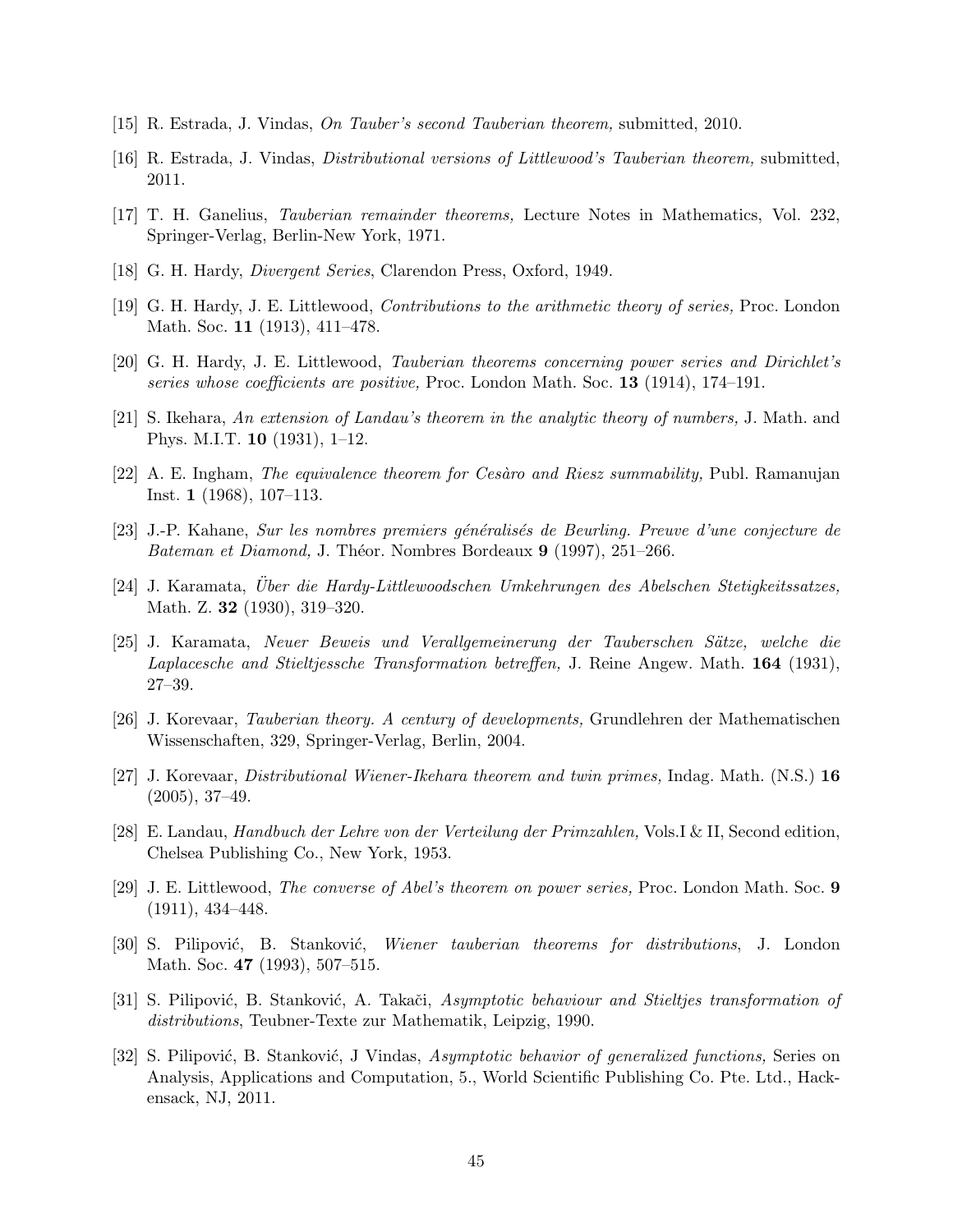[15] R. Estrada, J. Vindas, *On Tauber's second Tauberian theorem,* submitted, 2010.

[16] R. Estrada, J. Vindas, *Distributional versions of Littlewood's Tauberian theorem,* submitted, 2011.

[17] T. H. Ganelius, *Tauberian remainder theorems,* Lecture Notes in Mathematics, Vol. 232, Springer-Verlag, Berlin-New York, 1971.

[18] G. H. Hardy, *Divergent Series*, Clarendon Press, Oxford, 1949.

[19] G. H. Hardy, J. E. Littlewood, *Contributions to the arithmetic theory of series,* Proc. London Math. Soc. **11** (1913), 411–478.

[20] G. H. Hardy, J. E. Littlewood, *Tauberian theorems concerning power series and Dirichlet's series whose coefficients are positive,* Proc. London Math. Soc. **13** (1914), 174–191.

[21] S. Ikehara, *An extension of Landau's theorem in the analytic theory of numbers,* J. Math. and Phys. M.I.T. **10** (1931), 1–12.

[22] A. E. Ingham, *The equivalence theorem for Cesàro and Riesz summability,* Publ. Ramanujan Inst. **1** (1968), 107–113.

[23] J.-P. Kahane, *Sur les nombres premiers généralisés de Beurling. Preuve d'une conjecture de Bateman et Diamond,* J. Théor. Nombres Bordeaux **9** (1997), 251–266.

[24] J. Karamata, *Über die Hardy-Littlewoodschen Umkehrungen des Abelschen Stetigkeitssatzes,* Math. Z. **32** (1930), 319–320.

[25] J. Karamata, *Neuer Beweis und Verallgemeinerung der Tauberschen Sätze, welche die Laplacesche and Stieltjessche Transformation betreffen,* J. Reine Angew. Math. **164** (1931), 27–39.

[26] J. Korevaar, *Tauberian theory. A century of developments,* Grundlehren der Mathematischen Wissenschaften, 329, Springer-Verlag, Berlin, 2004.

[27] J. Korevaar, *Distributional Wiener-Ikehara theorem and twin primes,* Indag. Math. (N.S.) **16** (2005), 37–49.

[28] E. Landau, *Handbuch der Lehre von der Verteilung der Primzahlen,* Vols.I & II, Second edition, Chelsea Publishing Co., New York, 1953.

[29] J. E. Littlewood, *The converse of Abel's theorem on power series,* Proc. London Math. Soc. **9** (1911), 434–448.

[30] S. Pilipović, B. Stanković, *Wiener tauberian theorems for distributions*, J. London Math. Soc. **47** (1993), 507–515.

[31] S. Pilipović, B. Stanković, A. Takači, *Asymptotic behaviour and Stieltjes transformation of distributions*, Teubner-Texte zur Mathematik, Leipzig, 1990.

[32] S. Pilipović, B. Stanković, J Vindas, *Asymptotic behavior of generalized functions,* Series on Analysis, Applications and Computation, 5., World Scientific Publishing Co. Pte. Ltd., Hackensack, NJ, 2011.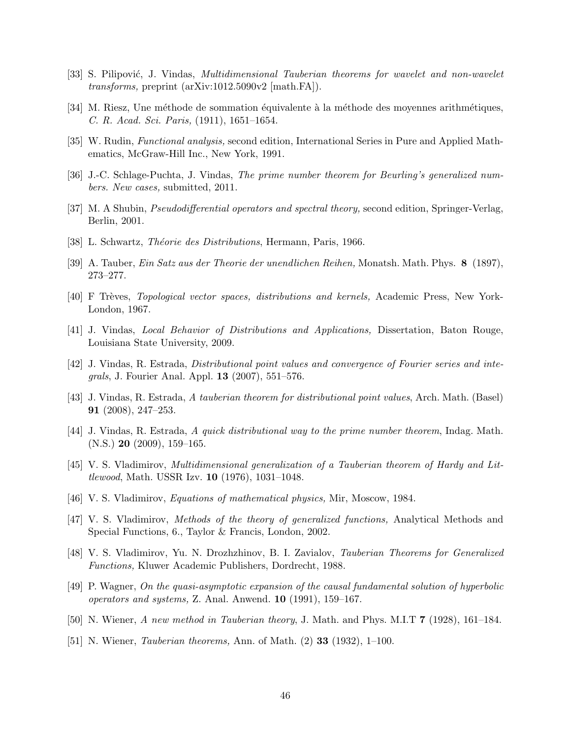[33] S. Pilipović, J. Vindas, *Multidimensional Tauberian theorems for wavelet and non-wavelet transforms,* preprint (arXiv:1012.5090v2 [math.FA]).

[34] M. Riesz, Une méthode de sommation équivalente à la méthode des moyennes arithmétiques, *C. R. Acad. Sci. Paris,* (1911), 1651–1654.

[35] W. Rudin, *Functional analysis,* second edition, International Series in Pure and Applied Mathematics, McGraw-Hill Inc., New York, 1991.

[36] J.-C. Schlage-Puchta, J. Vindas, *The prime number theorem for Beurling's generalized numbers. New cases,* submitted, 2011.

[37] M. A Shubin, *Pseudodifferential operators and spectral theory,* second edition, Springer-Verlag, Berlin, 2001.

[38] L. Schwartz, *Théorie des Distributions*, Hermann, Paris, 1966.

[39] A. Tauber, *Ein Satz aus der Theorie der unendlichen Reihen,* Monatsh. Math. Phys. **8** (1897), 273–277.

[40] F Trèves, *Topological vector spaces, distributions and kernels,* Academic Press, New York-London, 1967.

[41] J. Vindas, *Local Behavior of Distributions and Applications,* Dissertation, Baton Rouge, Louisiana State University, 2009.

[42] J. Vindas, R. Estrada, *Distributional point values and convergence of Fourier series and integrals*, J. Fourier Anal. Appl. **13** (2007), 551–576.

[43] J. Vindas, R. Estrada, *A tauberian theorem for distributional point values*, Arch. Math. (Basel) **91** (2008), 247–253.

[44] J. Vindas, R. Estrada, *A quick distributional way to the prime number theorem*, Indag. Math. (N.S.) **20** (2009), 159–165.

[45] V. S. Vladimirov, *Multidimensional generalization of a Tauberian theorem of Hardy and Littlewood*, Math. USSR Izv. **10** (1976), 1031–1048.

[46] V. S. Vladimirov, *Equations of mathematical physics,* Mir, Moscow, 1984.

[47] V. S. Vladimirov, *Methods of the theory of generalized functions,* Analytical Methods and Special Functions, 6., Taylor & Francis, London, 2002.

[48] V. S. Vladimirov, Yu. N. Drozhzhinov, B. I. Zavialov, *Tauberian Theorems for Generalized Functions,* Kluwer Academic Publishers, Dordrecht, 1988.

[49] P. Wagner, *On the quasi-asymptotic expansion of the causal fundamental solution of hyperbolic operators and systems,* Z. Anal. Anwend. **10** (1991), 159–167.

[50] N. Wiener, *A new method in Tauberian theory*, J. Math. and Phys. M.I.T **7** (1928), 161–184.

[51] N. Wiener, *Tauberian theorems,* Ann. of Math. (2) **33** (1932), 1–100.